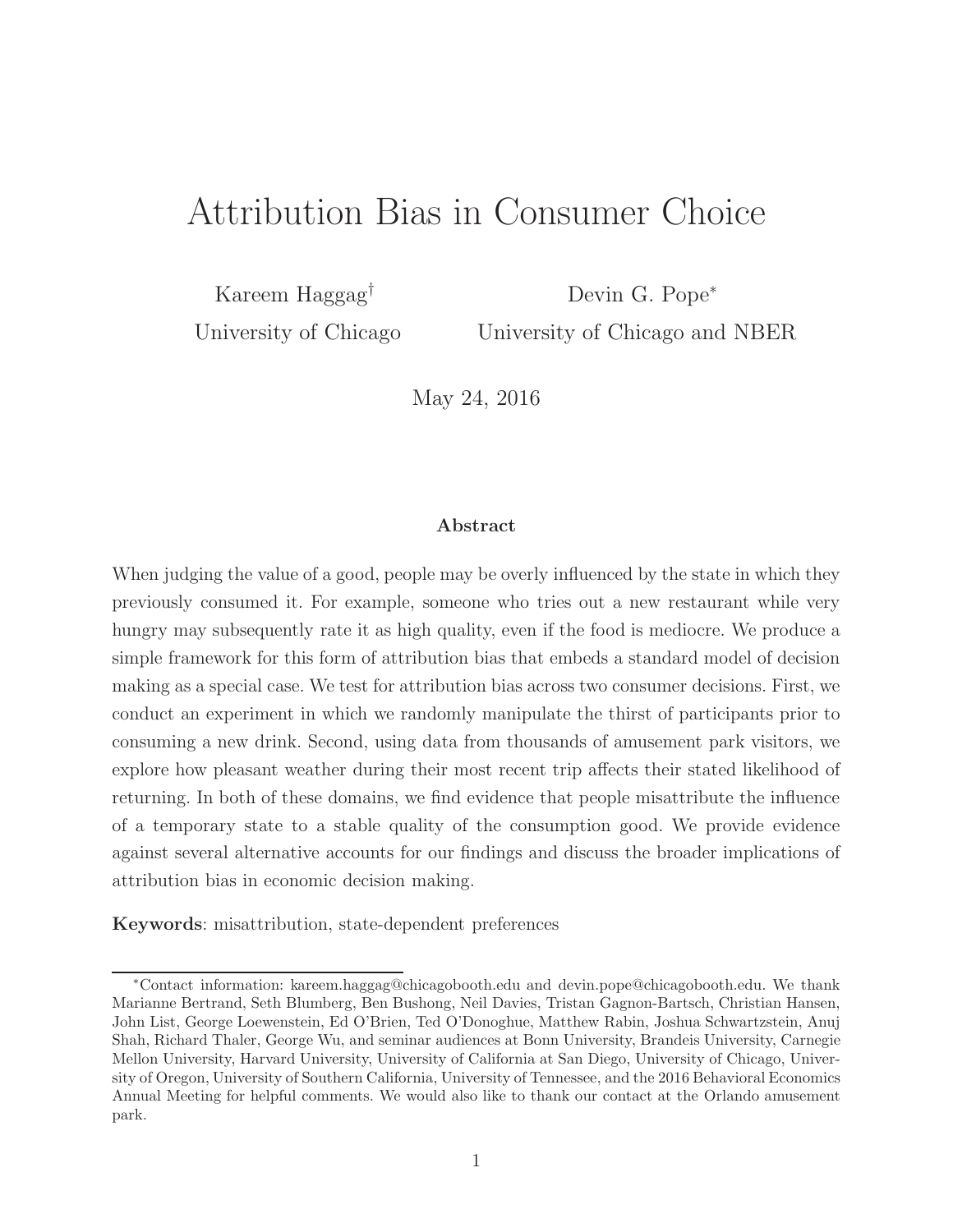# Attribution Bias in Consumer Choice

Kareem Haggag[†]
University of Chicago

Devin G. Pope[*]
University of Chicago and NBER

May 24, 2016

### Abstract

When judging the value of a good, people may be overly influenced by the state in which they previously consumed it. For example, someone who tries out a new restaurant while very hungry may subsequently rate it as high quality, even if the food is mediocre. We produce a simple framework for this form of attribution bias that embeds a standard model of decision making as a special case. We test for attribution bias across two consumer decisions. First, we conduct an experiment in which we randomly manipulate the thirst of participants prior to consuming a new drink. Second, using data from thousands of amusement park visitors, we explore how pleasant weather during their most recent trip affects their stated likelihood of returning. In both of these domains, we find evidence that people misattribute the influence of a temporary state to a stable quality of the consumption good. We provide evidence against several alternative accounts for our findings and discuss the broader implications of attribution bias in economic decision making.

**Keywords**: misattribution, state-dependent preferences

---

[*]Contact information: kareem.haggag@chicagobooth.edu and devin.pope@chicagobooth.edu. We thank Marianne Bertrand, Seth Blumberg, Ben Bushong, Neil Davies, Tristan Gagnon-Bartsch, Christian Hansen, John List, George Loewenstein, Ed O'Brien, Ted O'Donoghue, Matthew Rabin, Joshua Schwartzstein, Anuj Shah, Richard Thaler, George Wu, and seminar audiences at Bonn University, Brandeis University, Carnegie Mellon University, Harvard University, University of California at San Diego, University of Chicago, University of Oregon, University of Southern California, University of Tennessee, and the 2016 Behavioral Economics Annual Meeting for helpful comments. We would also like to thank our contact at the Orlando amusement park.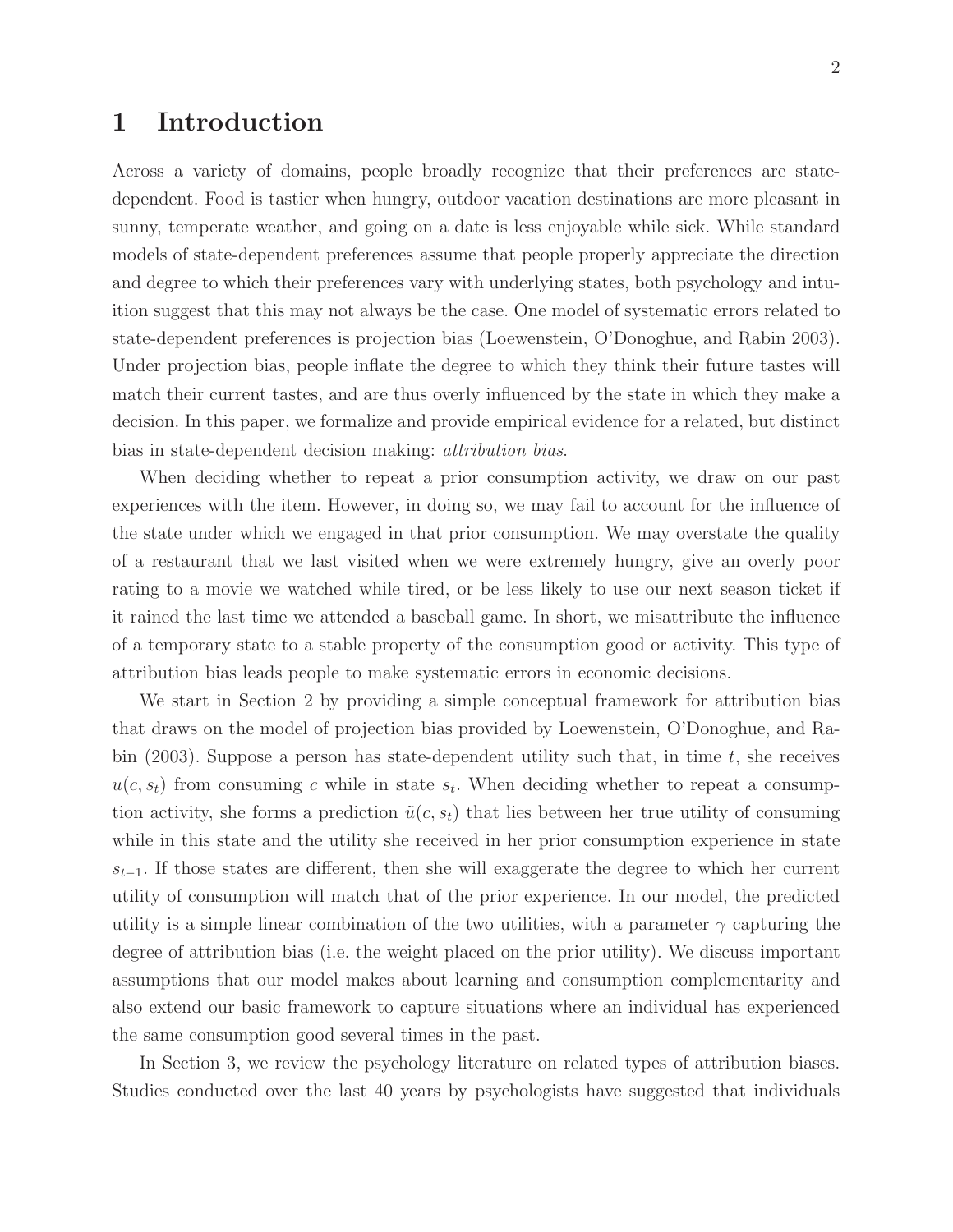# 1 Introduction

Across a variety of domains, people broadly recognize that their preferences are state-dependent. Food is tastier when hungry, outdoor vacation destinations are more pleasant in sunny, temperate weather, and going on a date is less enjoyable while sick. While standard models of state-dependent preferences assume that people properly appreciate the direction and degree to which their preferences vary with underlying states, both psychology and intuition suggest that this may not always be the case. One model of systematic errors related to state-dependent preferences is projection bias (Loewenstein, O'Donoghue, and Rabin 2003). Under projection bias, people inflate the degree to which they think their future tastes will match their current tastes, and are thus overly influenced by the state in which they make a decision. In this paper, we formalize and provide empirical evidence for a related, but distinct bias in state-dependent decision making: *attribution bias*.

When deciding whether to repeat a prior consumption activity, we draw on our past experiences with the item. However, in doing so, we may fail to account for the influence of the state under which we engaged in that prior consumption. We may overstate the quality of a restaurant that we last visited when we were extremely hungry, give an overly poor rating to a movie we watched while tired, or be less likely to use our next season ticket if it rained the last time we attended a baseball game. In short, we misattribute the influence of a temporary state to a stable property of the consumption good or activity. This type of attribution bias leads people to make systematic errors in economic decisions.

We start in Section 2 by providing a simple conceptual framework for attribution bias that draws on the model of projection bias provided by Loewenstein, O'Donoghue, and Rabin (2003). Suppose a person has state-dependent utility such that, in time $t$, she receives $u(c, s_t)$ from consuming $c$ while in state $s_t$. When deciding whether to repeat a consumption activity, she forms a prediction $\tilde{u}(c, s_t)$ that lies between her true utility of consuming while in this state and the utility she received in her prior consumption experience in state $s_{t-1}$. If those states are different, then she will exaggerate the degree to which her current utility of consumption will match that of the prior experience. In our model, the predicted utility is a simple linear combination of the two utilities, with a parameter $\gamma$ capturing the degree of attribution bias (i.e. the weight placed on the prior utility). We discuss important assumptions that our model makes about learning and consumption complementarity and also extend our basic framework to capture situations where an individual has experienced the same consumption good several times in the past.

In Section 3, we review the psychology literature on related types of attribution biases. Studies conducted over the last 40 years by psychologists have suggested that individuals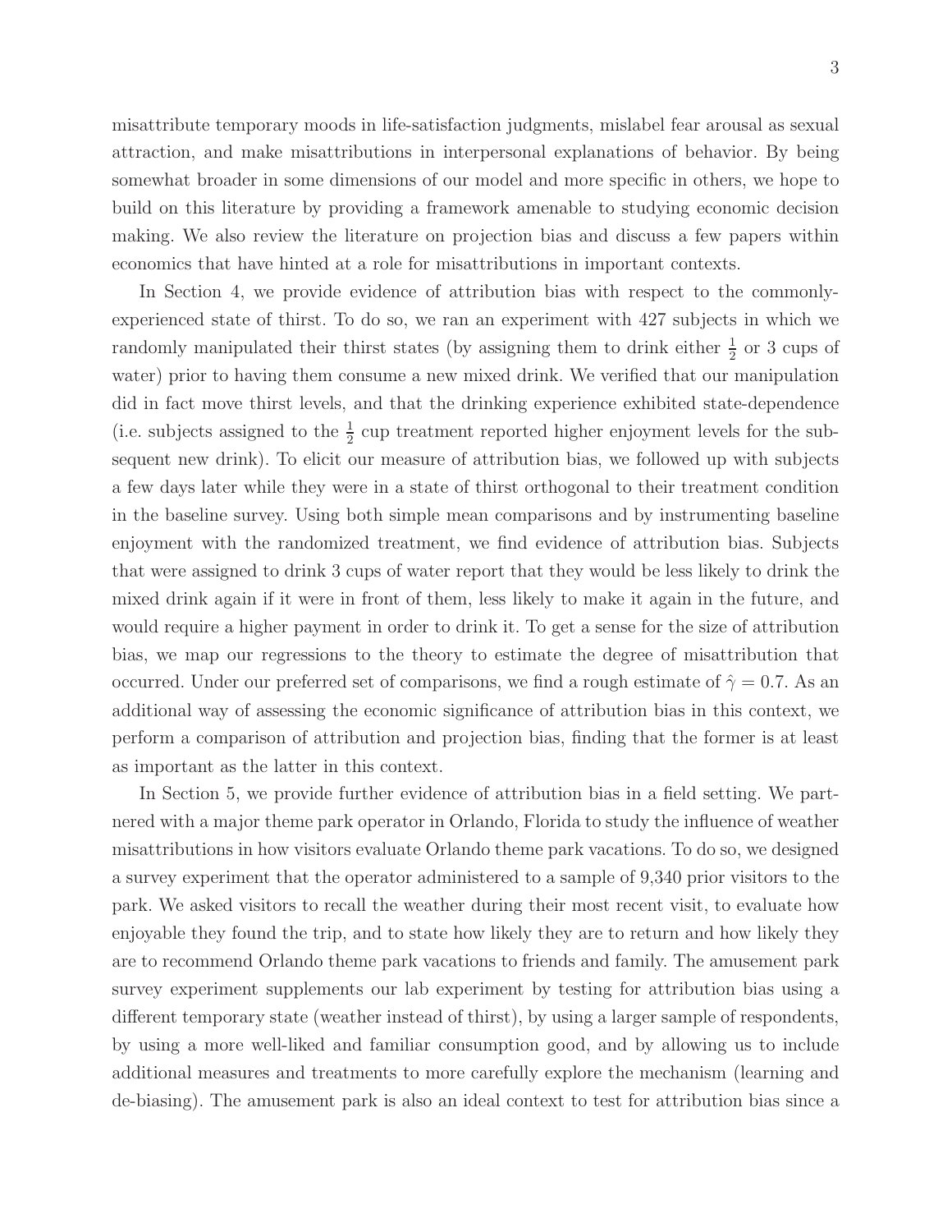misattribute temporary moods in life-satisfaction judgments, mislabel fear arousal as sexual attraction, and make misattributions in interpersonal explanations of behavior. By being somewhat broader in some dimensions of our model and more specific in others, we hope to build on this literature by providing a framework amenable to studying economic decision making. We also review the literature on projection bias and discuss a few papers within economics that have hinted at a role for misattributions in important contexts.

In Section 4, we provide evidence of attribution bias with respect to the commonly-experienced state of thirst. To do so, we ran an experiment with 427 subjects in which we randomly manipulated their thirst states (by assigning them to drink either $\frac{1}{2}$ or 3 cups of water) prior to having them consume a new mixed drink. We verified that our manipulation did in fact move thirst levels, and that the drinking experience exhibited state-dependence (i.e. subjects assigned to the $\frac{1}{2}$ cup treatment reported higher enjoyment levels for the subsequent new drink). To elicit our measure of attribution bias, we followed up with subjects a few days later while they were in a state of thirst orthogonal to their treatment condition in the baseline survey. Using both simple mean comparisons and by instrumenting baseline enjoyment with the randomized treatment, we find evidence of attribution bias. Subjects that were assigned to drink 3 cups of water report that they would be less likely to drink the mixed drink again if it were in front of them, less likely to make it again in the future, and would require a higher payment in order to drink it. To get a sense for the size of attribution bias, we map our regressions to the theory to estimate the degree of misattribution that occurred. Under our preferred set of comparisons, we find a rough estimate of $\hat{\gamma} = 0.7$. As an additional way of assessing the economic significance of attribution bias in this context, we perform a comparison of attribution and projection bias, finding that the former is at least as important as the latter in this context.

In Section 5, we provide further evidence of attribution bias in a field setting. We partnered with a major theme park operator in Orlando, Florida to study the influence of weather misattributions in how visitors evaluate Orlando theme park vacations. To do so, we designed a survey experiment that the operator administered to a sample of 9,340 prior visitors to the park. We asked visitors to recall the weather during their most recent visit, to evaluate how enjoyable they found the trip, and to state how likely they are to return and how likely they are to recommend Orlando theme park vacations to friends and family. The amusement park survey experiment supplements our lab experiment by testing for attribution bias using a different temporary state (weather instead of thirst), by using a larger sample of respondents, by using a more well-liked and familiar consumption good, and by allowing us to include additional measures and treatments to more carefully explore the mechanism (learning and de-biasing). The amusement park is also an ideal context to test for attribution bias since a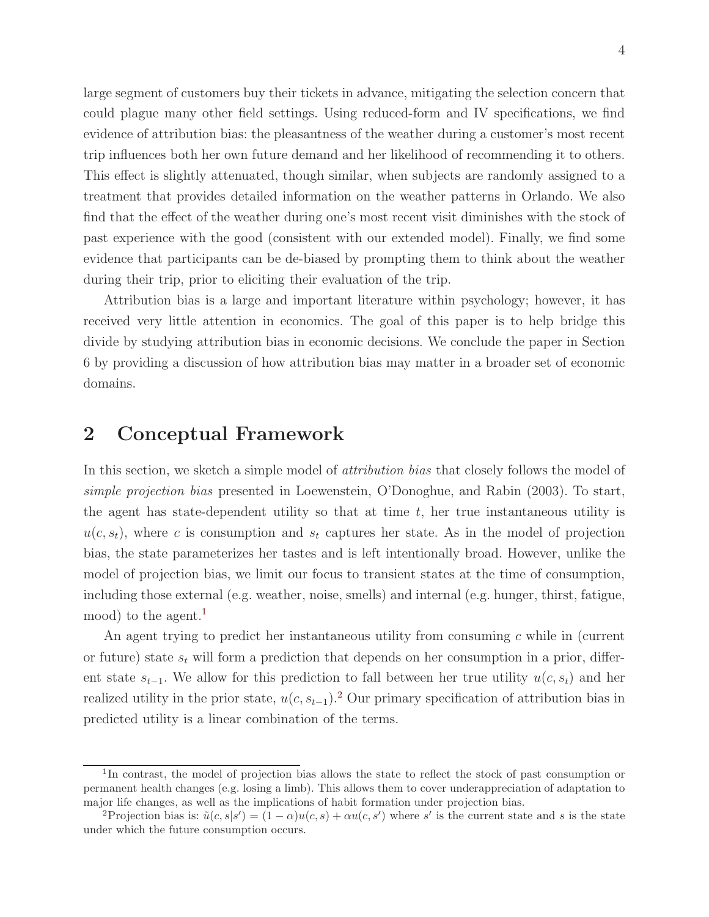large segment of customers buy their tickets in advance, mitigating the selection concern that could plague many other field settings. Using reduced-form and IV specifications, we find evidence of attribution bias: the pleasantness of the weather during a customer's most recent trip influences both her own future demand and her likelihood of recommending it to others. This effect is slightly attenuated, though similar, when subjects are randomly assigned to a treatment that provides detailed information on the weather patterns in Orlando. We also find that the effect of the weather during one's most recent visit diminishes with the stock of past experience with the good (consistent with our extended model). Finally, we find some evidence that participants can be de-biased by prompting them to think about the weather during their trip, prior to eliciting their evaluation of the trip.

Attribution bias is a large and important literature within psychology; however, it has received very little attention in economics. The goal of this paper is to help bridge this divide by studying attribution bias in economic decisions. We conclude the paper in Section 6 by providing a discussion of how attribution bias may matter in a broader set of economic domains.

## 2 Conceptual Framework

In this section, we sketch a simple model of *attribution bias* that closely follows the model of *simple projection bias* presented in Loewenstein, O'Donoghue, and Rabin (2003). To start, the agent has state-dependent utility so that at time $t$, her true instantaneous utility is $u(c, s_t)$, where $c$ is consumption and $s_t$ captures her state. As in the model of projection bias, the state parameterizes her tastes and is left intentionally broad. However, unlike the model of projection bias, we limit our focus to transient states at the time of consumption, including those external (e.g. weather, noise, smells) and internal (e.g. hunger, thirst, fatigue, mood) to the agent.[1]

An agent trying to predict her instantaneous utility from consuming $c$ while in (current or future) state $s_t$ will form a prediction that depends on her consumption in a prior, different state $s_{t-1}$. We allow for this prediction to fall between her true utility $u(c, s_t)$ and her realized utility in the prior state, $u(c, s_{t-1})$.[2] Our primary specification of attribution bias in predicted utility is a linear combination of the terms.

[1] In contrast, the model of projection bias allows the state to reflect the stock of past consumption or permanent health changes (e.g. losing a limb). This allows them to cover underappreciation of adaptation to major life changes, as well as the implications of habit formation under projection bias.

[2] Projection bias is: $\tilde{u}(c, s|s') = (1 - \alpha)u(c, s) + \alpha u(c, s')$ where $s'$ is the current state and $s$ is the state under which the future consumption occurs.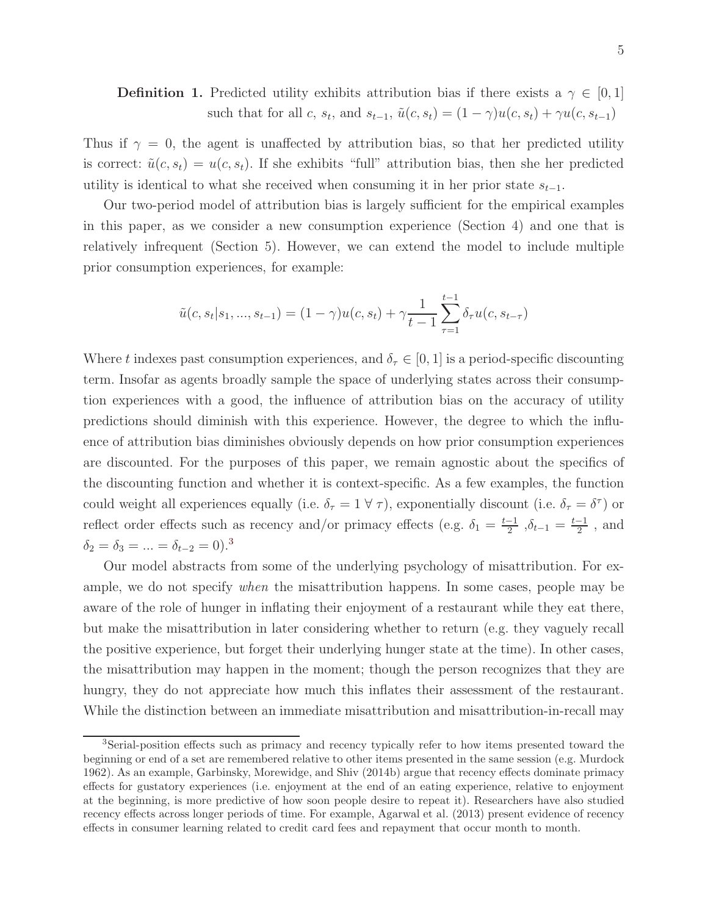**Definition 1.** Predicted utility exhibits attribution bias if there exists a $\gamma \in [0, 1]$ such that for all $c$, $s_t$, and $s_{t-1}$, $\tilde{u}(c, s_t) = (1 - \gamma)u(c, s_t) + \gamma u(c, s_{t-1})$

Thus if $\gamma = 0$, the agent is unaffected by attribution bias, so that her predicted utility is correct: $\tilde{u}(c, s_t) = u(c, s_t)$. If she exhibits "full" attribution bias, then she her predicted utility is identical to what she received when consuming it in her prior state $s_{t-1}$.

Our two-period model of attribution bias is largely sufficient for the empirical examples in this paper, as we consider a new consumption experience (Section 4) and one that is relatively infrequent (Section 5). However, we can extend the model to include multiple prior consumption experiences, for example:

$$\tilde{u}(c, s_t | s_1, ..., s_{t-1}) = (1 - \gamma)u(c, s_t) + \gamma \frac{1}{t-1} \sum_{\tau=1}^{t-1} \delta_\tau u(c, s_{t-\tau})$$

Where $t$ indexes past consumption experiences, and $\delta_\tau \in [0, 1]$ is a period-specific discounting term. Insofar as agents broadly sample the space of underlying states across their consumption experiences with a good, the influence of attribution bias on the accuracy of utility predictions should diminish with this experience. However, the degree to which the influence of attribution bias diminishes obviously depends on how prior consumption experiences are discounted. For the purposes of this paper, we remain agnostic about the specifics of the discounting function and whether it is context-specific. As a few examples, the function could weight all experiences equally (i.e. $\delta_\tau = 1 \; \forall \; \tau$), exponentially discount (i.e. $\delta_\tau = \delta^\tau$) or reflect order effects such as recency and/or primacy effects (e.g. $\delta_1 = \frac{t-1}{2}$ ,$\delta_{t-1} = \frac{t-1}{2}$ , and $\delta_2 = \delta_3 = ... = \delta_{t-2} = 0$).[3]

Our model abstracts from some of the underlying psychology of misattribution. For example, we do not specify *when* the misattribution happens. In some cases, people may be aware of the role of hunger in inflating their enjoyment of a restaurant while they eat there, but make the misattribution in later considering whether to return (e.g. they vaguely recall the positive experience, but forget their underlying hunger state at the time). In other cases, the misattribution may happen in the moment; though the person recognizes that they are hungry, they do not appreciate how much this inflates their assessment of the restaurant. While the distinction between an immediate misattribution and misattribution-in-recall may

[3]Serial-position effects such as primacy and recency typically refer to how items presented toward the beginning or end of a set are remembered relative to other items presented in the same session (e.g. Murdock 1962). As an example, Garbinsky, Morewidge, and Shiv (2014b) argue that recency effects dominate primacy effects for gustatory experiences (i.e. enjoyment at the end of an eating experience, relative to enjoyment at the beginning, is more predictive of how soon people desire to repeat it). Researchers have also studied recency effects across longer periods of time. For example, Agarwal et al. (2013) present evidence of recency effects in consumer learning related to credit card fees and repayment that occur month to month.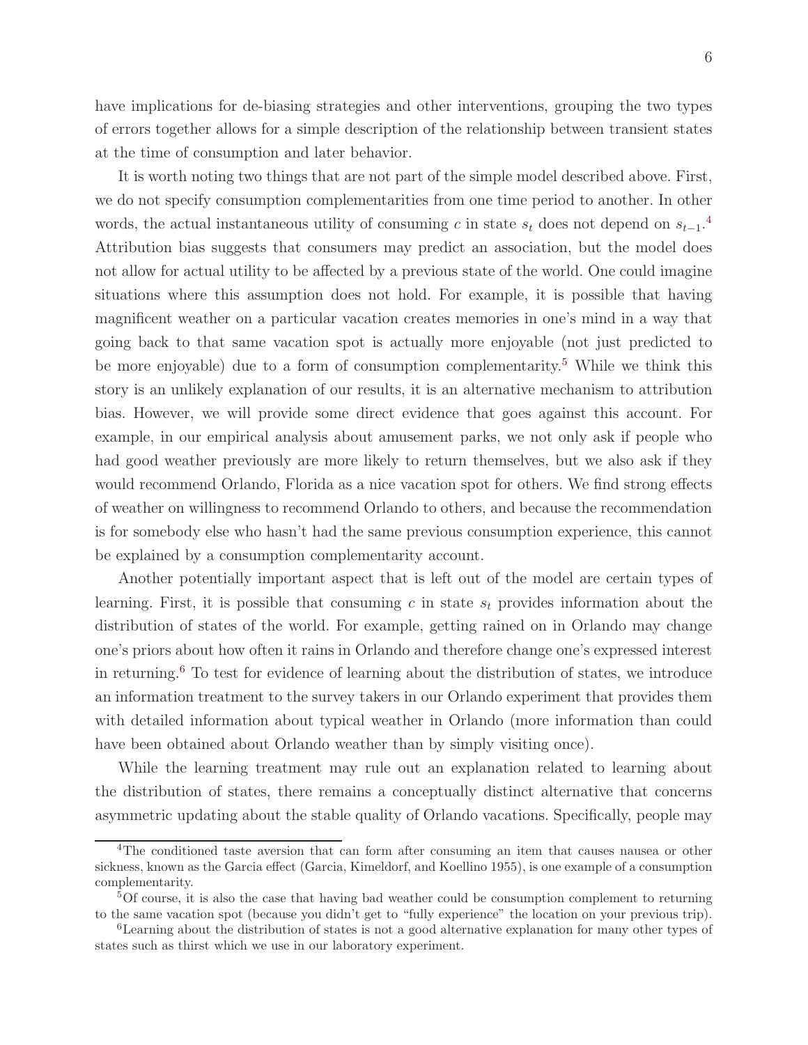have implications for de-biasing strategies and other interventions, grouping the two types of errors together allows for a simple description of the relationship between transient states at the time of consumption and later behavior.

It is worth noting two things that are not part of the simple model described above. First, we do not specify consumption complementarities from one time period to another. In other words, the actual instantaneous utility of consuming $c$ in state $s_t$ does not depend on $s_{t-1}$.[4] Attribution bias suggests that consumers may predict an association, but the model does not allow for actual utility to be affected by a previous state of the world. One could imagine situations where this assumption does not hold. For example, it is possible that having magnificent weather on a particular vacation creates memories in one's mind in a way that going back to that same vacation spot is actually more enjoyable (not just predicted to be more enjoyable) due to a form of consumption complementarity.[5] While we think this story is an unlikely explanation of our results, it is an alternative mechanism to attribution bias. However, we will provide some direct evidence that goes against this account. For example, in our empirical analysis about amusement parks, we not only ask if people who had good weather previously are more likely to return themselves, but we also ask if they would recommend Orlando, Florida as a nice vacation spot for others. We find strong effects of weather on willingness to recommend Orlando to others, and because the recommendation is for somebody else who hasn't had the same previous consumption experience, this cannot be explained by a consumption complementarity account.

Another potentially important aspect that is left out of the model are certain types of learning. First, it is possible that consuming $c$ in state $s_t$ provides information about the distribution of states of the world. For example, getting rained on in Orlando may change one's priors about how often it rains in Orlando and therefore change one's expressed interest in returning.[6] To test for evidence of learning about the distribution of states, we introduce an information treatment to the survey takers in our Orlando experiment that provides them with detailed information about typical weather in Orlando (more information than could have been obtained about Orlando weather than by simply visiting once).

While the learning treatment may rule out an explanation related to learning about the distribution of states, there remains a conceptually distinct alternative that concerns asymmetric updating about the stable quality of Orlando vacations. Specifically, people may

[4] The conditioned taste aversion that can form after consuming an item that causes nausea or other sickness, known as the Garcia effect (Garcia, Kimeldorf, and Koellino 1955), is one example of a consumption complementarity.

[5] Of course, it is also the case that having bad weather could be consumption complement to returning to the same vacation spot (because you didn't get to "fully experience" the location on your previous trip).

[6] Learning about the distribution of states is not a good alternative explanation for many other types of states such as thirst which we use in our laboratory experiment.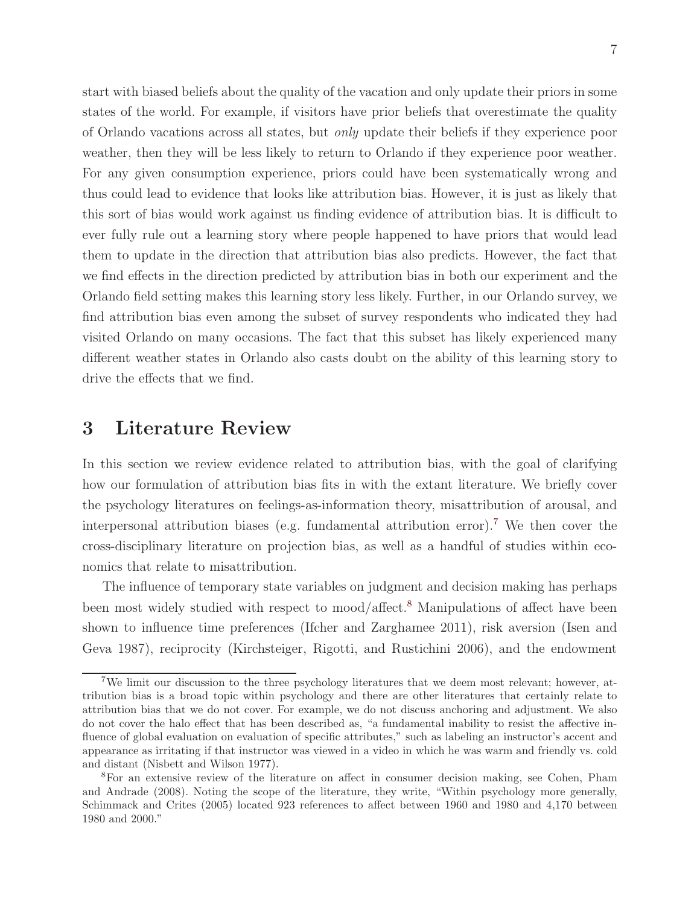start with biased beliefs about the quality of the vacation and only update their priors in some states of the world. For example, if visitors have prior beliefs that overestimate the quality of Orlando vacations across all states, but *only* update their beliefs if they experience poor weather, then they will be less likely to return to Orlando if they experience poor weather. For any given consumption experience, priors could have been systematically wrong and thus could lead to evidence that looks like attribution bias. However, it is just as likely that this sort of bias would work against us finding evidence of attribution bias. It is difficult to ever fully rule out a learning story where people happened to have priors that would lead them to update in the direction that attribution bias also predicts. However, the fact that we find effects in the direction predicted by attribution bias in both our experiment and the Orlando field setting makes this learning story less likely. Further, in our Orlando survey, we find attribution bias even among the subset of survey respondents who indicated they had visited Orlando on many occasions. The fact that this subset has likely experienced many different weather states in Orlando also casts doubt on the ability of this learning story to drive the effects that we find.

# 3 Literature Review

In this section we review evidence related to attribution bias, with the goal of clarifying how our formulation of attribution bias fits in with the extant literature. We briefly cover the psychology literatures on feelings-as-information theory, misattribution of arousal, and interpersonal attribution biases (e.g. fundamental attribution error).[7] We then cover the cross-disciplinary literature on projection bias, as well as a handful of studies within economics that relate to misattribution.

The influence of temporary state variables on judgment and decision making has perhaps been most widely studied with respect to mood/affect.[8] Manipulations of affect have been shown to influence time preferences (Ifcher and Zarghamee 2011), risk aversion (Isen and Geva 1987), reciprocity (Kirchsteiger, Rigotti, and Rustichini 2006), and the endowment

[7] We limit our discussion to the three psychology literatures that we deem most relevant; however, attribution bias is a broad topic within psychology and there are other literatures that certainly relate to attribution bias that we do not cover. For example, we do not discuss anchoring and adjustment. We also do not cover the halo effect that has been described as, "a fundamental inability to resist the affective influence of global evaluation on evaluation of specific attributes," such as labeling an instructor's accent and appearance as irritating if that instructor was viewed in a video in which he was warm and friendly vs. cold and distant (Nisbett and Wilson 1977).

[8] For an extensive review of the literature on affect in consumer decision making, see Cohen, Pham and Andrade (2008). Noting the scope of the literature, they write, "Within psychology more generally, Schimmack and Crites (2005) located 923 references to affect between 1960 and 1980 and 4,170 between 1980 and 2000."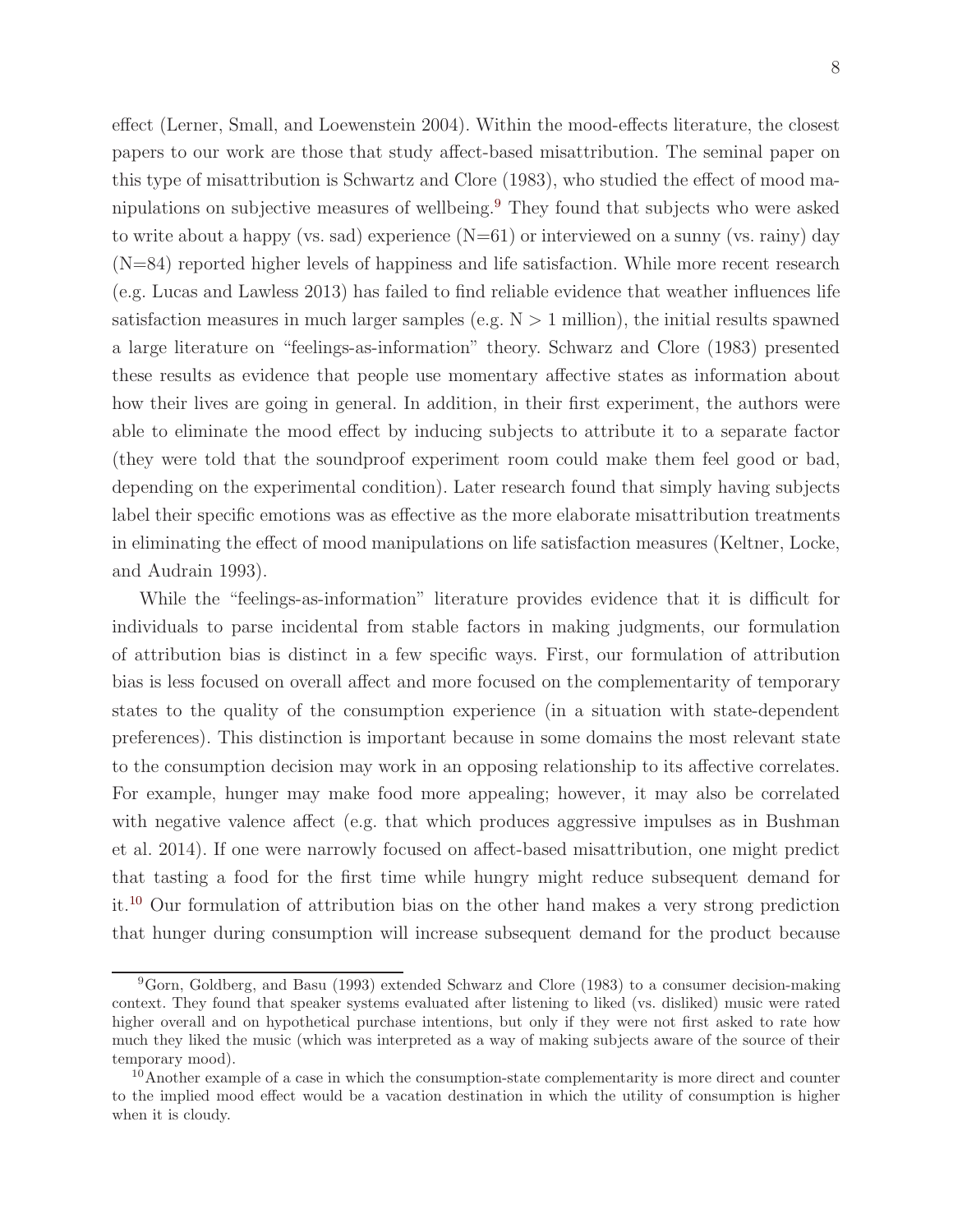effect (Lerner, Small, and Loewenstein 2004). Within the mood-effects literature, the closest papers to our work are those that study affect-based misattribution. The seminal paper on this type of misattribution is Schwartz and Clore (1983), who studied the effect of mood manipulations on subjective measures of wellbeing.[9] They found that subjects who were asked to write about a happy (vs. sad) experience (N=61) or interviewed on a sunny (vs. rainy) day (N=84) reported higher levels of happiness and life satisfaction. While more recent research (e.g. Lucas and Lawless 2013) has failed to find reliable evidence that weather influences life satisfaction measures in much larger samples (e.g. N > 1 million), the initial results spawned a large literature on "feelings-as-information" theory. Schwarz and Clore (1983) presented these results as evidence that people use momentary affective states as information about how their lives are going in general. In addition, in their first experiment, the authors were able to eliminate the mood effect by inducing subjects to attribute it to a separate factor (they were told that the soundproof experiment room could make them feel good or bad, depending on the experimental condition). Later research found that simply having subjects label their specific emotions was as effective as the more elaborate misattribution treatments in eliminating the effect of mood manipulations on life satisfaction measures (Keltner, Locke, and Audrain 1993).

While the "feelings-as-information" literature provides evidence that it is difficult for individuals to parse incidental from stable factors in making judgments, our formulation of attribution bias is distinct in a few specific ways. First, our formulation of attribution bias is less focused on overall affect and more focused on the complementarity of temporary states to the quality of the consumption experience (in a situation with state-dependent preferences). This distinction is important because in some domains the most relevant state to the consumption decision may work in an opposing relationship to its affective correlates. For example, hunger may make food more appealing; however, it may also be correlated with negative valence affect (e.g. that which produces aggressive impulses as in Bushman et al. 2014). If one were narrowly focused on affect-based misattribution, one might predict that tasting a food for the first time while hungry might reduce subsequent demand for it.[10] Our formulation of attribution bias on the other hand makes a very strong prediction that hunger during consumption will increase subsequent demand for the product because

[9] Gorn, Goldberg, and Basu (1993) extended Schwarz and Clore (1983) to a consumer decision-making context. They found that speaker systems evaluated after listening to liked (vs. disliked) music were rated higher overall and on hypothetical purchase intentions, but only if they were not first asked to rate how much they liked the music (which was interpreted as a way of making subjects aware of the source of their temporary mood).

[10] Another example of a case in which the consumption-state complementarity is more direct and counter to the implied mood effect would be a vacation destination in which the utility of consumption is higher when it is cloudy.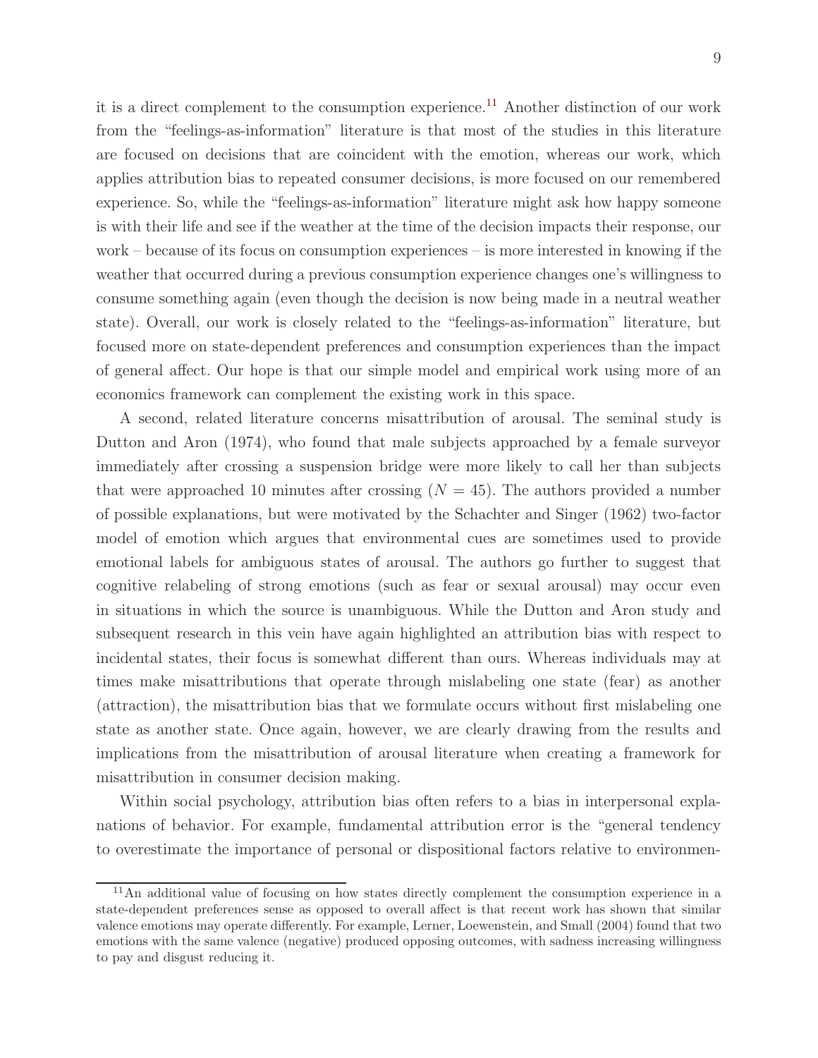it is a direct complement to the consumption experience.[11] Another distinction of our work from the "feelings-as-information" literature is that most of the studies in this literature are focused on decisions that are coincident with the emotion, whereas our work, which applies attribution bias to repeated consumer decisions, is more focused on our remembered experience. So, while the "feelings-as-information" literature might ask how happy someone is with their life and see if the weather at the time of the decision impacts their response, our work – because of its focus on consumption experiences – is more interested in knowing if the weather that occurred during a previous consumption experience changes one's willingness to consume something again (even though the decision is now being made in a neutral weather state). Overall, our work is closely related to the "feelings-as-information" literature, but focused more on state-dependent preferences and consumption experiences than the impact of general affect. Our hope is that our simple model and empirical work using more of an economics framework can complement the existing work in this space.

A second, related literature concerns misattribution of arousal. The seminal study is Dutton and Aron (1974), who found that male subjects approached by a female surveyor immediately after crossing a suspension bridge were more likely to call her than subjects that were approached 10 minutes after crossing ($N = 45$). The authors provided a number of possible explanations, but were motivated by the Schachter and Singer (1962) two-factor model of emotion which argues that environmental cues are sometimes used to provide emotional labels for ambiguous states of arousal. The authors go further to suggest that cognitive relabeling of strong emotions (such as fear or sexual arousal) may occur even in situations in which the source is unambiguous. While the Dutton and Aron study and subsequent research in this vein have again highlighted an attribution bias with respect to incidental states, their focus is somewhat different than ours. Whereas individuals may at times make misattributions that operate through mislabeling one state (fear) as another (attraction), the misattribution bias that we formulate occurs without first mislabeling one state as another state. Once again, however, we are clearly drawing from the results and implications from the misattribution of arousal literature when creating a framework for misattribution in consumer decision making.

Within social psychology, attribution bias often refers to a bias in interpersonal explanations of behavior. For example, fundamental attribution error is the "general tendency to overestimate the importance of personal or dispositional factors relative to environmen-

[11] An additional value of focusing on how states directly complement the consumption experience in a state-dependent preferences sense as opposed to overall affect is that recent work has shown that similar valence emotions may operate differently. For example, Lerner, Loewenstein, and Small (2004) found that two emotions with the same valence (negative) produced opposing outcomes, with sadness increasing willingness to pay and disgust reducing it.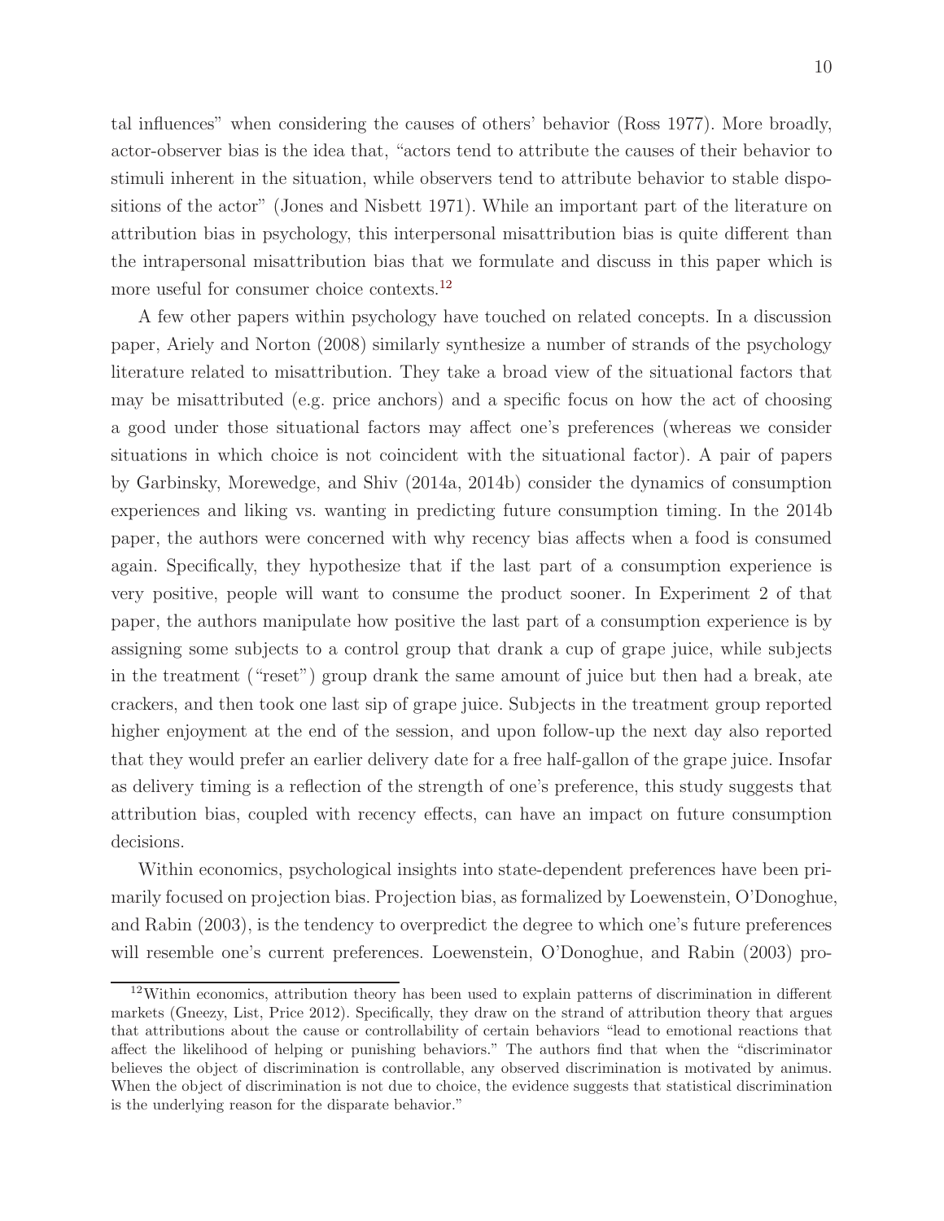tal influences" when considering the causes of others' behavior (Ross 1977). More broadly, actor-observer bias is the idea that, "actors tend to attribute the causes of their behavior to stimuli inherent in the situation, while observers tend to attribute behavior to stable dispositions of the actor" (Jones and Nisbett 1971). While an important part of the literature on attribution bias in psychology, this interpersonal misattribution bias is quite different than the intrapersonal misattribution bias that we formulate and discuss in this paper which is more useful for consumer choice contexts.[12]

A few other papers within psychology have touched on related concepts. In a discussion paper, Ariely and Norton (2008) similarly synthesize a number of strands of the psychology literature related to misattribution. They take a broad view of the situational factors that may be misattributed (e.g. price anchors) and a specific focus on how the act of choosing a good under those situational factors may affect one's preferences (whereas we consider situations in which choice is not coincident with the situational factor). A pair of papers by Garbinsky, Morewedge, and Shiv (2014a, 2014b) consider the dynamics of consumption experiences and liking vs. wanting in predicting future consumption timing. In the 2014b paper, the authors were concerned with why recency bias affects when a food is consumed again. Specifically, they hypothesize that if the last part of a consumption experience is very positive, people will want to consume the product sooner. In Experiment 2 of that paper, the authors manipulate how positive the last part of a consumption experience is by assigning some subjects to a control group that drank a cup of grape juice, while subjects in the treatment ("reset") group drank the same amount of juice but then had a break, ate crackers, and then took one last sip of grape juice. Subjects in the treatment group reported higher enjoyment at the end of the session, and upon follow-up the next day also reported that they would prefer an earlier delivery date for a free half-gallon of the grape juice. Insofar as delivery timing is a reflection of the strength of one's preference, this study suggests that attribution bias, coupled with recency effects, can have an impact on future consumption decisions.

Within economics, psychological insights into state-dependent preferences have been primarily focused on projection bias. Projection bias, as formalized by Loewenstein, O'Donoghue, and Rabin (2003), is the tendency to overpredict the degree to which one's future preferences will resemble one's current preferences. Loewenstein, O'Donoghue, and Rabin (2003) pro-

[12] Within economics, attribution theory has been used to explain patterns of discrimination in different markets (Gneezy, List, Price 2012). Specifically, they draw on the strand of attribution theory that argues that attributions about the cause or controllability of certain behaviors "lead to emotional reactions that affect the likelihood of helping or punishing behaviors." The authors find that when the "discriminator believes the object of discrimination is controllable, any observed discrimination is motivated by animus. When the object of discrimination is not due to choice, the evidence suggests that statistical discrimination is the underlying reason for the disparate behavior."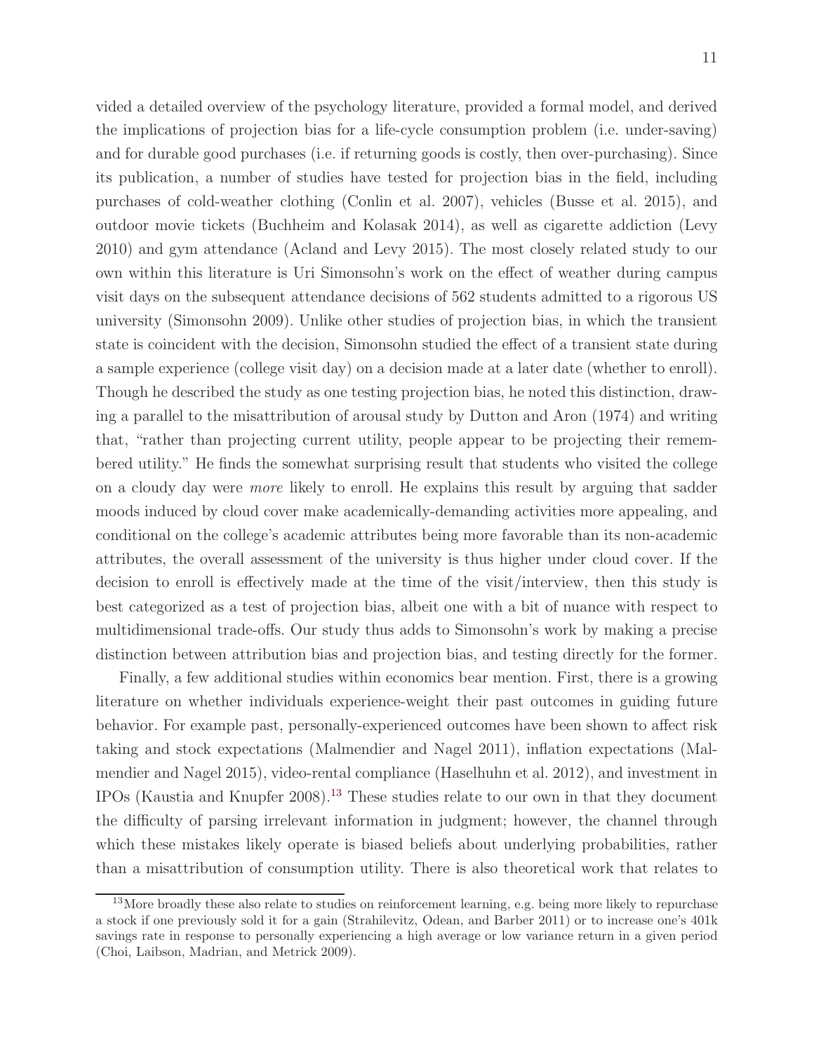vided a detailed overview of the psychology literature, provided a formal model, and derived the implications of projection bias for a life-cycle consumption problem (i.e. under-saving) and for durable good purchases (i.e. if returning goods is costly, then over-purchasing). Since its publication, a number of studies have tested for projection bias in the field, including purchases of cold-weather clothing (Conlin et al. 2007), vehicles (Busse et al. 2015), and outdoor movie tickets (Buchheim and Kolasak 2014), as well as cigarette addiction (Levy 2010) and gym attendance (Acland and Levy 2015). The most closely related study to our own within this literature is Uri Simonsohn's work on the effect of weather during campus visit days on the subsequent attendance decisions of 562 students admitted to a rigorous US university (Simonsohn 2009). Unlike other studies of projection bias, in which the transient state is coincident with the decision, Simonsohn studied the effect of a transient state during a sample experience (college visit day) on a decision made at a later date (whether to enroll). Though he described the study as one testing projection bias, he noted this distinction, drawing a parallel to the misattribution of arousal study by Dutton and Aron (1974) and writing that, "rather than projecting current utility, people appear to be projecting their remembered utility." He finds the somewhat surprising result that students who visited the college on a cloudy day were *more* likely to enroll. He explains this result by arguing that sadder moods induced by cloud cover make academically-demanding activities more appealing, and conditional on the college's academic attributes being more favorable than its non-academic attributes, the overall assessment of the university is thus higher under cloud cover. If the decision to enroll is effectively made at the time of the visit/interview, then this study is best categorized as a test of projection bias, albeit one with a bit of nuance with respect to multidimensional trade-offs. Our study thus adds to Simonsohn's work by making a precise distinction between attribution bias and projection bias, and testing directly for the former.

Finally, a few additional studies within economics bear mention. First, there is a growing literature on whether individuals experience-weight their past outcomes in guiding future behavior. For example past, personally-experienced outcomes have been shown to affect risk taking and stock expectations (Malmendier and Nagel 2011), inflation expectations (Malmendier and Nagel 2015), video-rental compliance (Haselhuhn et al. 2012), and investment in IPOs (Kaustia and Knupfer 2008).[13] These studies relate to our own in that they document the difficulty of parsing irrelevant information in judgment; however, the channel through which these mistakes likely operate is biased beliefs about underlying probabilities, rather than a misattribution of consumption utility. There is also theoretical work that relates to

[13] More broadly these also relate to studies on reinforcement learning, e.g. being more likely to repurchase a stock if one previously sold it for a gain (Strahilevitz, Odean, and Barber 2011) or to increase one's 401k savings rate in response to personally experiencing a high average or low variance return in a given period (Choi, Laibson, Madrian, and Metrick 2009).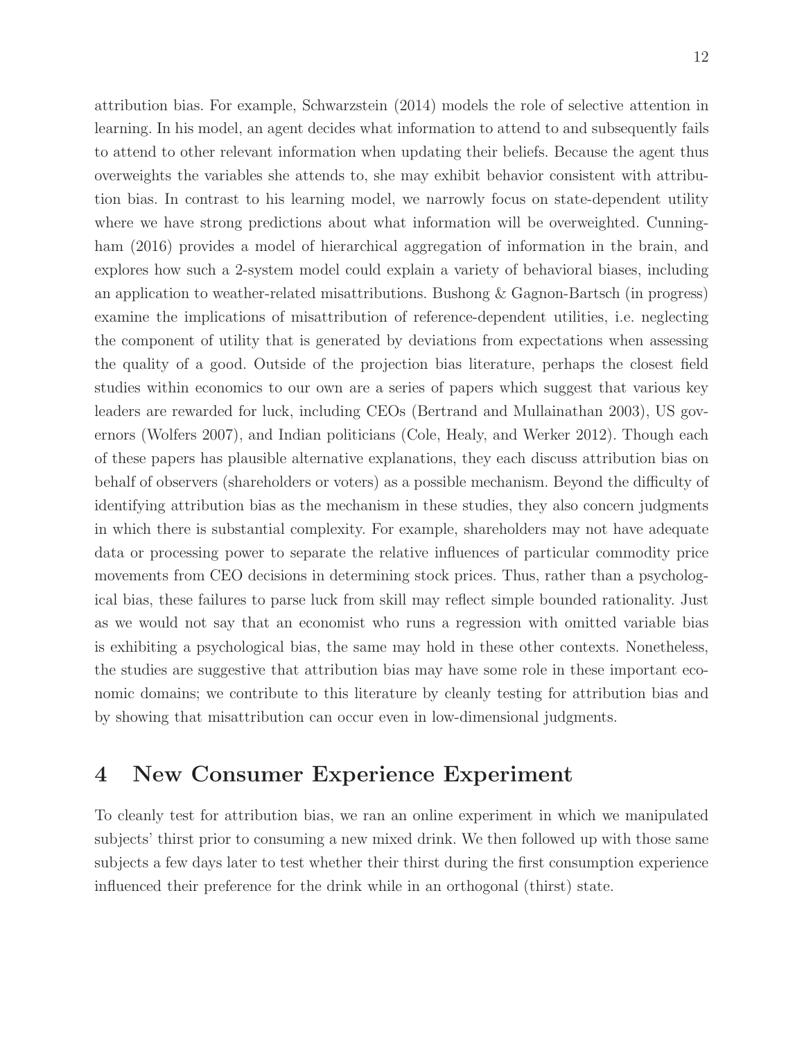attribution bias. For example, Schwarzstein (2014) models the role of selective attention in learning. In his model, an agent decides what information to attend to and subsequently fails to attend to other relevant information when updating their beliefs. Because the agent thus overweights the variables she attends to, she may exhibit behavior consistent with attribution bias. In contrast to his learning model, we narrowly focus on state-dependent utility where we have strong predictions about what information will be overweighted. Cunningham (2016) provides a model of hierarchical aggregation of information in the brain, and explores how such a 2-system model could explain a variety of behavioral biases, including an application to weather-related misattributions. Bushong & Gagnon-Bartsch (in progress) examine the implications of misattribution of reference-dependent utilities, i.e. neglecting the component of utility that is generated by deviations from expectations when assessing the quality of a good. Outside of the projection bias literature, perhaps the closest field studies within economics to our own are a series of papers which suggest that various key leaders are rewarded for luck, including CEOs (Bertrand and Mullainathan 2003), US governors (Wolfers 2007), and Indian politicians (Cole, Healy, and Werker 2012). Though each of these papers has plausible alternative explanations, they each discuss attribution bias on behalf of observers (shareholders or voters) as a possible mechanism. Beyond the difficulty of identifying attribution bias as the mechanism in these studies, they also concern judgments in which there is substantial complexity. For example, shareholders may not have adequate data or processing power to separate the relative influences of particular commodity price movements from CEO decisions in determining stock prices. Thus, rather than a psychological bias, these failures to parse luck from skill may reflect simple bounded rationality. Just as we would not say that an economist who runs a regression with omitted variable bias is exhibiting a psychological bias, the same may hold in these other contexts. Nonetheless, the studies are suggestive that attribution bias may have some role in these important economic domains; we contribute to this literature by cleanly testing for attribution bias and by showing that misattribution can occur even in low-dimensional judgments.

# 4 New Consumer Experience Experiment

To cleanly test for attribution bias, we ran an online experiment in which we manipulated subjects' thirst prior to consuming a new mixed drink. We then followed up with those same subjects a few days later to test whether their thirst during the first consumption experience influenced their preference for the drink while in an orthogonal (thirst) state.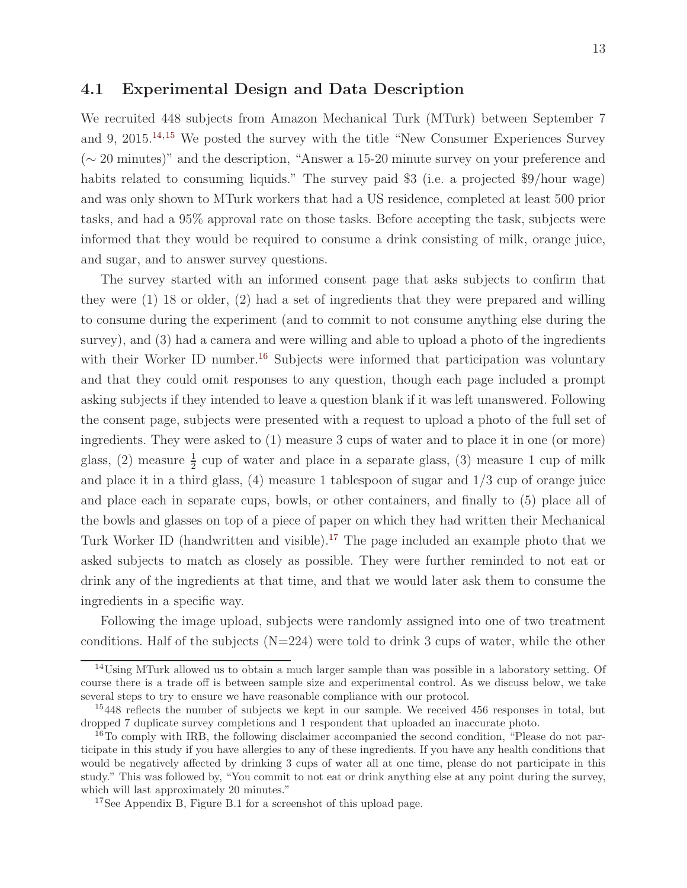### 4.1 Experimental Design and Data Description

We recruited 448 subjects from Amazon Mechanical Turk (MTurk) between September 7 and 9, 2015.[14,15] We posted the survey with the title "New Consumer Experiences Survey (∼ 20 minutes)" and the description, "Answer a 15-20 minute survey on your preference and habits related to consuming liquids." The survey paid $3 (i.e. a projected $9/hour wage) and was only shown to MTurk workers that had a US residence, completed at least 500 prior tasks, and had a 95% approval rate on those tasks. Before accepting the task, subjects were informed that they would be required to consume a drink consisting of milk, orange juice, and sugar, and to answer survey questions.

The survey started with an informed consent page that asks subjects to confirm that they were (1) 18 or older, (2) had a set of ingredients that they were prepared and willing to consume during the experiment (and to commit to not consume anything else during the survey), and (3) had a camera and were willing and able to upload a photo of the ingredients with their Worker ID number.[16] Subjects were informed that participation was voluntary and that they could omit responses to any question, though each page included a prompt asking subjects if they intended to leave a question blank if it was left unanswered. Following the consent page, subjects were presented with a request to upload a photo of the full set of ingredients. They were asked to (1) measure 3 cups of water and to place it in one (or more) glass, (2) measure $\frac{1}{2}$ cup of water and place in a separate glass, (3) measure 1 cup of milk and place it in a third glass, (4) measure 1 tablespoon of sugar and 1/3 cup of orange juice and place each in separate cups, bowls, or other containers, and finally to (5) place all of the bowls and glasses on top of a piece of paper on which they had written their Mechanical Turk Worker ID (handwritten and visible).[17] The page included an example photo that we asked subjects to match as closely as possible. They were further reminded to not eat or drink any of the ingredients at that time, and that we would later ask them to consume the ingredients in a specific way.

Following the image upload, subjects were randomly assigned into one of two treatment conditions. Half of the subjects (N=224) were told to drink 3 cups of water, while the other

---

[14] Using MTurk allowed us to obtain a much larger sample than was possible in a laboratory setting. Of course there is a trade off is between sample size and experimental control. As we discuss below, we take several steps to try to ensure we have reasonable compliance with our protocol.

[15] 448 reflects the number of subjects we kept in our sample. We received 456 responses in total, but dropped 7 duplicate survey completions and 1 respondent that uploaded an inaccurate photo.

[16] To comply with IRB, the following disclaimer accompanied the second condition, "Please do not participate in this study if you have allergies to any of these ingredients. If you have any health conditions that would be negatively affected by drinking 3 cups of water all at one time, please do not participate in this study." This was followed by, "You commit to not eat or drink anything else at any point during the survey, which will last approximately 20 minutes."

[17] See Appendix B, Figure B.1 for a screenshot of this upload page.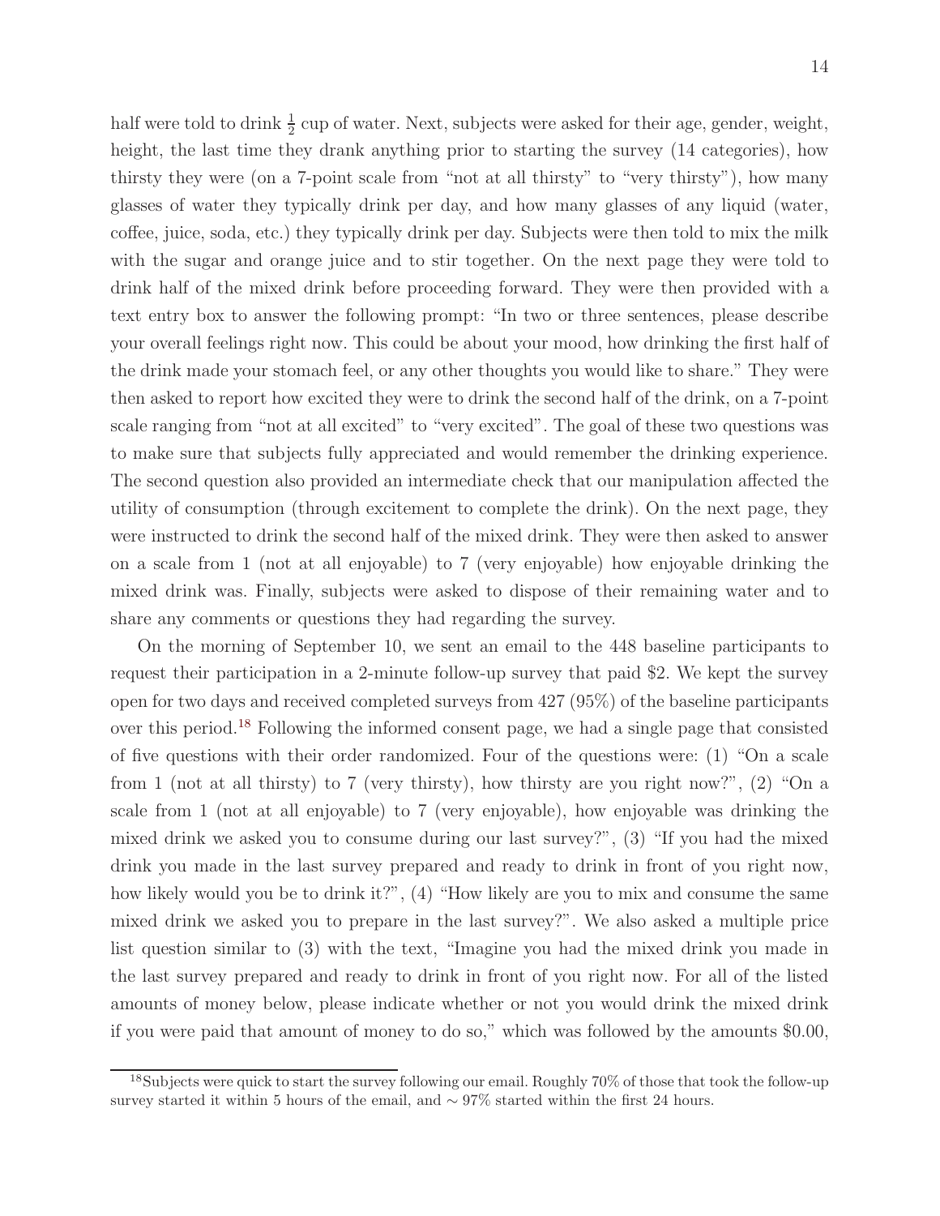half were told to drink $\frac{1}{2}$ cup of water. Next, subjects were asked for their age, gender, weight, height, the last time they drank anything prior to starting the survey (14 categories), how thirsty they were (on a 7-point scale from "not at all thirsty" to "very thirsty"), how many glasses of water they typically drink per day, and how many glasses of any liquid (water, coffee, juice, soda, etc.) they typically drink per day. Subjects were then told to mix the milk with the sugar and orange juice and to stir together. On the next page they were told to drink half of the mixed drink before proceeding forward. They were then provided with a text entry box to answer the following prompt: "In two or three sentences, please describe your overall feelings right now. This could be about your mood, how drinking the first half of the drink made your stomach feel, or any other thoughts you would like to share." They were then asked to report how excited they were to drink the second half of the drink, on a 7-point scale ranging from "not at all excited" to "very excited". The goal of these two questions was to make sure that subjects fully appreciated and would remember the drinking experience. The second question also provided an intermediate check that our manipulation affected the utility of consumption (through excitement to complete the drink). On the next page, they were instructed to drink the second half of the mixed drink. They were then asked to answer on a scale from 1 (not at all enjoyable) to 7 (very enjoyable) how enjoyable drinking the mixed drink was. Finally, subjects were asked to dispose of their remaining water and to share any comments or questions they had regarding the survey.

On the morning of September 10, we sent an email to the 448 baseline participants to request their participation in a 2-minute follow-up survey that paid $2. We kept the survey open for two days and received completed surveys from 427 (95%) of the baseline participants over this period.[18] Following the informed consent page, we had a single page that consisted of five questions with their order randomized. Four of the questions were: (1) "On a scale from 1 (not at all thirsty) to 7 (very thirsty), how thirsty are you right now?", (2) "On a scale from 1 (not at all enjoyable) to 7 (very enjoyable), how enjoyable was drinking the mixed drink we asked you to consume during our last survey?", (3) "If you had the mixed drink you made in the last survey prepared and ready to drink in front of you right now, how likely would you be to drink it?", (4) "How likely are you to mix and consume the same mixed drink we asked you to prepare in the last survey?". We also asked a multiple price list question similar to (3) with the text, "Imagine you had the mixed drink you made in the last survey prepared and ready to drink in front of you right now. For all of the listed amounts of money below, please indicate whether or not you would drink the mixed drink if you were paid that amount of money to do so," which was followed by the amounts $0.00,

[18] Subjects were quick to start the survey following our email. Roughly 70% of those that took the follow-up survey started it within 5 hours of the email, and $\sim 97\%$ started within the first 24 hours.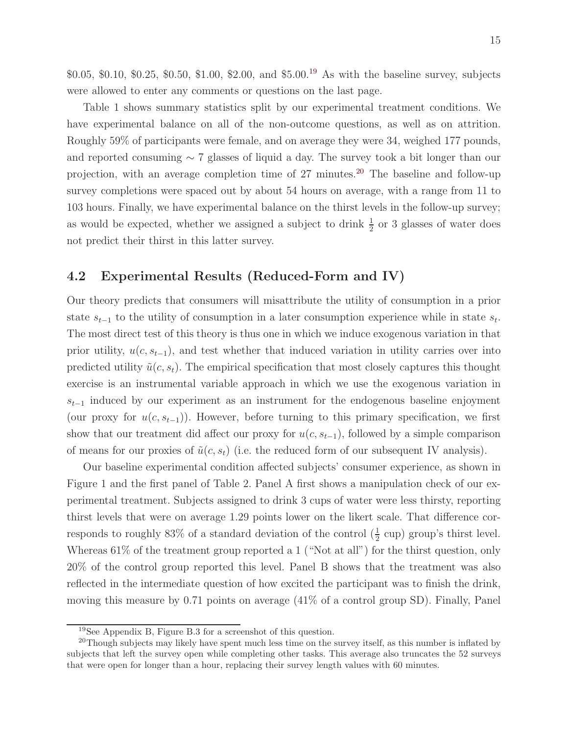\$0.05, \$0.10, \$0.25, \$0.50, \$1.00, \$2.00, and \$5.00.[19] As with the baseline survey, subjects were allowed to enter any comments or questions on the last page.

Table 1 shows summary statistics split by our experimental treatment conditions. We have experimental balance on all of the non-outcome questions, as well as on attrition. Roughly 59% of participants were female, and on average they were 34, weighed 177 pounds, and reported consuming $\sim 7$ glasses of liquid a day. The survey took a bit longer than our projection, with an average completion time of 27 minutes.[20] The baseline and follow-up survey completions were spaced out by about 54 hours on average, with a range from 11 to 103 hours. Finally, we have experimental balance on the thirst levels in the follow-up survey; as would be expected, whether we assigned a subject to drink $\frac{1}{2}$ or 3 glasses of water does not predict their thirst in this latter survey.

## 4.2 Experimental Results (Reduced-Form and IV)

Our theory predicts that consumers will misattribute the utility of consumption in a prior state $s_{t-1}$ to the utility of consumption in a later consumption experience while in state $s_t$. The most direct test of this theory is thus one in which we induce exogenous variation in that prior utility, $u(c, s_{t-1})$, and test whether that induced variation in utility carries over into predicted utility $\tilde{u}(c, s_t)$. The empirical specification that most closely captures this thought exercise is an instrumental variable approach in which we use the exogenous variation in $s_{t-1}$ induced by our experiment as an instrument for the endogenous baseline enjoyment (our proxy for $u(c, s_{t-1})$). However, before turning to this primary specification, we first show that our treatment did affect our proxy for $u(c, s_{t-1})$, followed by a simple comparison of means for our proxies of $\tilde{u}(c, s_t)$ (i.e. the reduced form of our subsequent IV analysis).

Our baseline experimental condition affected subjects' consumer experience, as shown in Figure 1 and the first panel of Table 2. Panel A first shows a manipulation check of our experimental treatment. Subjects assigned to drink 3 cups of water were less thirsty, reporting thirst levels that were on average 1.29 points lower on the likert scale. That difference corresponds to roughly 83% of a standard deviation of the control ($\frac{1}{2}$ cup) group's thirst level. Whereas 61% of the treatment group reported a 1 ("Not at all") for the thirst question, only 20% of the control group reported this level. Panel B shows that the treatment was also reflected in the intermediate question of how excited the participant was to finish the drink, moving this measure by 0.71 points on average (41% of a control group SD). Finally, Panel

[19] See Appendix B, Figure B.3 for a screenshot of this question.

[20] Though subjects may likely have spent much less time on the survey itself, as this number is inflated by subjects that left the survey open while completing other tasks. This average also truncates the 52 surveys that were open for longer than a hour, replacing their survey length values with 60 minutes.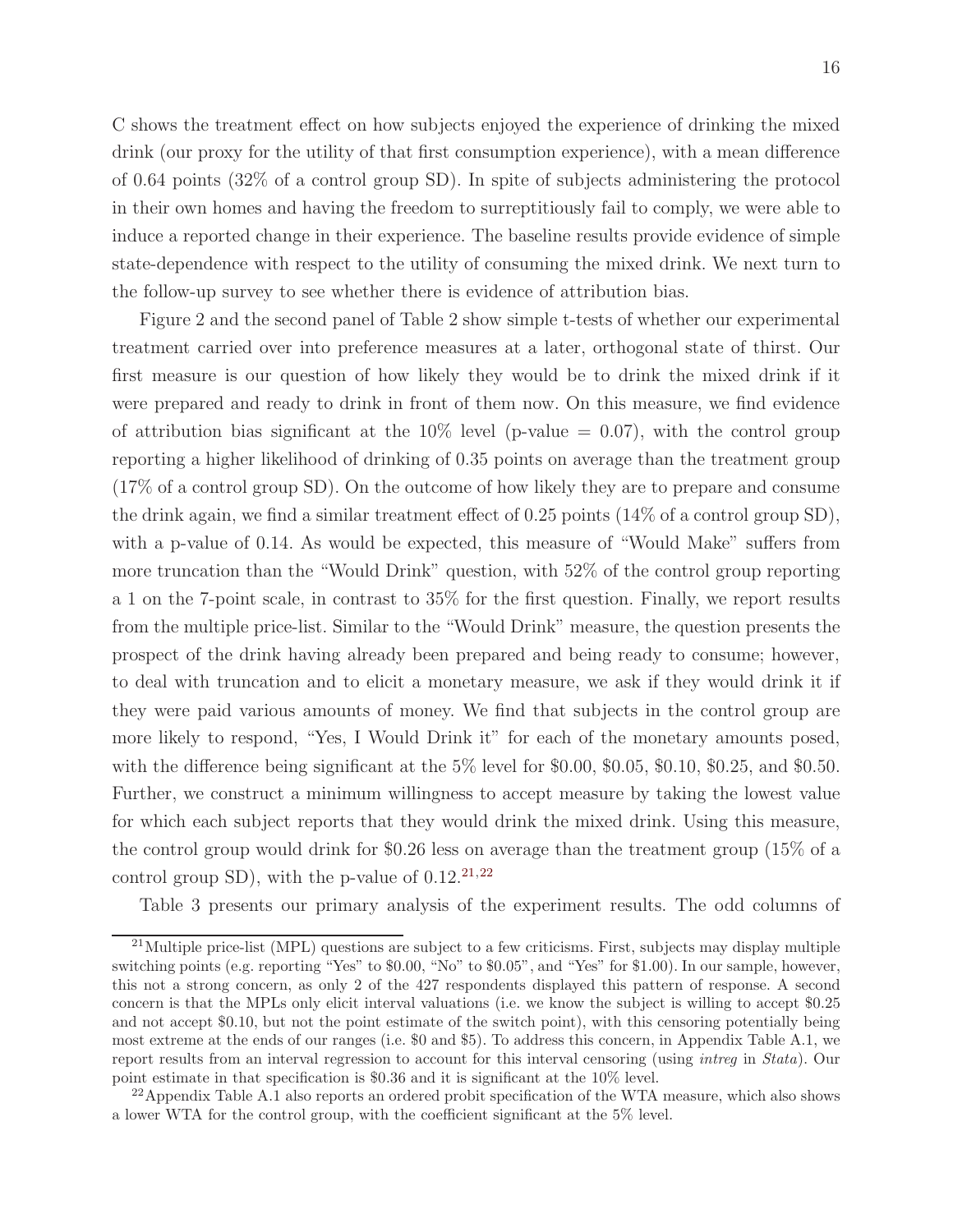C shows the treatment effect on how subjects enjoyed the experience of drinking the mixed drink (our proxy for the utility of that first consumption experience), with a mean difference of 0.64 points (32% of a control group SD). In spite of subjects administering the protocol in their own homes and having the freedom to surreptitiously fail to comply, we were able to induce a reported change in their experience. The baseline results provide evidence of simple state-dependence with respect to the utility of consuming the mixed drink. We next turn to the follow-up survey to see whether there is evidence of attribution bias.

Figure 2 and the second panel of Table 2 show simple t-tests of whether our experimental treatment carried over into preference measures at a later, orthogonal state of thirst. Our first measure is our question of how likely they would be to drink the mixed drink if it were prepared and ready to drink in front of them now. On this measure, we find evidence of attribution bias significant at the 10% level (p-value = 0.07), with the control group reporting a higher likelihood of drinking of 0.35 points on average than the treatment group (17% of a control group SD). On the outcome of how likely they are to prepare and consume the drink again, we find a similar treatment effect of 0.25 points (14% of a control group SD), with a p-value of 0.14. As would be expected, this measure of "Would Make" suffers from more truncation than the "Would Drink" question, with 52% of the control group reporting a 1 on the 7-point scale, in contrast to 35% for the first question. Finally, we report results from the multiple price-list. Similar to the "Would Drink" measure, the question presents the prospect of the drink having already been prepared and being ready to consume; however, to deal with truncation and to elicit a monetary measure, we ask if they would drink it if they were paid various amounts of money. We find that subjects in the control group are more likely to respond, "Yes, I Would Drink it" for each of the monetary amounts posed, with the difference being significant at the 5% level for \$0.00, \$0.05, \$0.10, \$0.25, and \$0.50. Further, we construct a minimum willingness to accept measure by taking the lowest value for which each subject reports that they would drink the mixed drink. Using this measure, the control group would drink for \$0.26 less on average than the treatment group (15% of a control group SD), with the p-value of 0.12.[21,22]

Table 3 presents our primary analysis of the experiment results. The odd columns of

[21] Multiple price-list (MPL) questions are subject to a few criticisms. First, subjects may display multiple switching points (e.g. reporting "Yes" to \$0.00, "No" to \$0.05", and "Yes" for \$1.00). In our sample, however, this not a strong concern, as only 2 of the 427 respondents displayed this pattern of response. A second concern is that the MPLs only elicit interval valuations (i.e. we know the subject is willing to accept \$0.25 and not accept \$0.10, but not the point estimate of the switch point), with this censoring potentially being most extreme at the ends of our ranges (i.e. \$0 and \$5). To address this concern, in Appendix Table A.1, we report results from an interval regression to account for this interval censoring (using *intreg* in *Stata*). Our point estimate in that specification is \$0.36 and it is significant at the 10% level.

[22] Appendix Table A.1 also reports an ordered probit specification of the WTA measure, which also shows a lower WTA for the control group, with the coefficient significant at the 5% level.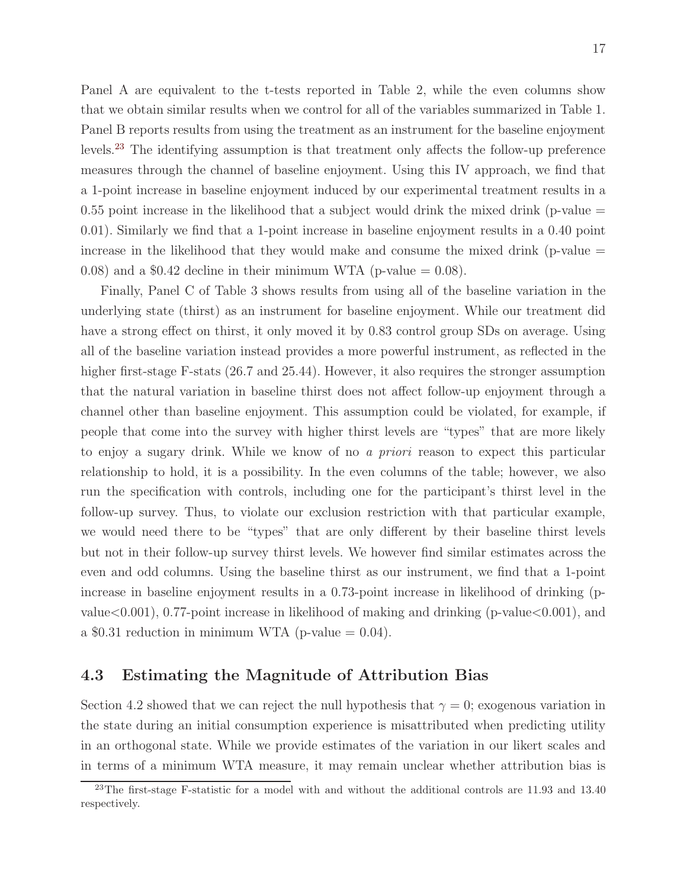Panel A are equivalent to the t-tests reported in Table 2, while the even columns show that we obtain similar results when we control for all of the variables summarized in Table 1. Panel B reports results from using the treatment as an instrument for the baseline enjoyment levels.[23] The identifying assumption is that treatment only affects the follow-up preference measures through the channel of baseline enjoyment. Using this IV approach, we find that a 1-point increase in baseline enjoyment induced by our experimental treatment results in a 0.55 point increase in the likelihood that a subject would drink the mixed drink (p-value = 0.01). Similarly we find that a 1-point increase in baseline enjoyment results in a 0.40 point increase in the likelihood that they would make and consume the mixed drink (p-value = 0.08) and a \$0.42 decline in their minimum WTA (p-value = 0.08).

Finally, Panel C of Table 3 shows results from using all of the baseline variation in the underlying state (thirst) as an instrument for baseline enjoyment. While our treatment did have a strong effect on thirst, it only moved it by 0.83 control group SDs on average. Using all of the baseline variation instead provides a more powerful instrument, as reflected in the higher first-stage F-stats (26.7 and 25.44). However, it also requires the stronger assumption that the natural variation in baseline thirst does not affect follow-up enjoyment through a channel other than baseline enjoyment. This assumption could be violated, for example, if people that come into the survey with higher thirst levels are "types" that are more likely to enjoy a sugary drink. While we know of no *a priori* reason to expect this particular relationship to hold, it is a possibility. In the even columns of the table; however, we also run the specification with controls, including one for the participant's thirst level in the follow-up survey. Thus, to violate our exclusion restriction with that particular example, we would need there to be "types" that are only different by their baseline thirst levels but not in their follow-up survey thirst levels. We however find similar estimates across the even and odd columns. Using the baseline thirst as our instrument, we find that a 1-point increase in baseline enjoyment results in a 0.73-point increase in likelihood of drinking (p-value<0.001), 0.77-point increase in likelihood of making and drinking (p-value<0.001), and a \$0.31 reduction in minimum WTA (p-value = 0.04).

## 4.3 Estimating the Magnitude of Attribution Bias

Section 4.2 showed that we can reject the null hypothesis that $\gamma = 0$; exogenous variation in the state during an initial consumption experience is misattributed when predicting utility in an orthogonal state. While we provide estimates of the variation in our likert scales and in terms of a minimum WTA measure, it may remain unclear whether attribution bias is

[23] The first-stage F-statistic for a model with and without the additional controls are 11.93 and 13.40 respectively.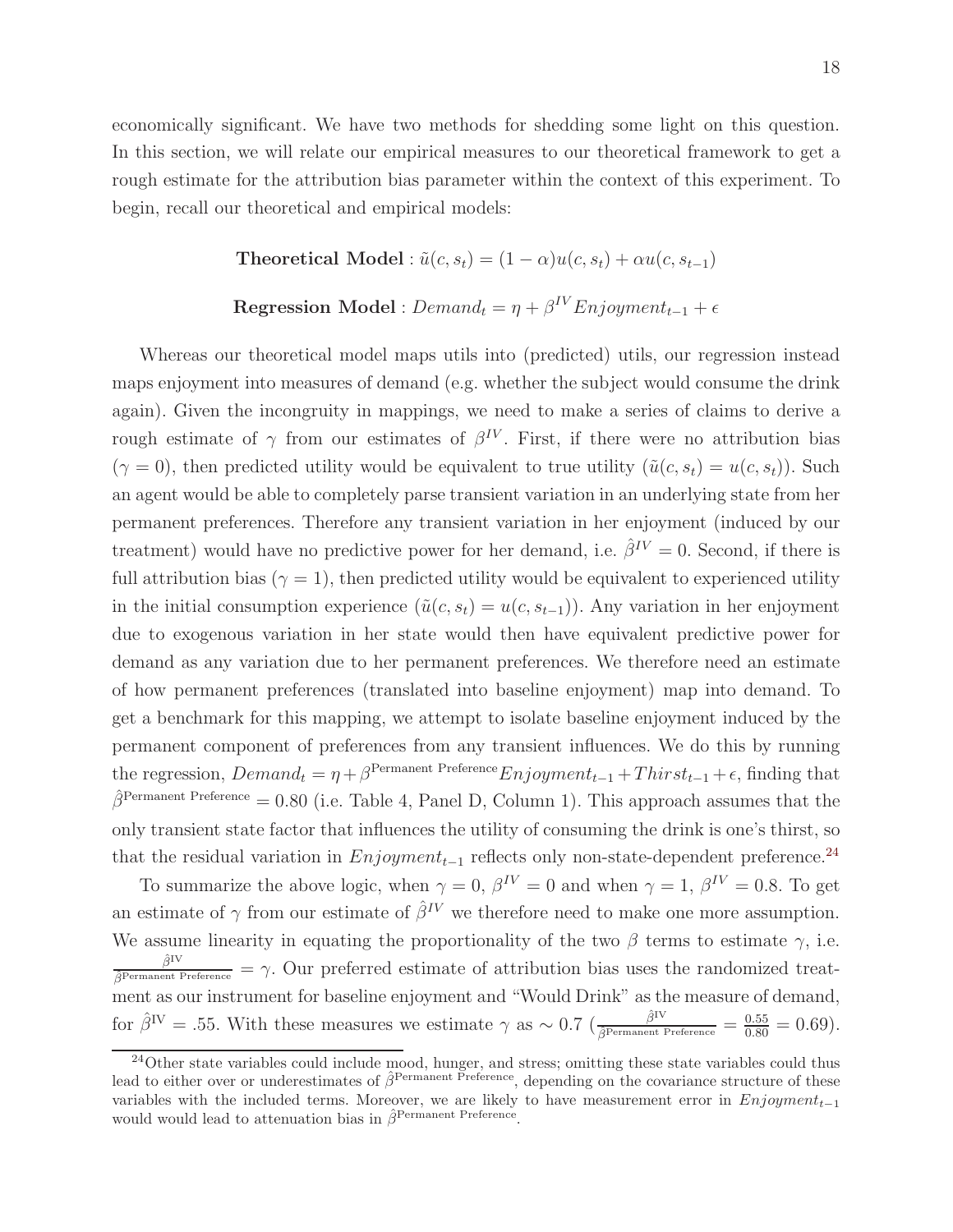economically significant. We have two methods for shedding some light on this question. In this section, we will relate our empirical measures to our theoretical framework to get a rough estimate for the attribution bias parameter within the context of this experiment. To begin, recall our theoretical and empirical models:

$$\textbf{Theoretical Model}: \tilde{u}(c, s_t) = (1-\alpha)u(c, s_t) + \alpha u(c, s_{t-1})$$

$$\textbf{Regression Model}: Demand_t = \eta + \beta^{IV} Enjoyment_{t-1} + \epsilon$$

Whereas our theoretical model maps utils into (predicted) utils, our regression instead maps enjoyment into measures of demand (e.g. whether the subject would consume the drink again). Given the incongruity in mappings, we need to make a series of claims to derive a rough estimate of $\gamma$ from our estimates of $\beta^{IV}$. First, if there were no attribution bias ($\gamma = 0$), then predicted utility would be equivalent to true utility ($\tilde{u}(c, s_t) = u(c, s_t)$). Such an agent would be able to completely parse transient variation in an underlying state from her permanent preferences. Therefore any transient variation in her enjoyment (induced by our treatment) would have no predictive power for her demand, i.e. $\hat{\beta}^{IV} = 0$. Second, if there is full attribution bias ($\gamma = 1$), then predicted utility would be equivalent to experienced utility in the initial consumption experience ($\tilde{u}(c, s_t) = u(c, s_{t-1})$). Any variation in her enjoyment due to exogenous variation in her state would then have equivalent predictive power for demand as any variation due to her permanent preferences. We therefore need an estimate of how permanent preferences (translated into baseline enjoyment) map into demand. To get a benchmark for this mapping, we attempt to isolate baseline enjoyment induced by the permanent component of preferences from any transient influences. We do this by running the regression, $Demand_t = \eta + \beta^{\text{Permanent Preference}} Enjoyment_{t-1} + Thirst_{t-1} + \epsilon$, finding that $\hat{\beta}^{\text{Permanent Preference}} = 0.80$ (i.e. Table 4, Panel D, Column 1). This approach assumes that the only transient state factor that influences the utility of consuming the drink is one's thirst, so that the residual variation in $Enjoyment_{t-1}$ reflects only non-state-dependent preference.[24]

To summarize the above logic, when $\gamma = 0$, $\beta^{IV} = 0$ and when $\gamma = 1$, $\beta^{IV} = 0.8$. To get an estimate of $\gamma$ from our estimate of $\hat{\beta}^{IV}$ we therefore need to make one more assumption. We assume linearity in equating the proportionality of the two $\beta$ terms to estimate $\gamma$, i.e. $\frac{\hat{\beta}^{\text{IV}}}{\hat{\beta}^{\text{Permanent Preference}}} = \gamma$. Our preferred estimate of attribution bias uses the randomized treatment as our instrument for baseline enjoyment and "Would Drink" as the measure of demand, for $\hat{\beta}^{\text{IV}} = .55$. With these measures we estimate $\gamma$ as $\sim 0.7$ ($\frac{\hat{\beta}^{\text{IV}}}{\hat{\beta}^{\text{Permanent Preference}}} = \frac{0.55}{0.80} = 0.69$).

[24] Other state variables could include mood, hunger, and stress; omitting these state variables could thus lead to either over or underestimates of $\hat{\beta}^{\text{Permanent Preference}}$, depending on the covariance structure of these variables with the included terms. Moreover, we are likely to have measurement error in $Enjoyment_{t-1}$ would would lead to attenuation bias in $\hat{\beta}^{\text{Permanent Preference}}$.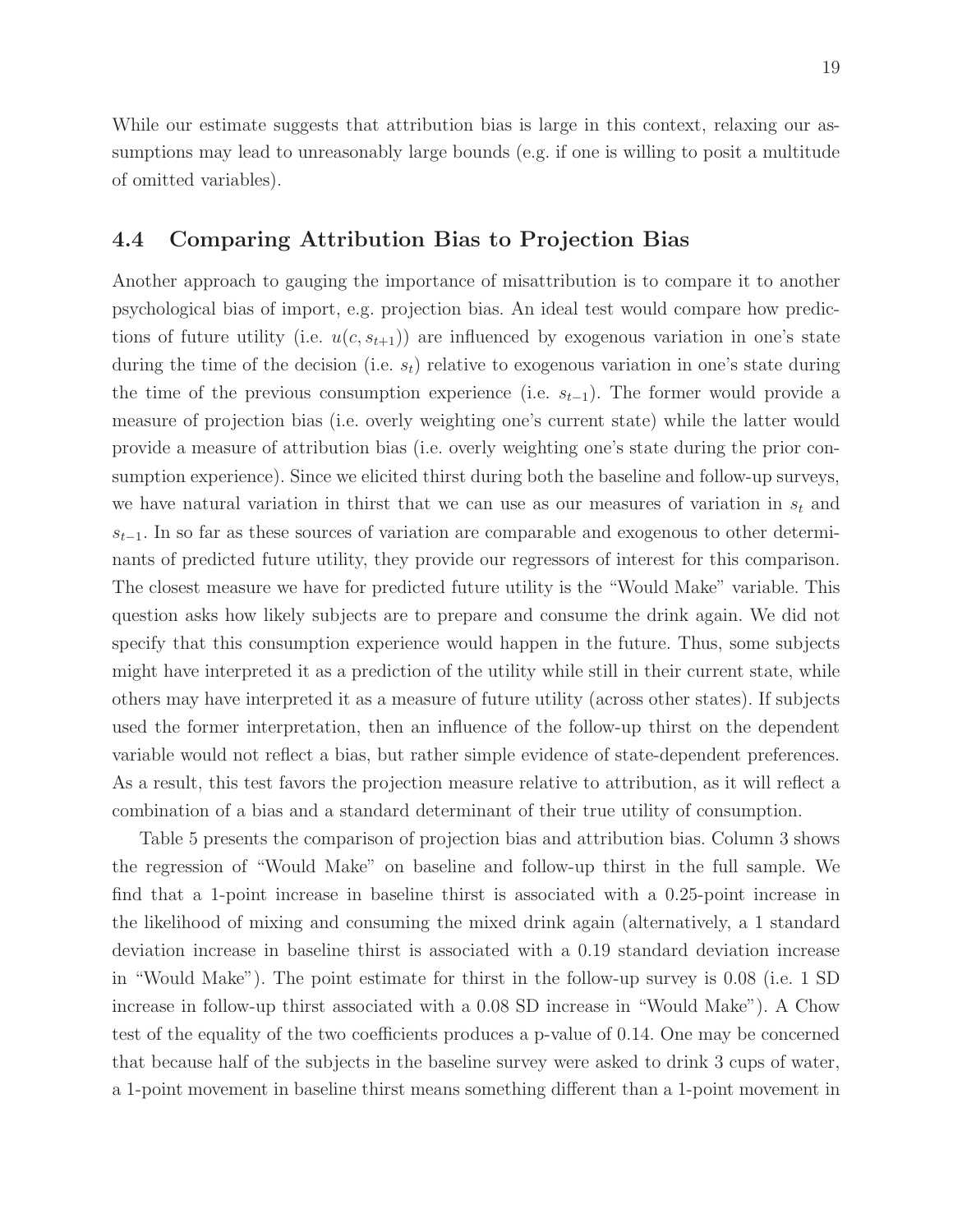While our estimate suggests that attribution bias is large in this context, relaxing our assumptions may lead to unreasonably large bounds (e.g. if one is willing to posit a multitude of omitted variables).

## 4.4 Comparing Attribution Bias to Projection Bias

Another approach to gauging the importance of misattribution is to compare it to another psychological bias of import, e.g. projection bias. An ideal test would compare how predictions of future utility (i.e. $u(c, s_{t+1})$) are influenced by exogenous variation in one's state during the time of the decision (i.e. $s_t$) relative to exogenous variation in one's state during the time of the previous consumption experience (i.e. $s_{t-1}$). The former would provide a measure of projection bias (i.e. overly weighting one's current state) while the latter would provide a measure of attribution bias (i.e. overly weighting one's state during the prior consumption experience). Since we elicited thirst during both the baseline and follow-up surveys, we have natural variation in thirst that we can use as our measures of variation in $s_t$ and $s_{t-1}$. In so far as these sources of variation are comparable and exogenous to other determinants of predicted future utility, they provide our regressors of interest for this comparison. The closest measure we have for predicted future utility is the "Would Make" variable. This question asks how likely subjects are to prepare and consume the drink again. We did not specify that this consumption experience would happen in the future. Thus, some subjects might have interpreted it as a prediction of the utility while still in their current state, while others may have interpreted it as a measure of future utility (across other states). If subjects used the former interpretation, then an influence of the follow-up thirst on the dependent variable would not reflect a bias, but rather simple evidence of state-dependent preferences. As a result, this test favors the projection measure relative to attribution, as it will reflect a combination of a bias and a standard determinant of their true utility of consumption.

Table 5 presents the comparison of projection bias and attribution bias. Column 3 shows the regression of "Would Make" on baseline and follow-up thirst in the full sample. We find that a 1-point increase in baseline thirst is associated with a 0.25-point increase in the likelihood of mixing and consuming the mixed drink again (alternatively, a 1 standard deviation increase in baseline thirst is associated with a 0.19 standard deviation increase in "Would Make"). The point estimate for thirst in the follow-up survey is 0.08 (i.e. 1 SD increase in follow-up thirst associated with a 0.08 SD increase in "Would Make"). A Chow test of the equality of the two coefficients produces a p-value of 0.14. One may be concerned that because half of the subjects in the baseline survey were asked to drink 3 cups of water, a 1-point movement in baseline thirst means something different than a 1-point movement in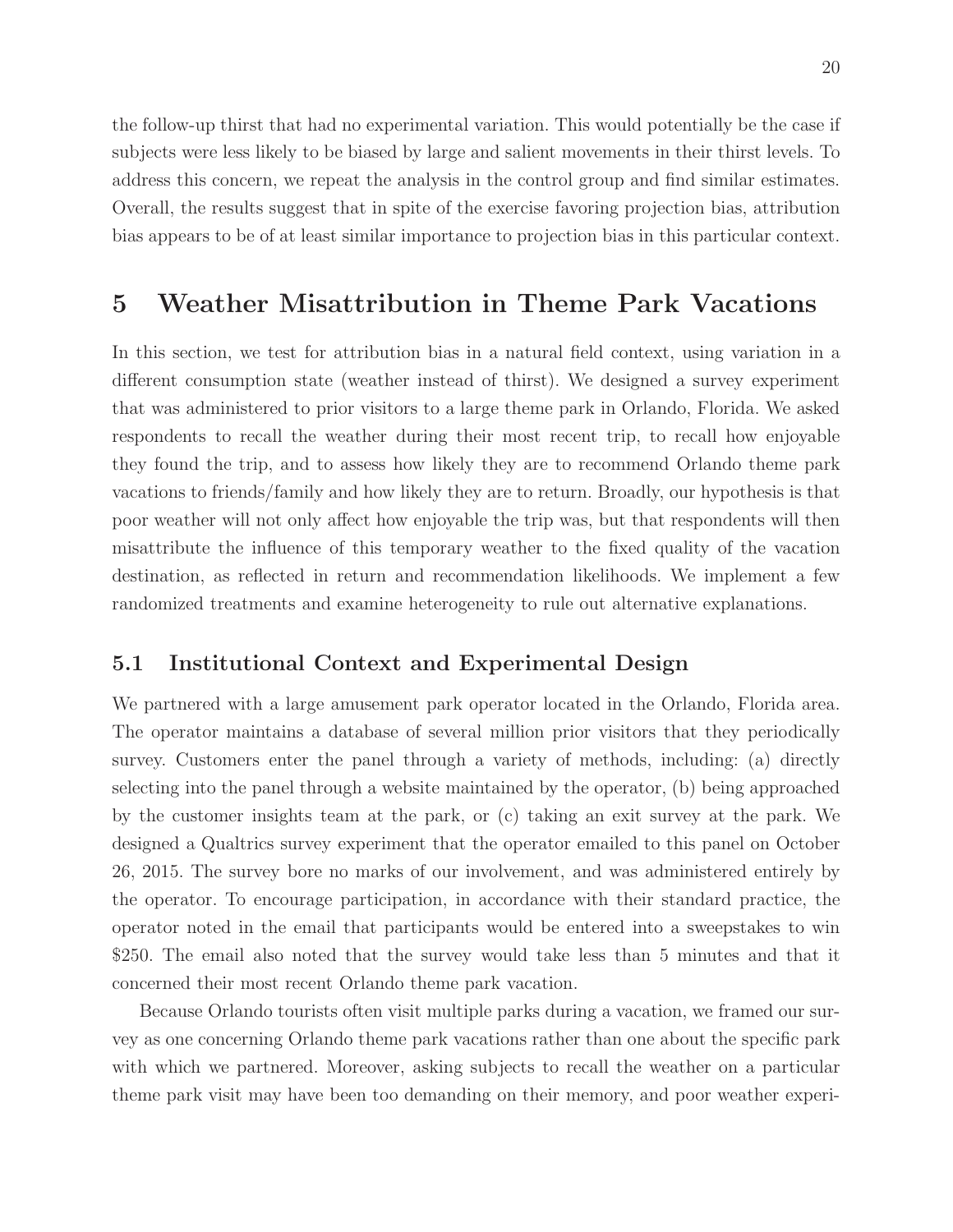the follow-up thirst that had no experimental variation. This would potentially be the case if subjects were less likely to be biased by large and salient movements in their thirst levels. To address this concern, we repeat the analysis in the control group and find similar estimates. Overall, the results suggest that in spite of the exercise favoring projection bias, attribution bias appears to be of at least similar importance to projection bias in this particular context.

# 5 Weather Misattribution in Theme Park Vacations

In this section, we test for attribution bias in a natural field context, using variation in a different consumption state (weather instead of thirst). We designed a survey experiment that was administered to prior visitors to a large theme park in Orlando, Florida. We asked respondents to recall the weather during their most recent trip, to recall how enjoyable they found the trip, and to assess how likely they are to recommend Orlando theme park vacations to friends/family and how likely they are to return. Broadly, our hypothesis is that poor weather will not only affect how enjoyable the trip was, but that respondents will then misattribute the influence of this temporary weather to the fixed quality of the vacation destination, as reflected in return and recommendation likelihoods. We implement a few randomized treatments and examine heterogeneity to rule out alternative explanations.

## 5.1 Institutional Context and Experimental Design

We partnered with a large amusement park operator located in the Orlando, Florida area. The operator maintains a database of several million prior visitors that they periodically survey. Customers enter the panel through a variety of methods, including: (a) directly selecting into the panel through a website maintained by the operator, (b) being approached by the customer insights team at the park, or (c) taking an exit survey at the park. We designed a Qualtrics survey experiment that the operator emailed to this panel on October 26, 2015. The survey bore no marks of our involvement, and was administered entirely by the operator. To encourage participation, in accordance with their standard practice, the operator noted in the email that participants would be entered into a sweepstakes to win $250. The email also noted that the survey would take less than 5 minutes and that it concerned their most recent Orlando theme park vacation.

Because Orlando tourists often visit multiple parks during a vacation, we framed our survey as one concerning Orlando theme park vacations rather than one about the specific park with which we partnered. Moreover, asking subjects to recall the weather on a particular theme park visit may have been too demanding on their memory, and poor weather experi-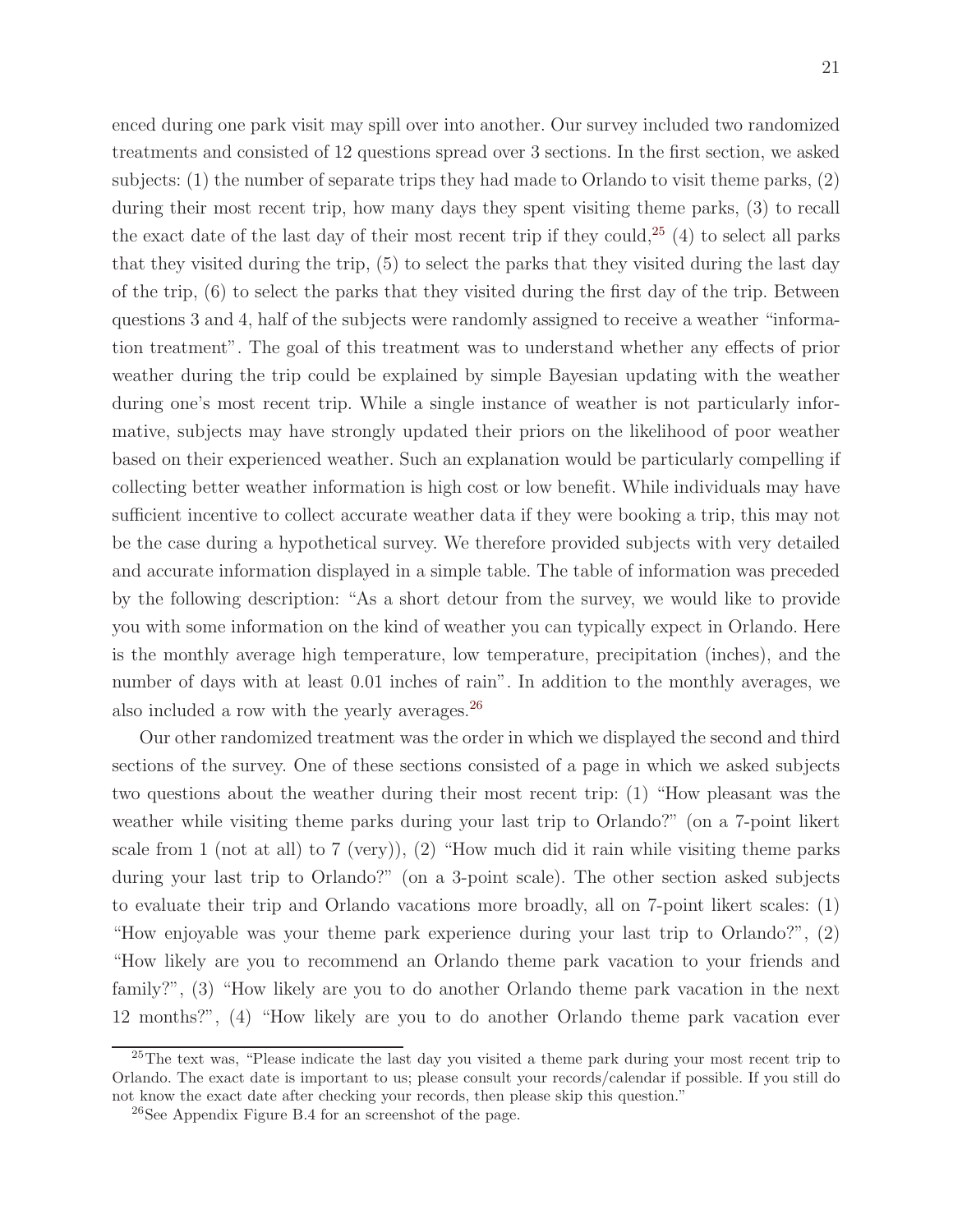enced during one park visit may spill over into another. Our survey included two randomized treatments and consisted of 12 questions spread over 3 sections. In the first section, we asked subjects: (1) the number of separate trips they had made to Orlando to visit theme parks, (2) during their most recent trip, how many days they spent visiting theme parks, (3) to recall the exact date of the last day of their most recent trip if they could,[25] (4) to select all parks that they visited during the trip, (5) to select the parks that they visited during the last day of the trip, (6) to select the parks that they visited during the first day of the trip. Between questions 3 and 4, half of the subjects were randomly assigned to receive a weather "information treatment". The goal of this treatment was to understand whether any effects of prior weather during the trip could be explained by simple Bayesian updating with the weather during one's most recent trip. While a single instance of weather is not particularly informative, subjects may have strongly updated their priors on the likelihood of poor weather based on their experienced weather. Such an explanation would be particularly compelling if collecting better weather information is high cost or low benefit. While individuals may have sufficient incentive to collect accurate weather data if they were booking a trip, this may not be the case during a hypothetical survey. We therefore provided subjects with very detailed and accurate information displayed in a simple table. The table of information was preceded by the following description: "As a short detour from the survey, we would like to provide you with some information on the kind of weather you can typically expect in Orlando. Here is the monthly average high temperature, low temperature, precipitation (inches), and the number of days with at least 0.01 inches of rain". In addition to the monthly averages, we also included a row with the yearly averages.[26]

Our other randomized treatment was the order in which we displayed the second and third sections of the survey. One of these sections consisted of a page in which we asked subjects two questions about the weather during their most recent trip: (1) "How pleasant was the weather while visiting theme parks during your last trip to Orlando?" (on a 7-point likert scale from 1 (not at all) to 7 (very)), (2) "How much did it rain while visiting theme parks during your last trip to Orlando?" (on a 3-point scale). The other section asked subjects to evaluate their trip and Orlando vacations more broadly, all on 7-point likert scales: (1) "How enjoyable was your theme park experience during your last trip to Orlando?", (2) "How likely are you to recommend an Orlando theme park vacation to your friends and family?", (3) "How likely are you to do another Orlando theme park vacation in the next 12 months?", (4) "How likely are you to do another Orlando theme park vacation ever

[25] The text was, "Please indicate the last day you visited a theme park during your most recent trip to Orlando. The exact date is important to us; please consult your records/calendar if possible. If you still do not know the exact date after checking your records, then please skip this question."

[26] See Appendix Figure B.4 for an screenshot of the page.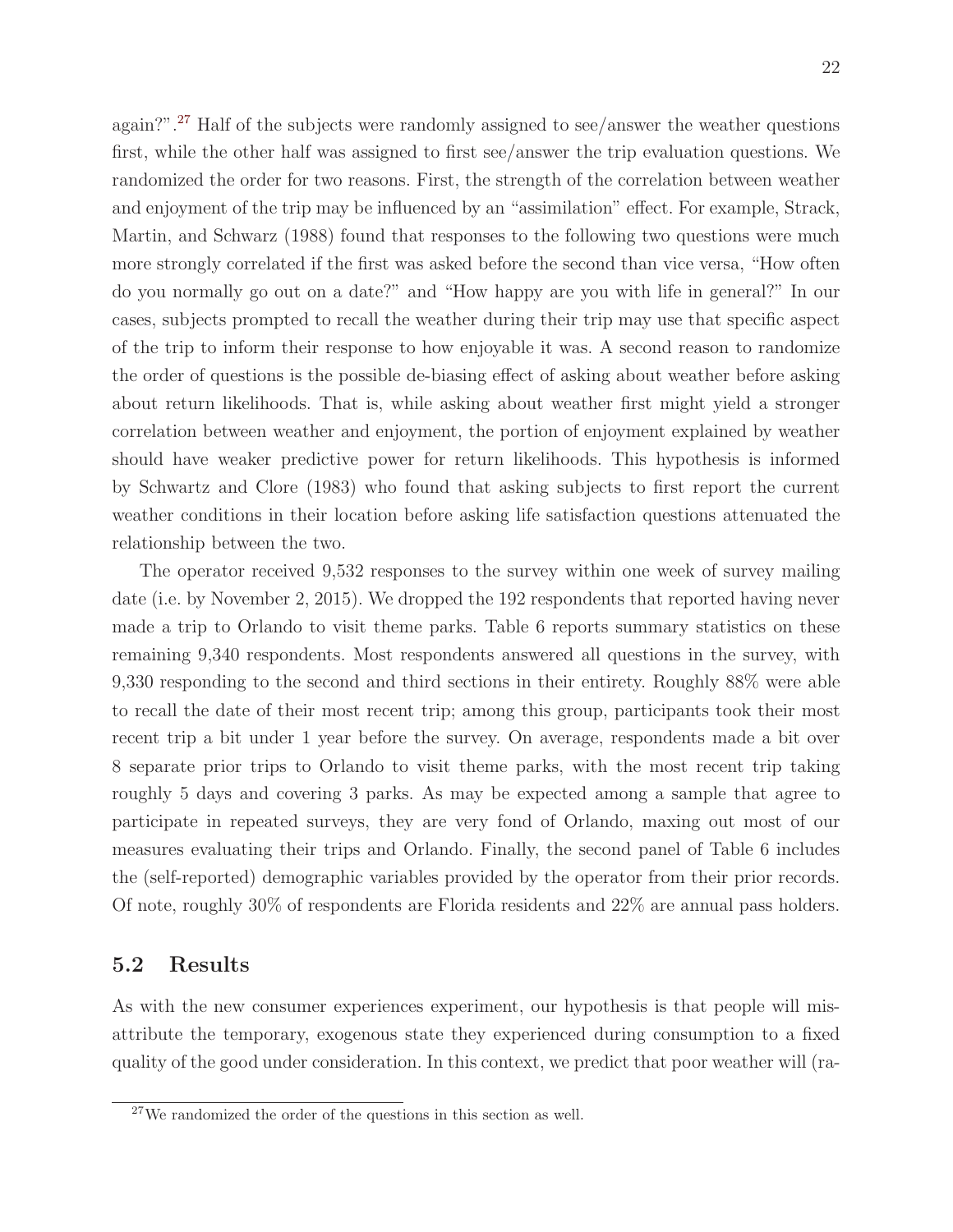again?".[27] Half of the subjects were randomly assigned to see/answer the weather questions first, while the other half was assigned to first see/answer the trip evaluation questions. We randomized the order for two reasons. First, the strength of the correlation between weather and enjoyment of the trip may be influenced by an "assimilation" effect. For example, Strack, Martin, and Schwarz (1988) found that responses to the following two questions were much more strongly correlated if the first was asked before the second than vice versa, "How often do you normally go out on a date?" and "How happy are you with life in general?" In our cases, subjects prompted to recall the weather during their trip may use that specific aspect of the trip to inform their response to how enjoyable it was. A second reason to randomize the order of questions is the possible de-biasing effect of asking about weather before asking about return likelihoods. That is, while asking about weather first might yield a stronger correlation between weather and enjoyment, the portion of enjoyment explained by weather should have weaker predictive power for return likelihoods. This hypothesis is informed by Schwartz and Clore (1983) who found that asking subjects to first report the current weather conditions in their location before asking life satisfaction questions attenuated the relationship between the two.

The operator received 9,532 responses to the survey within one week of survey mailing date (i.e. by November 2, 2015). We dropped the 192 respondents that reported having never made a trip to Orlando to visit theme parks. Table 6 reports summary statistics on these remaining 9,340 respondents. Most respondents answered all questions in the survey, with 9,330 responding to the second and third sections in their entirety. Roughly 88% were able to recall the date of their most recent trip; among this group, participants took their most recent trip a bit under 1 year before the survey. On average, respondents made a bit over 8 separate prior trips to Orlando to visit theme parks, with the most recent trip taking roughly 5 days and covering 3 parks. As may be expected among a sample that agree to participate in repeated surveys, they are very fond of Orlando, maxing out most of our measures evaluating their trips and Orlando. Finally, the second panel of Table 6 includes the (self-reported) demographic variables provided by the operator from their prior records. Of note, roughly 30% of respondents are Florida residents and 22% are annual pass holders.

## 5.2 Results

As with the new consumer experiences experiment, our hypothesis is that people will misattribute the temporary, exogenous state they experienced during consumption to a fixed quality of the good under consideration. In this context, we predict that poor weather will (ra-

[27] We randomized the order of the questions in this section as well.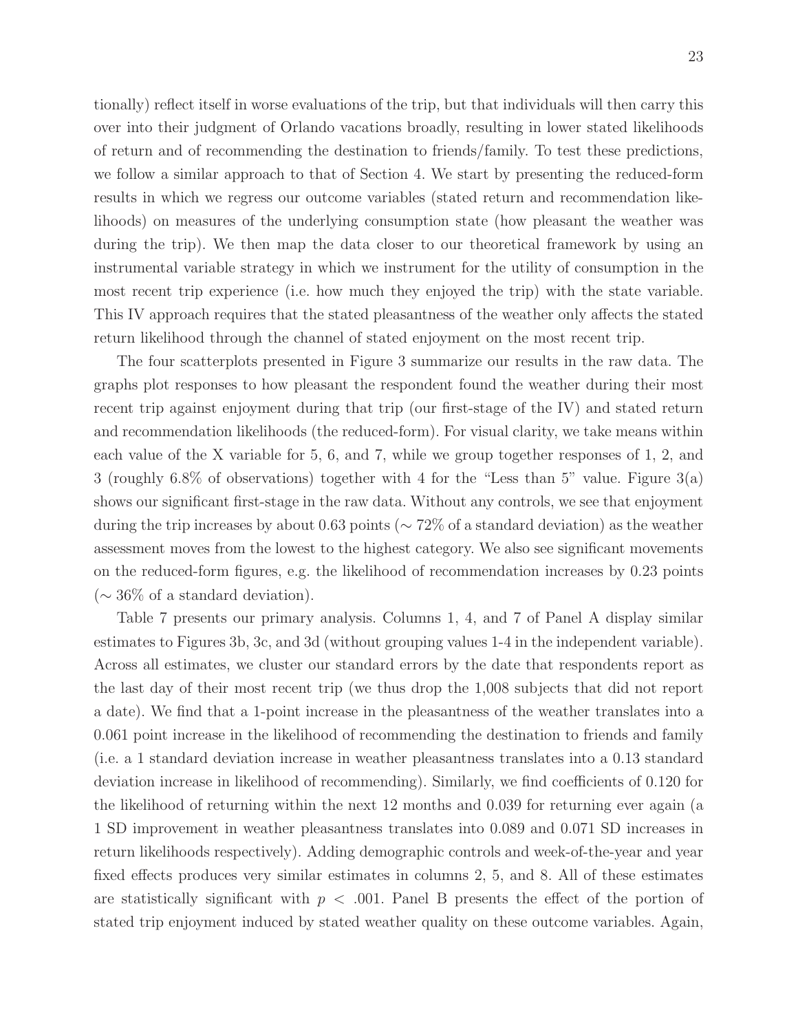tionally) reflect itself in worse evaluations of the trip, but that individuals will then carry this over into their judgment of Orlando vacations broadly, resulting in lower stated likelihoods of return and of recommending the destination to friends/family. To test these predictions, we follow a similar approach to that of Section 4. We start by presenting the reduced-form results in which we regress our outcome variables (stated return and recommendation likelihoods) on measures of the underlying consumption state (how pleasant the weather was during the trip). We then map the data closer to our theoretical framework by using an instrumental variable strategy in which we instrument for the utility of consumption in the most recent trip experience (i.e. how much they enjoyed the trip) with the state variable. This IV approach requires that the stated pleasantness of the weather only affects the stated return likelihood through the channel of stated enjoyment on the most recent trip.

The four scatterplots presented in Figure 3 summarize our results in the raw data. The graphs plot responses to how pleasant the respondent found the weather during their most recent trip against enjoyment during that trip (our first-stage of the IV) and stated return and recommendation likelihoods (the reduced-form). For visual clarity, we take means within each value of the X variable for 5, 6, and 7, while we group together responses of 1, 2, and 3 (roughly 6.8% of observations) together with 4 for the "Less than 5" value. Figure 3(a) shows our significant first-stage in the raw data. Without any controls, we see that enjoyment during the trip increases by about 0.63 points ($\sim$ 72% of a standard deviation) as the weather assessment moves from the lowest to the highest category. We also see significant movements on the reduced-form figures, e.g. the likelihood of recommendation increases by 0.23 points ($\sim$ 36% of a standard deviation).

Table 7 presents our primary analysis. Columns 1, 4, and 7 of Panel A display similar estimates to Figures 3b, 3c, and 3d (without grouping values 1-4 in the independent variable). Across all estimates, we cluster our standard errors by the date that respondents report as the last day of their most recent trip (we thus drop the 1,008 subjects that did not report a date). We find that a 1-point increase in the pleasantness of the weather translates into a 0.061 point increase in the likelihood of recommending the destination to friends and family (i.e. a 1 standard deviation increase in weather pleasantness translates into a 0.13 standard deviation increase in likelihood of recommending). Similarly, we find coefficients of 0.120 for the likelihood of returning within the next 12 months and 0.039 for returning ever again (a 1 SD improvement in weather pleasantness translates into 0.089 and 0.071 SD increases in return likelihoods respectively). Adding demographic controls and week-of-the-year and year fixed effects produces very similar estimates in columns 2, 5, and 8. All of these estimates are statistically significant with $p < .001$. Panel B presents the effect of the portion of stated trip enjoyment induced by stated weather quality on these outcome variables. Again,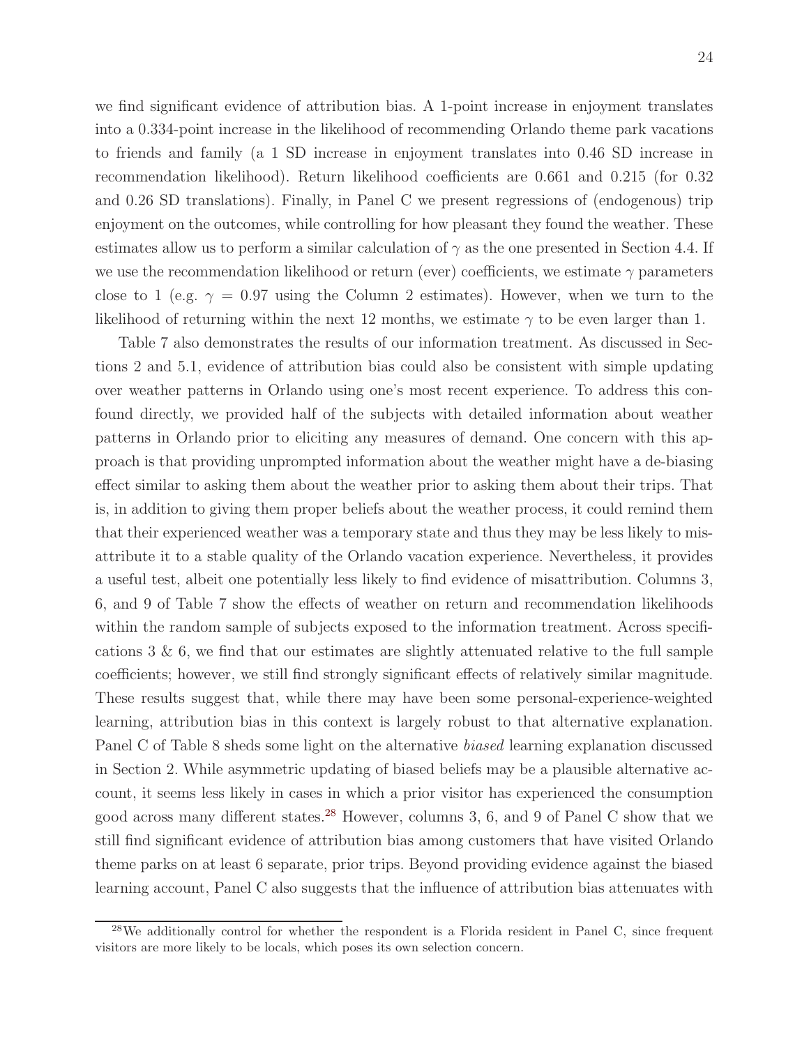we find significant evidence of attribution bias. A 1-point increase in enjoyment translates into a 0.334-point increase in the likelihood of recommending Orlando theme park vacations to friends and family (a 1 SD increase in enjoyment translates into 0.46 SD increase in recommendation likelihood). Return likelihood coefficients are 0.661 and 0.215 (for 0.32 and 0.26 SD translations). Finally, in Panel C we present regressions of (endogenous) trip enjoyment on the outcomes, while controlling for how pleasant they found the weather. These estimates allow us to perform a similar calculation of $\gamma$ as the one presented in Section 4.4. If we use the recommendation likelihood or return (ever) coefficients, we estimate $\gamma$ parameters close to 1 (e.g. $\gamma = 0.97$ using the Column 2 estimates). However, when we turn to the likelihood of returning within the next 12 months, we estimate $\gamma$ to be even larger than 1.

Table 7 also demonstrates the results of our information treatment. As discussed in Sections 2 and 5.1, evidence of attribution bias could also be consistent with simple updating over weather patterns in Orlando using one's most recent experience. To address this confound directly, we provided half of the subjects with detailed information about weather patterns in Orlando prior to eliciting any measures of demand. One concern with this approach is that providing unprompted information about the weather might have a de-biasing effect similar to asking them about the weather prior to asking them about their trips. That is, in addition to giving them proper beliefs about the weather process, it could remind them that their experienced weather was a temporary state and thus they may be less likely to misattribute it to a stable quality of the Orlando vacation experience. Nevertheless, it provides a useful test, albeit one potentially less likely to find evidence of misattribution. Columns 3, 6, and 9 of Table 7 show the effects of weather on return and recommendation likelihoods within the random sample of subjects exposed to the information treatment. Across specifications 3 & 6, we find that our estimates are slightly attenuated relative to the full sample coefficients; however, we still find strongly significant effects of relatively similar magnitude. These results suggest that, while there may have been some personal-experience-weighted learning, attribution bias in this context is largely robust to that alternative explanation. Panel C of Table 8 sheds some light on the alternative *biased* learning explanation discussed in Section 2. While asymmetric updating of biased beliefs may be a plausible alternative account, it seems less likely in cases in which a prior visitor has experienced the consumption good across many different states.[28] However, columns 3, 6, and 9 of Panel C show that we still find significant evidence of attribution bias among customers that have visited Orlando theme parks on at least 6 separate, prior trips. Beyond providing evidence against the biased learning account, Panel C also suggests that the influence of attribution bias attenuates with

[28] We additionally control for whether the respondent is a Florida resident in Panel C, since frequent visitors are more likely to be locals, which poses its own selection concern.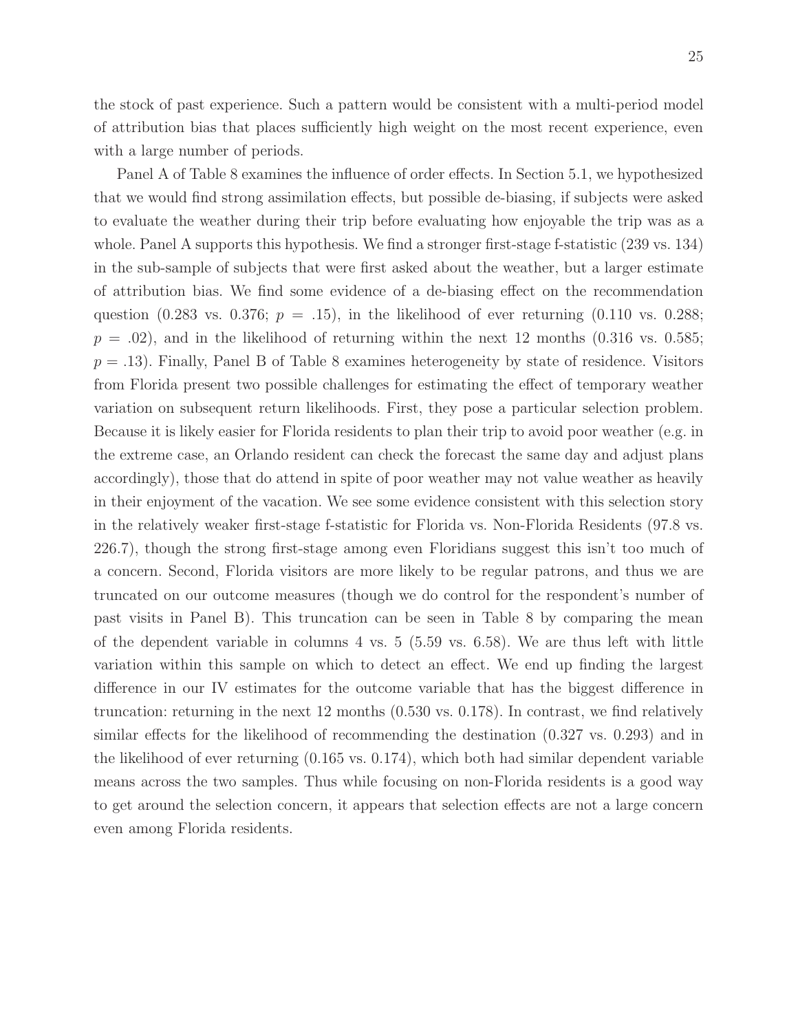the stock of past experience. Such a pattern would be consistent with a multi-period model of attribution bias that places sufficiently high weight on the most recent experience, even with a large number of periods.

Panel A of Table 8 examines the influence of order effects. In Section 5.1, we hypothesized that we would find strong assimilation effects, but possible de-biasing, if subjects were asked to evaluate the weather during their trip before evaluating how enjoyable the trip was as a whole. Panel A supports this hypothesis. We find a stronger first-stage f-statistic (239 vs. 134) in the sub-sample of subjects that were first asked about the weather, but a larger estimate of attribution bias. We find some evidence of a de-biasing effect on the recommendation question (0.283 vs. 0.376; $p = .15$), in the likelihood of ever returning (0.110 vs. 0.288; $p = .02$), and in the likelihood of returning within the next 12 months (0.316 vs. 0.585; $p = .13$). Finally, Panel B of Table 8 examines heterogeneity by state of residence. Visitors from Florida present two possible challenges for estimating the effect of temporary weather variation on subsequent return likelihoods. First, they pose a particular selection problem. Because it is likely easier for Florida residents to plan their trip to avoid poor weather (e.g. in the extreme case, an Orlando resident can check the forecast the same day and adjust plans accordingly), those that do attend in spite of poor weather may not value weather as heavily in their enjoyment of the vacation. We see some evidence consistent with this selection story in the relatively weaker first-stage f-statistic for Florida vs. Non-Florida Residents (97.8 vs. 226.7), though the strong first-stage among even Floridians suggest this isn't too much of a concern. Second, Florida visitors are more likely to be regular patrons, and thus we are truncated on our outcome measures (though we do control for the respondent's number of past visits in Panel B). This truncation can be seen in Table 8 by comparing the mean of the dependent variable in columns 4 vs. 5 (5.59 vs. 6.58). We are thus left with little variation within this sample on which to detect an effect. We end up finding the largest difference in our IV estimates for the outcome variable that has the biggest difference in truncation: returning in the next 12 months (0.530 vs. 0.178). In contrast, we find relatively similar effects for the likelihood of recommending the destination (0.327 vs. 0.293) and in the likelihood of ever returning (0.165 vs. 0.174), which both had similar dependent variable means across the two samples. Thus while focusing on non-Florida residents is a good way to get around the selection concern, it appears that selection effects are not a large concern even among Florida residents.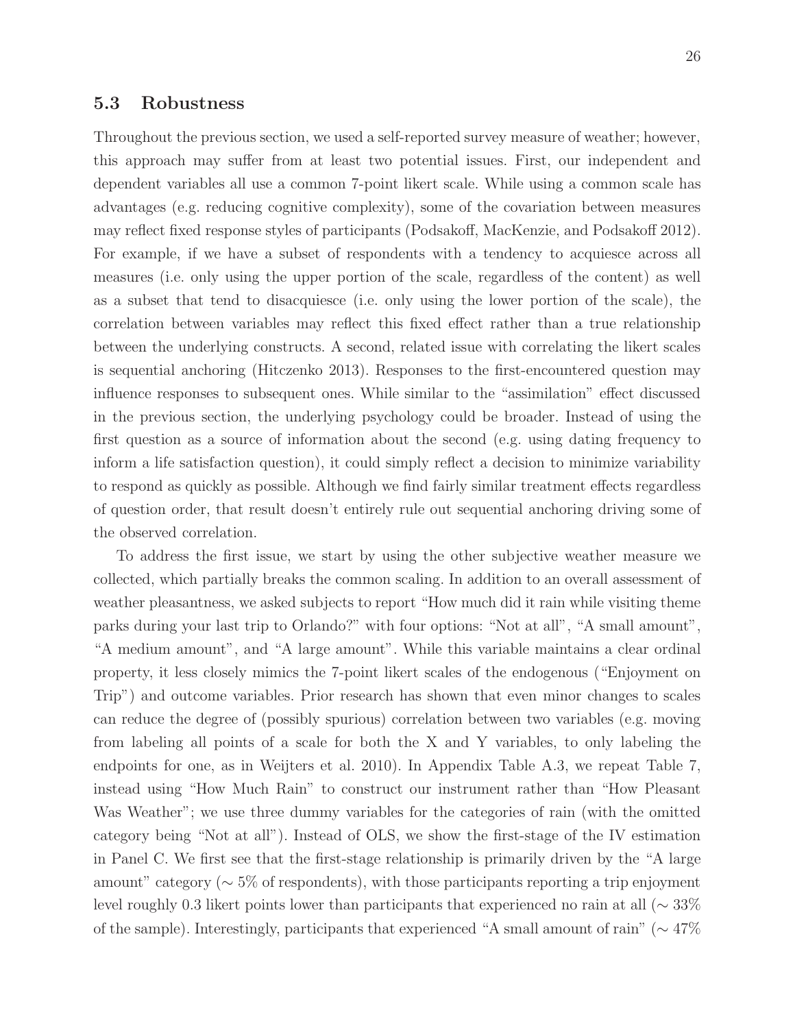### 5.3 Robustness

Throughout the previous section, we used a self-reported survey measure of weather; however, this approach may suffer from at least two potential issues. First, our independent and dependent variables all use a common 7-point likert scale. While using a common scale has advantages (e.g. reducing cognitive complexity), some of the covariation between measures may reflect fixed response styles of participants (Podsakoff, MacKenzie, and Podsakoff 2012). For example, if we have a subset of respondents with a tendency to acquiesce across all measures (i.e. only using the upper portion of the scale, regardless of the content) as well as a subset that tend to disacquiesce (i.e. only using the lower portion of the scale), the correlation between variables may reflect this fixed effect rather than a true relationship between the underlying constructs. A second, related issue with correlating the likert scales is sequential anchoring (Hitczenko 2013). Responses to the first-encountered question may influence responses to subsequent ones. While similar to the "assimilation" effect discussed in the previous section, the underlying psychology could be broader. Instead of using the first question as a source of information about the second (e.g. using dating frequency to inform a life satisfaction question), it could simply reflect a decision to minimize variability to respond as quickly as possible. Although we find fairly similar treatment effects regardless of question order, that result doesn't entirely rule out sequential anchoring driving some of the observed correlation.

To address the first issue, we start by using the other subjective weather measure we collected, which partially breaks the common scaling. In addition to an overall assessment of weather pleasantness, we asked subjects to report "How much did it rain while visiting theme parks during your last trip to Orlando?" with four options: "Not at all", "A small amount", "A medium amount", and "A large amount". While this variable maintains a clear ordinal property, it less closely mimics the 7-point likert scales of the endogenous ("Enjoyment on Trip") and outcome variables. Prior research has shown that even minor changes to scales can reduce the degree of (possibly spurious) correlation between two variables (e.g. moving from labeling all points of a scale for both the X and Y variables, to only labeling the endpoints for one, as in Weijters et al. 2010). In Appendix Table A.3, we repeat Table 7, instead using "How Much Rain" to construct our instrument rather than "How Pleasant Was Weather"; we use three dummy variables for the categories of rain (with the omitted category being "Not at all"). Instead of OLS, we show the first-stage of the IV estimation in Panel C. We first see that the first-stage relationship is primarily driven by the "A large amount" category ($\sim 5\%$ of respondents), with those participants reporting a trip enjoyment level roughly 0.3 likert points lower than participants that experienced no rain at all ($\sim 33\%$ of the sample). Interestingly, participants that experienced "A small amount of rain" ($\sim 47\%$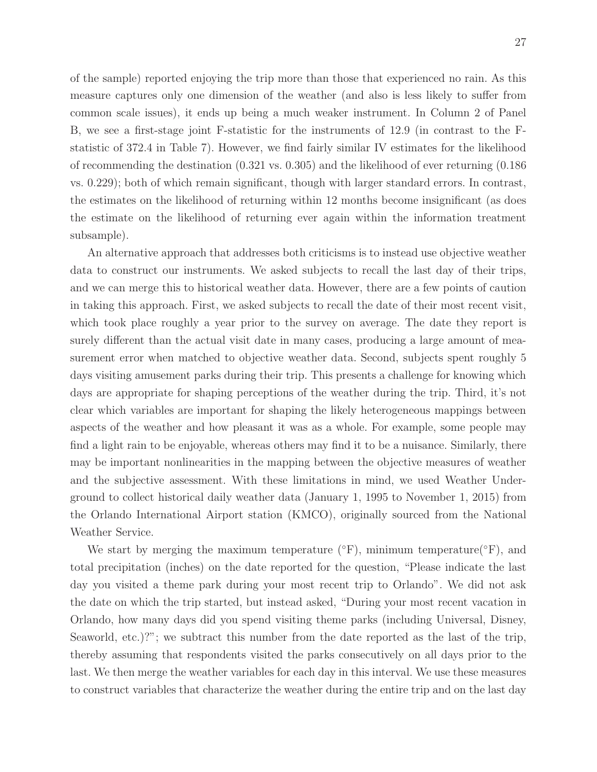of the sample) reported enjoying the trip more than those that experienced no rain. As this measure captures only one dimension of the weather (and also is less likely to suffer from common scale issues), it ends up being a much weaker instrument. In Column 2 of Panel B, we see a first-stage joint F-statistic for the instruments of 12.9 (in contrast to the F-statistic of 372.4 in Table 7). However, we find fairly similar IV estimates for the likelihood of recommending the destination (0.321 vs. 0.305) and the likelihood of ever returning (0.186 vs. 0.229); both of which remain significant, though with larger standard errors. In contrast, the estimates on the likelihood of returning within 12 months become insignificant (as does the estimate on the likelihood of returning ever again within the information treatment subsample).

An alternative approach that addresses both criticisms is to instead use objective weather data to construct our instruments. We asked subjects to recall the last day of their trips, and we can merge this to historical weather data. However, there are a few points of caution in taking this approach. First, we asked subjects to recall the date of their most recent visit, which took place roughly a year prior to the survey on average. The date they report is surely different than the actual visit date in many cases, producing a large amount of measurement error when matched to objective weather data. Second, subjects spent roughly 5 days visiting amusement parks during their trip. This presents a challenge for knowing which days are appropriate for shaping perceptions of the weather during the trip. Third, it's not clear which variables are important for shaping the likely heterogeneous mappings between aspects of the weather and how pleasant it was as a whole. For example, some people may find a light rain to be enjoyable, whereas others may find it to be a nuisance. Similarly, there may be important nonlinearities in the mapping between the objective measures of weather and the subjective assessment. With these limitations in mind, we used Weather Underground to collect historical daily weather data (January 1, 1995 to November 1, 2015) from the Orlando International Airport station (KMCO), originally sourced from the National Weather Service.

We start by merging the maximum temperature (°F), minimum temperature(°F), and total precipitation (inches) on the date reported for the question, "Please indicate the last day you visited a theme park during your most recent trip to Orlando". We did not ask the date on which the trip started, but instead asked, "During your most recent vacation in Orlando, how many days did you spend visiting theme parks (including Universal, Disney, Seaworld, etc.)?"; we subtract this number from the date reported as the last of the trip, thereby assuming that respondents visited the parks consecutively on all days prior to the last. We then merge the weather variables for each day in this interval. We use these measures to construct variables that characterize the weather during the entire trip and on the last day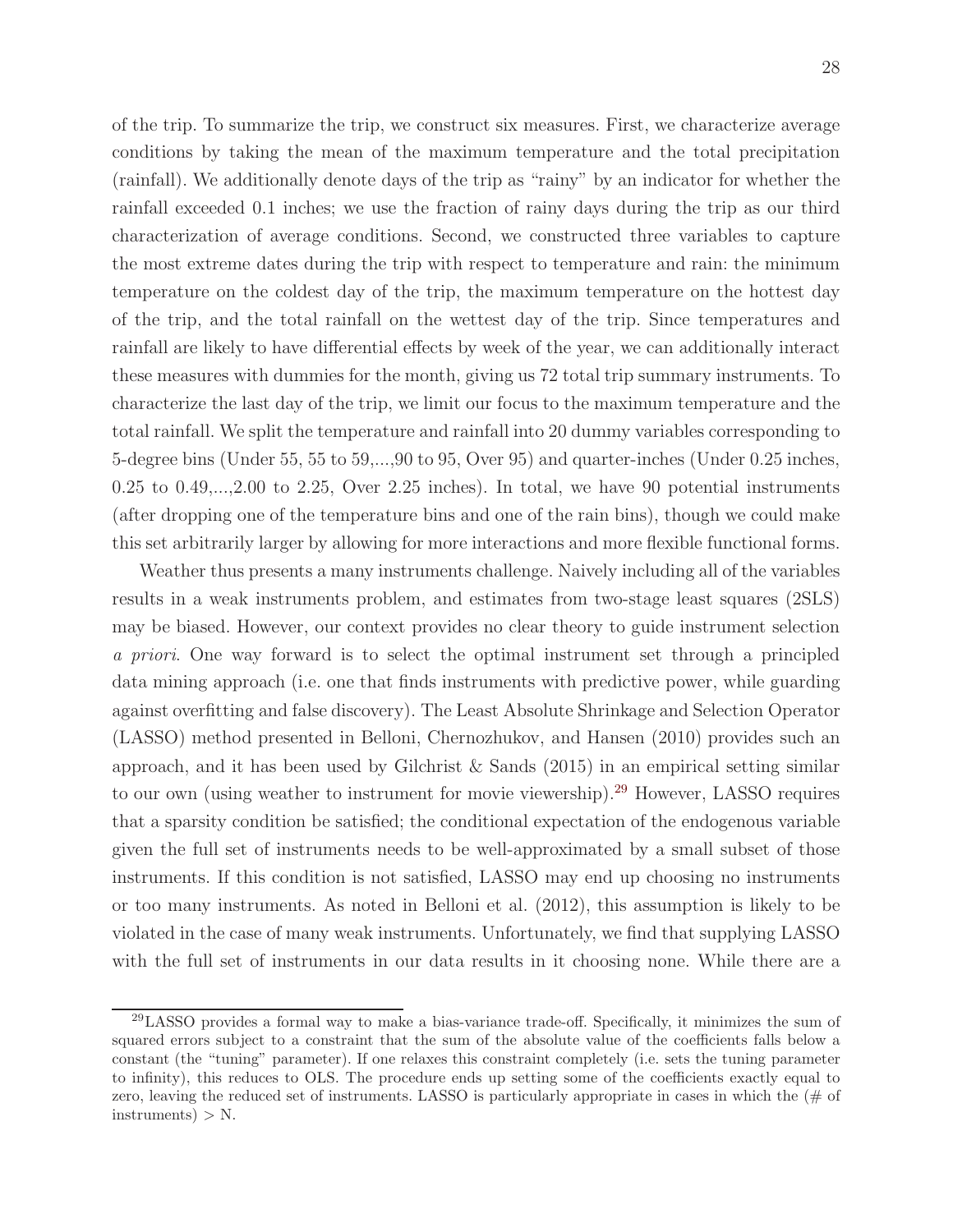of the trip. To summarize the trip, we construct six measures. First, we characterize average conditions by taking the mean of the maximum temperature and the total precipitation (rainfall). We additionally denote days of the trip as "rainy" by an indicator for whether the rainfall exceeded 0.1 inches; we use the fraction of rainy days during the trip as our third characterization of average conditions. Second, we constructed three variables to capture the most extreme dates during the trip with respect to temperature and rain: the minimum temperature on the coldest day of the trip, the maximum temperature on the hottest day of the trip, and the total rainfall on the wettest day of the trip. Since temperatures and rainfall are likely to have differential effects by week of the year, we can additionally interact these measures with dummies for the month, giving us 72 total trip summary instruments. To characterize the last day of the trip, we limit our focus to the maximum temperature and the total rainfall. We split the temperature and rainfall into 20 dummy variables corresponding to 5-degree bins (Under 55, 55 to 59,...,90 to 95, Over 95) and quarter-inches (Under 0.25 inches, 0.25 to 0.49,...,2.00 to 2.25, Over 2.25 inches). In total, we have 90 potential instruments (after dropping one of the temperature bins and one of the rain bins), though we could make this set arbitrarily larger by allowing for more interactions and more flexible functional forms.

Weather thus presents a many instruments challenge. Naively including all of the variables results in a weak instruments problem, and estimates from two-stage least squares (2SLS) may be biased. However, our context provides no clear theory to guide instrument selection *a priori*. One way forward is to select the optimal instrument set through a principled data mining approach (i.e. one that finds instruments with predictive power, while guarding against overfitting and false discovery). The Least Absolute Shrinkage and Selection Operator (LASSO) method presented in Belloni, Chernozhukov, and Hansen (2010) provides such an approach, and it has been used by Gilchrist & Sands (2015) in an empirical setting similar to our own (using weather to instrument for movie viewership).[29] However, LASSO requires that a sparsity condition be satisfied; the conditional expectation of the endogenous variable given the full set of instruments needs to be well-approximated by a small subset of those instruments. If this condition is not satisfied, LASSO may end up choosing no instruments or too many instruments. As noted in Belloni et al. (2012), this assumption is likely to be violated in the case of many weak instruments. Unfortunately, we find that supplying LASSO with the full set of instruments in our data results in it choosing none. While there are a

[29] LASSO provides a formal way to make a bias-variance trade-off. Specifically, it minimizes the sum of squared errors subject to a constraint that the sum of the absolute value of the coefficients falls below a constant (the "tuning" parameter). If one relaxes this constraint completely (i.e. sets the tuning parameter to infinity), this reduces to OLS. The procedure ends up setting some of the coefficients exactly equal to zero, leaving the reduced set of instruments. LASSO is particularly appropriate in cases in which the (# of instruments) > N.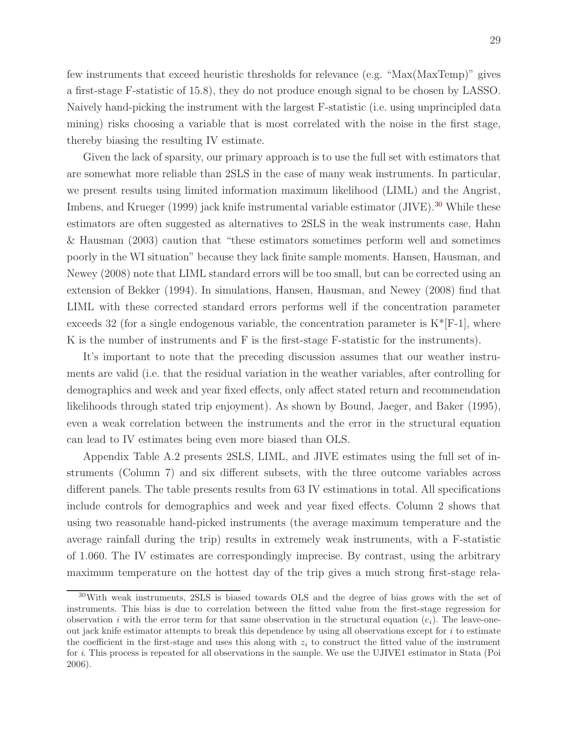few instruments that exceed heuristic thresholds for relevance (e.g. "Max(MaxTemp)" gives a first-stage F-statistic of 15.8), they do not produce enough signal to be chosen by LASSO. Naively hand-picking the instrument with the largest F-statistic (i.e. using unprincipled data mining) risks choosing a variable that is most correlated with the noise in the first stage, thereby biasing the resulting IV estimate.

Given the lack of sparsity, our primary approach is to use the full set with estimators that are somewhat more reliable than 2SLS in the case of many weak instruments. In particular, we present results using limited information maximum likelihood (LIML) and the Angrist, Imbens, and Krueger (1999) jack knife instrumental variable estimator (JIVE).[30] While these estimators are often suggested as alternatives to 2SLS in the weak instruments case, Hahn & Hausman (2003) caution that "these estimators sometimes perform well and sometimes poorly in the WI situation" because they lack finite sample moments. Hansen, Hausman, and Newey (2008) note that LIML standard errors will be too small, but can be corrected using an extension of Bekker (1994). In simulations, Hansen, Hausman, and Newey (2008) find that LIML with these corrected standard errors performs well if the concentration parameter exceeds 32 (for a single endogenous variable, the concentration parameter is K*[F-1], where K is the number of instruments and F is the first-stage F-statistic for the instruments).

It's important to note that the preceding discussion assumes that our weather instruments are valid (i.e. that the residual variation in the weather variables, after controlling for demographics and week and year fixed effects, only affect stated return and recommendation likelihoods through stated trip enjoyment). As shown by Bound, Jaeger, and Baker (1995), even a weak correlation between the instruments and the error in the structural equation can lead to IV estimates being even more biased than OLS.

Appendix Table A.2 presents 2SLS, LIML, and JIVE estimates using the full set of instruments (Column 7) and six different subsets, with the three outcome variables across different panels. The table presents results from 63 IV estimations in total. All specifications include controls for demographics and week and year fixed effects. Column 2 shows that using two reasonable hand-picked instruments (the average maximum temperature and the average rainfall during the trip) results in extremely weak instruments, with a F-statistic of 1.060. The IV estimates are correspondingly imprecise. By contrast, using the arbitrary maximum temperature on the hottest day of the trip gives a much strong first-stage rela-

[30] With weak instruments, 2SLS is biased towards OLS and the degree of bias grows with the set of instruments. This bias is due to correlation between the fitted value from the first-stage regression for observation $i$ with the error term for that same observation in the structural equation ($e_i$). The leave-one-out jack knife estimator attempts to break this dependence by using all observations except for $i$ to estimate the coefficient in the first-stage and uses this along with $z_i$ to construct the fitted value of the instrument for $i$. This process is repeated for all observations in the sample. We use the UJIVE1 estimator in Stata (Poi 2006).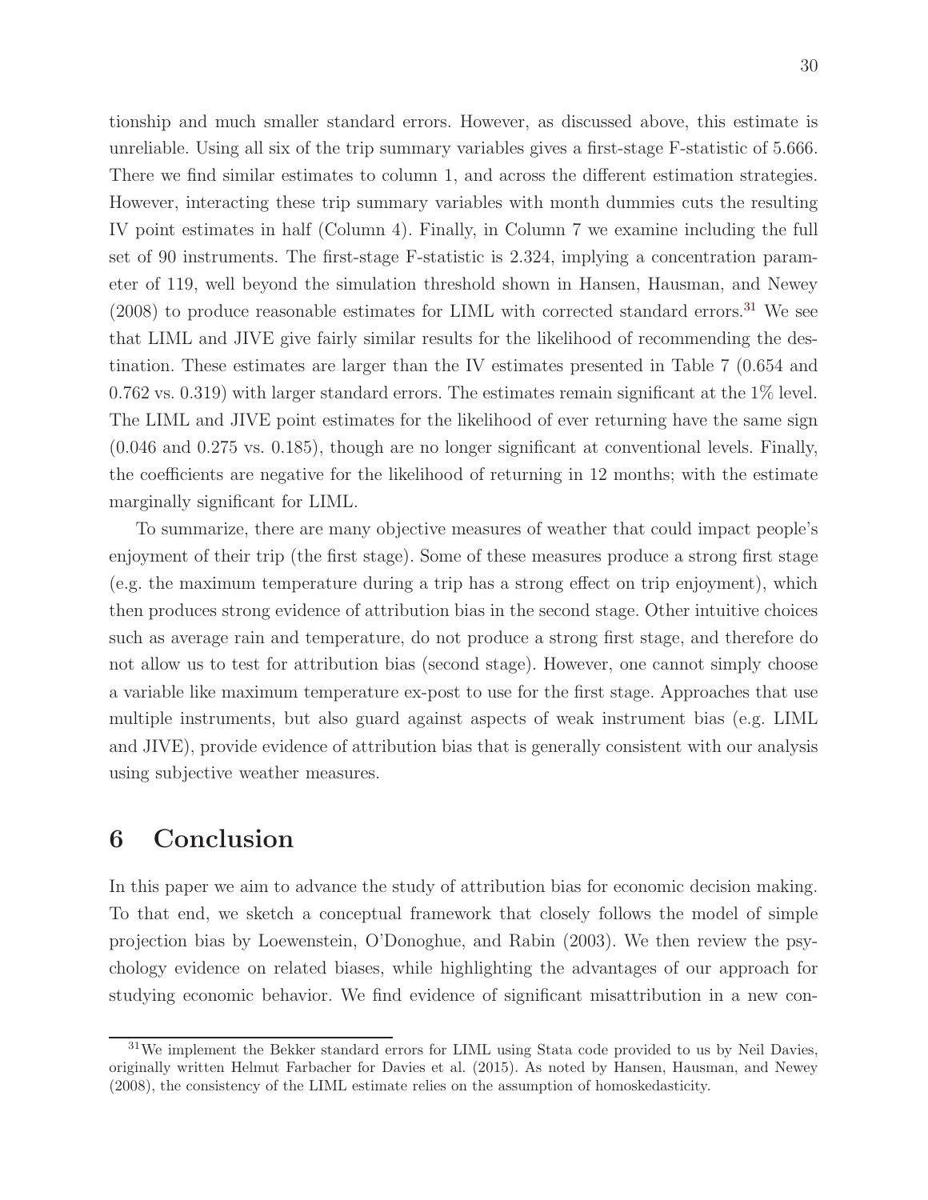tionship and much smaller standard errors. However, as discussed above, this estimate is unreliable. Using all six of the trip summary variables gives a first-stage F-statistic of 5.666. There we find similar estimates to column 1, and across the different estimation strategies. However, interacting these trip summary variables with month dummies cuts the resulting IV point estimates in half (Column 4). Finally, in Column 7 we examine including the full set of 90 instruments. The first-stage F-statistic is 2.324, implying a concentration parameter of 119, well beyond the simulation threshold shown in Hansen, Hausman, and Newey (2008) to produce reasonable estimates for LIML with corrected standard errors.[31] We see that LIML and JIVE give fairly similar results for the likelihood of recommending the destination. These estimates are larger than the IV estimates presented in Table 7 (0.654 and 0.762 vs. 0.319) with larger standard errors. The estimates remain significant at the 1% level. The LIML and JIVE point estimates for the likelihood of ever returning have the same sign (0.046 and 0.275 vs. 0.185), though are no longer significant at conventional levels. Finally, the coefficients are negative for the likelihood of returning in 12 months; with the estimate marginally significant for LIML.

To summarize, there are many objective measures of weather that could impact people's enjoyment of their trip (the first stage). Some of these measures produce a strong first stage (e.g. the maximum temperature during a trip has a strong effect on trip enjoyment), which then produces strong evidence of attribution bias in the second stage. Other intuitive choices such as average rain and temperature, do not produce a strong first stage, and therefore do not allow us to test for attribution bias (second stage). However, one cannot simply choose a variable like maximum temperature ex-post to use for the first stage. Approaches that use multiple instruments, but also guard against aspects of weak instrument bias (e.g. LIML and JIVE), provide evidence of attribution bias that is generally consistent with our analysis using subjective weather measures.

# 6 Conclusion

In this paper we aim to advance the study of attribution bias for economic decision making. To that end, we sketch a conceptual framework that closely follows the model of simple projection bias by Loewenstein, O'Donoghue, and Rabin (2003). We then review the psychology evidence on related biases, while highlighting the advantages of our approach for studying economic behavior. We find evidence of significant misattribution in a new con-

[31] We implement the Bekker standard errors for LIML using Stata code provided to us by Neil Davies, originally written Helmut Farbacher for Davies et al. (2015). As noted by Hansen, Hausman, and Newey (2008), the consistency of the LIML estimate relies on the assumption of homoskedasticity.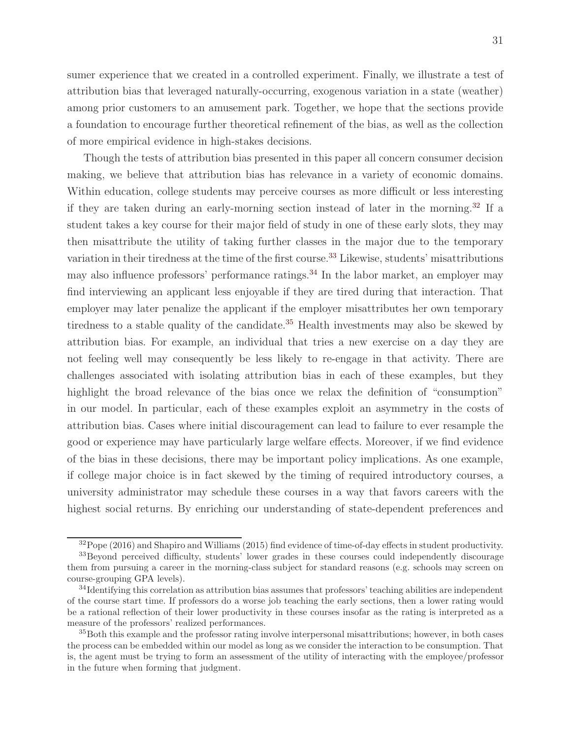sumer experience that we created in a controlled experiment. Finally, we illustrate a test of attribution bias that leveraged naturally-occurring, exogenous variation in a state (weather) among prior customers to an amusement park. Together, we hope that the sections provide a foundation to encourage further theoretical refinement of the bias, as well as the collection of more empirical evidence in high-stakes decisions.

Though the tests of attribution bias presented in this paper all concern consumer decision making, we believe that attribution bias has relevance in a variety of economic domains. Within education, college students may perceive courses as more difficult or less interesting if they are taken during an early-morning section instead of later in the morning.[32] If a student takes a key course for their major field of study in one of these early slots, they may then misattribute the utility of taking further classes in the major due to the temporary variation in their tiredness at the time of the first course.[33] Likewise, students' misattributions may also influence professors' performance ratings.[34] In the labor market, an employer may find interviewing an applicant less enjoyable if they are tired during that interaction. That employer may later penalize the applicant if the employer misattributes her own temporary tiredness to a stable quality of the candidate.[35] Health investments may also be skewed by attribution bias. For example, an individual that tries a new exercise on a day they are not feeling well may consequently be less likely to re-engage in that activity. There are challenges associated with isolating attribution bias in each of these examples, but they highlight the broad relevance of the bias once we relax the definition of "consumption" in our model. In particular, each of these examples exploit an asymmetry in the costs of attribution bias. Cases where initial discouragement can lead to failure to ever resample the good or experience may have particularly large welfare effects. Moreover, if we find evidence of the bias in these decisions, there may be important policy implications. As one example, if college major choice is in fact skewed by the timing of required introductory courses, a university administrator may schedule these courses in a way that favors careers with the highest social returns. By enriching our understanding of state-dependent preferences and

[32] Pope (2016) and Shapiro and Williams (2015) find evidence of time-of-day effects in student productivity.

[33] Beyond perceived difficulty, students' lower grades in these courses could independently discourage them from pursuing a career in the morning-class subject for standard reasons (e.g. schools may screen on course-grouping GPA levels).

[34] Identifying this correlation as attribution bias assumes that professors' teaching abilities are independent of the course start time. If professors do a worse job teaching the early sections, then a lower rating would be a rational reflection of their lower productivity in these courses insofar as the rating is interpreted as a measure of the professors' realized performances.

[35] Both this example and the professor rating involve interpersonal misattributions; however, in both cases the process can be embedded within our model as long as we consider the interaction to be consumption. That is, the agent must be trying to form an assessment of the utility of interacting with the employee/professor in the future when forming that judgment.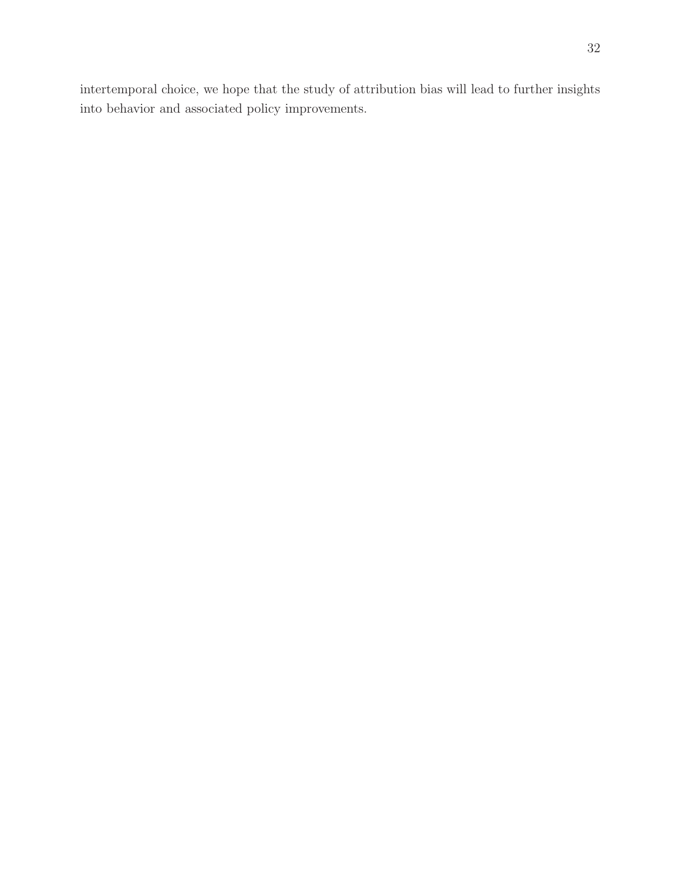intertemporal choice, we hope that the study of attribution bias will lead to further insights into behavior and associated policy improvements.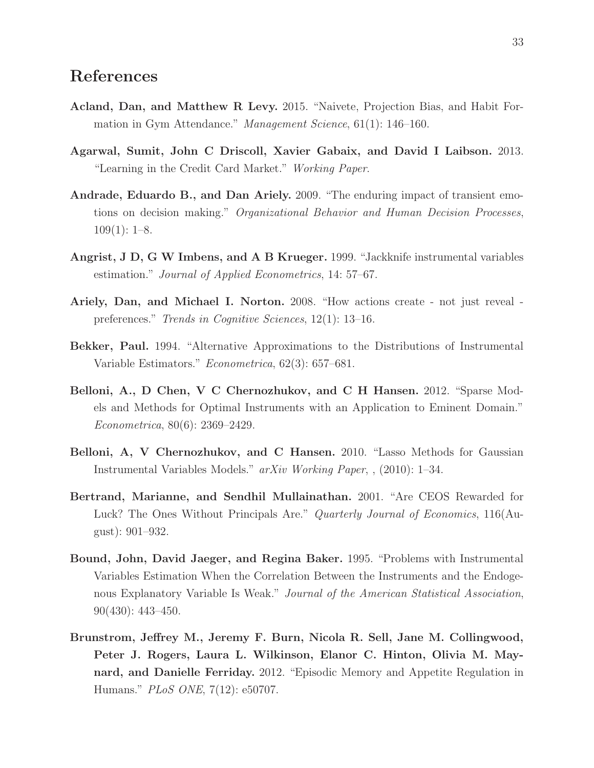# References

**Acland, Dan, and Matthew R Levy.** 2015. "Naivete, Projection Bias, and Habit Formation in Gym Attendance." *Management Science*, 61(1): 146–160.

**Agarwal, Sumit, John C Driscoll, Xavier Gabaix, and David I Laibson.** 2013. "Learning in the Credit Card Market." *Working Paper*.

**Andrade, Eduardo B., and Dan Ariely.** 2009. "The enduring impact of transient emotions on decision making." *Organizational Behavior and Human Decision Processes*, 109(1): 1–8.

**Angrist, J D, G W Imbens, and A B Krueger.** 1999. "Jackknife instrumental variables estimation." *Journal of Applied Econometrics*, 14: 57–67.

**Ariely, Dan, and Michael I. Norton.** 2008. "How actions create - not just reveal - preferences." *Trends in Cognitive Sciences*, 12(1): 13–16.

**Bekker, Paul.** 1994. "Alternative Approximations to the Distributions of Instrumental Variable Estimators." *Econometrica*, 62(3): 657–681.

**Belloni, A., D Chen, V C Chernozhukov, and C H Hansen.** 2012. "Sparse Models and Methods for Optimal Instruments with an Application to Eminent Domain." *Econometrica*, 80(6): 2369–2429.

**Belloni, A, V Chernozhukov, and C Hansen.** 2010. "Lasso Methods for Gaussian Instrumental Variables Models." *arXiv Working Paper*, , (2010): 1–34.

**Bertrand, Marianne, and Sendhil Mullainathan.** 2001. "Are CEOS Rewarded for Luck? The Ones Without Principals Are." *Quarterly Journal of Economics*, 116(August): 901–932.

**Bound, John, David Jaeger, and Regina Baker.** 1995. "Problems with Instrumental Variables Estimation When the Correlation Between the Instruments and the Endogenous Explanatory Variable Is Weak." *Journal of the American Statistical Association*, 90(430): 443–450.

**Brunstrom, Jeffrey M., Jeremy F. Burn, Nicola R. Sell, Jane M. Collingwood, Peter J. Rogers, Laura L. Wilkinson, Elanor C. Hinton, Olivia M. Maynard, and Danielle Ferriday.** 2012. "Episodic Memory and Appetite Regulation in Humans." *PLoS ONE*, 7(12): e50707.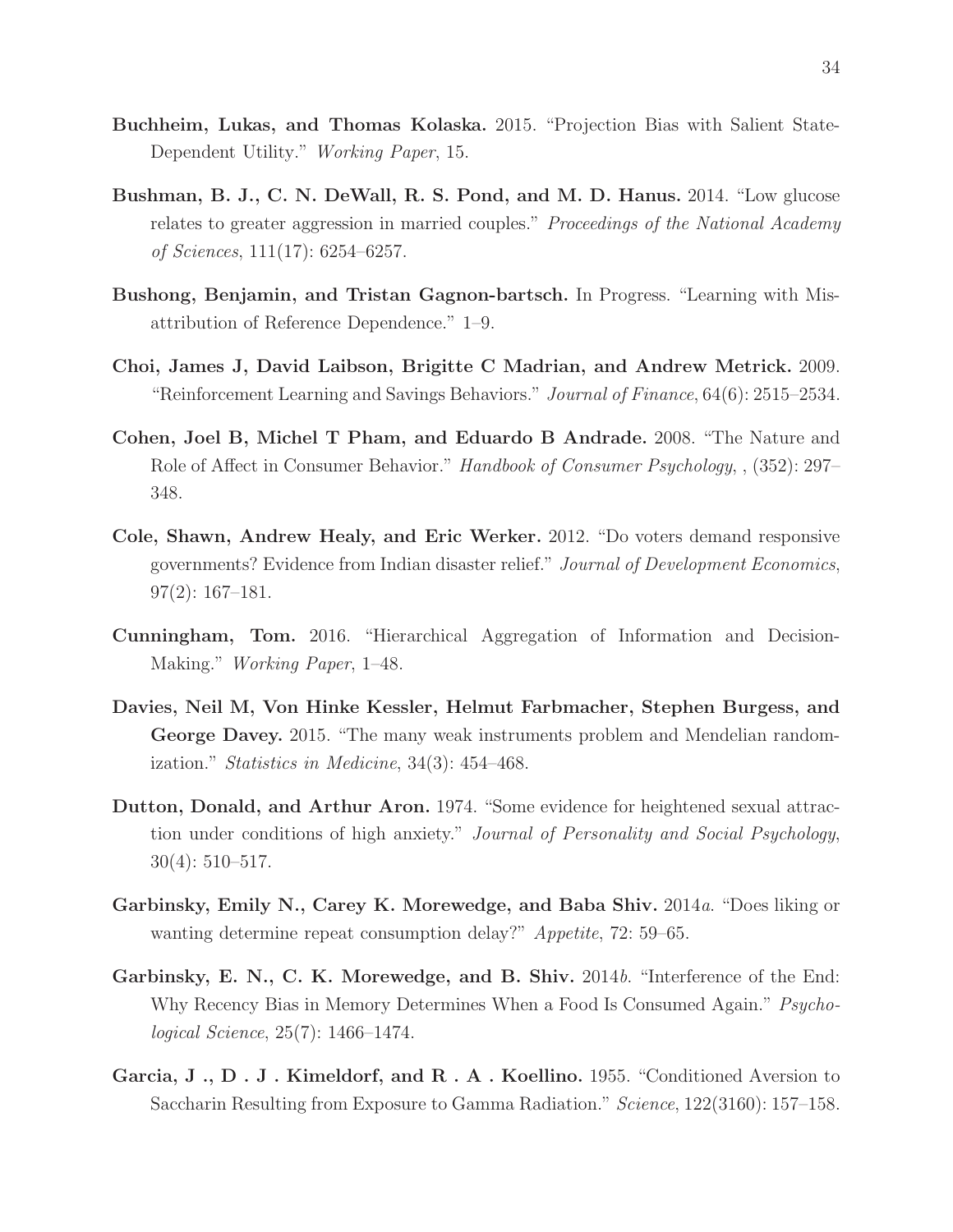**Buchheim, Lukas, and Thomas Kolaska.** 2015. "Projection Bias with Salient State-Dependent Utility." *Working Paper*, 15.

**Bushman, B. J., C. N. DeWall, R. S. Pond, and M. D. Hanus.** 2014. "Low glucose relates to greater aggression in married couples." *Proceedings of the National Academy of Sciences*, 111(17): 6254–6257.

**Bushong, Benjamin, and Tristan Gagnon-bartsch.** In Progress. "Learning with Misattribution of Reference Dependence." 1–9.

**Choi, James J, David Laibson, Brigitte C Madrian, and Andrew Metrick.** 2009. "Reinforcement Learning and Savings Behaviors." *Journal of Finance*, 64(6): 2515–2534.

**Cohen, Joel B, Michel T Pham, and Eduardo B Andrade.** 2008. "The Nature and Role of Affect in Consumer Behavior." *Handbook of Consumer Psychology*, , (352): 297–348.

**Cole, Shawn, Andrew Healy, and Eric Werker.** 2012. "Do voters demand responsive governments? Evidence from Indian disaster relief." *Journal of Development Economics*, 97(2): 167–181.

**Cunningham, Tom.** 2016. "Hierarchical Aggregation of Information and Decision-Making." *Working Paper*, 1–48.

**Davies, Neil M, Von Hinke Kessler, Helmut Farbmacher, Stephen Burgess, and George Davey.** 2015. "The many weak instruments problem and Mendelian randomization." *Statistics in Medicine*, 34(3): 454–468.

**Dutton, Donald, and Arthur Aron.** 1974. "Some evidence for heightened sexual attraction under conditions of high anxiety." *Journal of Personality and Social Psychology*, 30(4): 510–517.

**Garbinsky, Emily N., Carey K. Morewedge, and Baba Shiv.** 2014*a*. "Does liking or wanting determine repeat consumption delay?" *Appetite*, 72: 59–65.

**Garbinsky, E. N., C. K. Morewedge, and B. Shiv.** 2014*b*. "Interference of the End: Why Recency Bias in Memory Determines When a Food Is Consumed Again." *Psychological Science*, 25(7): 1466–1474.

**Garcia, J ., D . J . Kimeldorf, and R . A . Koellino.** 1955. "Conditioned Aversion to Saccharin Resulting from Exposure to Gamma Radiation." *Science*, 122(3160): 157–158.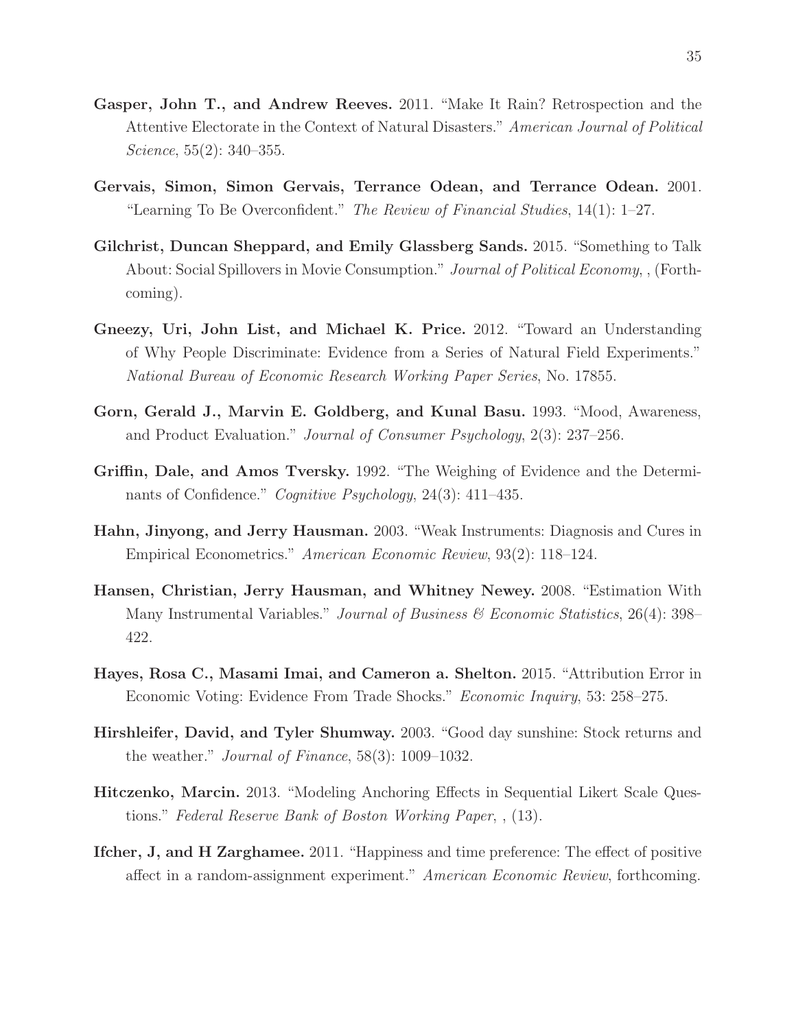**Gasper, John T., and Andrew Reeves.** 2011. "Make It Rain? Retrospection and the Attentive Electorate in the Context of Natural Disasters." *American Journal of Political Science*, 55(2): 340–355.

**Gervais, Simon, Simon Gervais, Terrance Odean, and Terrance Odean.** 2001. "Learning To Be Overconfident." *The Review of Financial Studies*, 14(1): 1–27.

**Gilchrist, Duncan Sheppard, and Emily Glassberg Sands.** 2015. "Something to Talk About: Social Spillovers in Movie Consumption." *Journal of Political Economy*, , (Forthcoming).

**Gneezy, Uri, John List, and Michael K. Price.** 2012. "Toward an Understanding of Why People Discriminate: Evidence from a Series of Natural Field Experiments." *National Bureau of Economic Research Working Paper Series*, No. 17855.

**Gorn, Gerald J., Marvin E. Goldberg, and Kunal Basu.** 1993. "Mood, Awareness, and Product Evaluation." *Journal of Consumer Psychology*, 2(3): 237–256.

**Griffin, Dale, and Amos Tversky.** 1992. "The Weighing of Evidence and the Determinants of Confidence." *Cognitive Psychology*, 24(3): 411–435.

**Hahn, Jinyong, and Jerry Hausman.** 2003. "Weak Instruments: Diagnosis and Cures in Empirical Econometrics." *American Economic Review*, 93(2): 118–124.

**Hansen, Christian, Jerry Hausman, and Whitney Newey.** 2008. "Estimation With Many Instrumental Variables." *Journal of Business & Economic Statistics*, 26(4): 398–422.

**Hayes, Rosa C., Masami Imai, and Cameron a. Shelton.** 2015. "Attribution Error in Economic Voting: Evidence From Trade Shocks." *Economic Inquiry*, 53: 258–275.

**Hirshleifer, David, and Tyler Shumway.** 2003. "Good day sunshine: Stock returns and the weather." *Journal of Finance*, 58(3): 1009–1032.

**Hitczenko, Marcin.** 2013. "Modeling Anchoring Effects in Sequential Likert Scale Questions." *Federal Reserve Bank of Boston Working Paper*, , (13).

**Ifcher, J, and H Zarghamee.** 2011. "Happiness and time preference: The effect of positive affect in a random-assignment experiment." *American Economic Review*, forthcoming.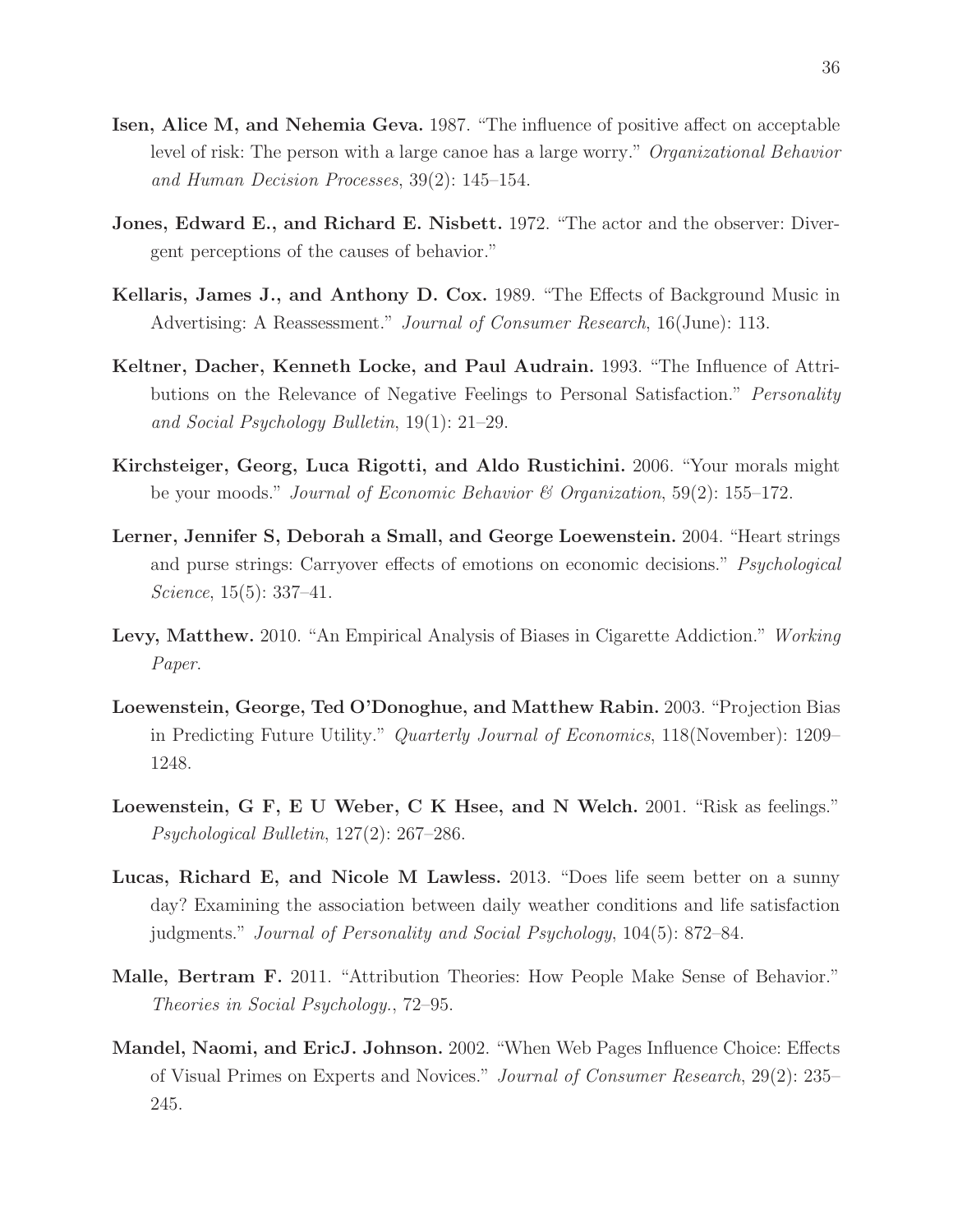**Isen, Alice M, and Nehemia Geva.** 1987. "The influence of positive affect on acceptable level of risk: The person with a large canoe has a large worry." *Organizational Behavior and Human Decision Processes*, 39(2): 145–154.

**Jones, Edward E., and Richard E. Nisbett.** 1972. "The actor and the observer: Divergent perceptions of the causes of behavior."

**Kellaris, James J., and Anthony D. Cox.** 1989. "The Effects of Background Music in Advertising: A Reassessment." *Journal of Consumer Research*, 16(June): 113.

**Keltner, Dacher, Kenneth Locke, and Paul Audrain.** 1993. "The Influence of Attributions on the Relevance of Negative Feelings to Personal Satisfaction." *Personality and Social Psychology Bulletin*, 19(1): 21–29.

**Kirchsteiger, Georg, Luca Rigotti, and Aldo Rustichini.** 2006. "Your morals might be your moods." *Journal of Economic Behavior & Organization*, 59(2): 155–172.

**Lerner, Jennifer S, Deborah a Small, and George Loewenstein.** 2004. "Heart strings and purse strings: Carryover effects of emotions on economic decisions." *Psychological Science*, 15(5): 337–41.

**Levy, Matthew.** 2010. "An Empirical Analysis of Biases in Cigarette Addiction." *Working Paper*.

**Loewenstein, George, Ted O'Donoghue, and Matthew Rabin.** 2003. "Projection Bias in Predicting Future Utility." *Quarterly Journal of Economics*, 118(November): 1209–1248.

**Loewenstein, G F, E U Weber, C K Hsee, and N Welch.** 2001. "Risk as feelings." *Psychological Bulletin*, 127(2): 267–286.

**Lucas, Richard E, and Nicole M Lawless.** 2013. "Does life seem better on a sunny day? Examining the association between daily weather conditions and life satisfaction judgments." *Journal of Personality and Social Psychology*, 104(5): 872–84.

**Malle, Bertram F.** 2011. "Attribution Theories: How People Make Sense of Behavior." *Theories in Social Psychology.*, 72–95.

**Mandel, Naomi, and EricJ. Johnson.** 2002. "When Web Pages Influence Choice: Effects of Visual Primes on Experts and Novices." *Journal of Consumer Research*, 29(2): 235–245.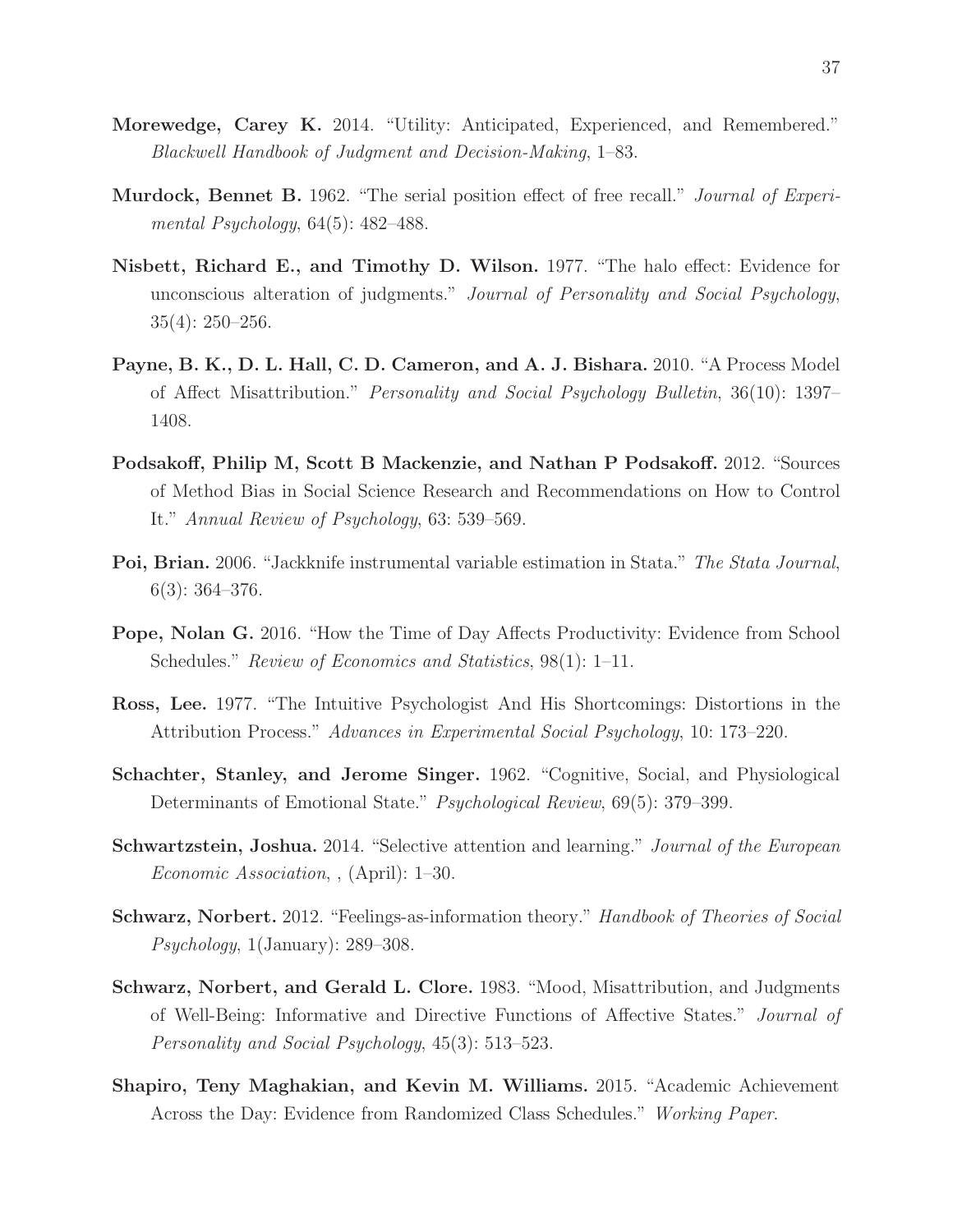**Morewedge, Carey K.** 2014. "Utility: Anticipated, Experienced, and Remembered." *Blackwell Handbook of Judgment and Decision-Making*, 1–83.

**Murdock, Bennet B.** 1962. "The serial position effect of free recall." *Journal of Experimental Psychology*, 64(5): 482–488.

**Nisbett, Richard E., and Timothy D. Wilson.** 1977. "The halo effect: Evidence for unconscious alteration of judgments." *Journal of Personality and Social Psychology*, 35(4): 250–256.

**Payne, B. K., D. L. Hall, C. D. Cameron, and A. J. Bishara.** 2010. "A Process Model of Affect Misattribution." *Personality and Social Psychology Bulletin*, 36(10): 1397–1408.

**Podsakoff, Philip M, Scott B Mackenzie, and Nathan P Podsakoff.** 2012. "Sources of Method Bias in Social Science Research and Recommendations on How to Control It." *Annual Review of Psychology*, 63: 539–569.

**Poi, Brian.** 2006. "Jackknife instrumental variable estimation in Stata." *The Stata Journal*, 6(3): 364–376.

**Pope, Nolan G.** 2016. "How the Time of Day Affects Productivity: Evidence from School Schedules." *Review of Economics and Statistics*, 98(1): 1–11.

**Ross, Lee.** 1977. "The Intuitive Psychologist And His Shortcomings: Distortions in the Attribution Process." *Advances in Experimental Social Psychology*, 10: 173–220.

**Schachter, Stanley, and Jerome Singer.** 1962. "Cognitive, Social, and Physiological Determinants of Emotional State." *Psychological Review*, 69(5): 379–399.

**Schwartzstein, Joshua.** 2014. "Selective attention and learning." *Journal of the European Economic Association*, , (April): 1–30.

**Schwarz, Norbert.** 2012. "Feelings-as-information theory." *Handbook of Theories of Social Psychology*, 1(January): 289–308.

**Schwarz, Norbert, and Gerald L. Clore.** 1983. "Mood, Misattribution, and Judgments of Well-Being: Informative and Directive Functions of Affective States." *Journal of Personality and Social Psychology*, 45(3): 513–523.

**Shapiro, Teny Maghakian, and Kevin M. Williams.** 2015. "Academic Achievement Across the Day: Evidence from Randomized Class Schedules." *Working Paper*.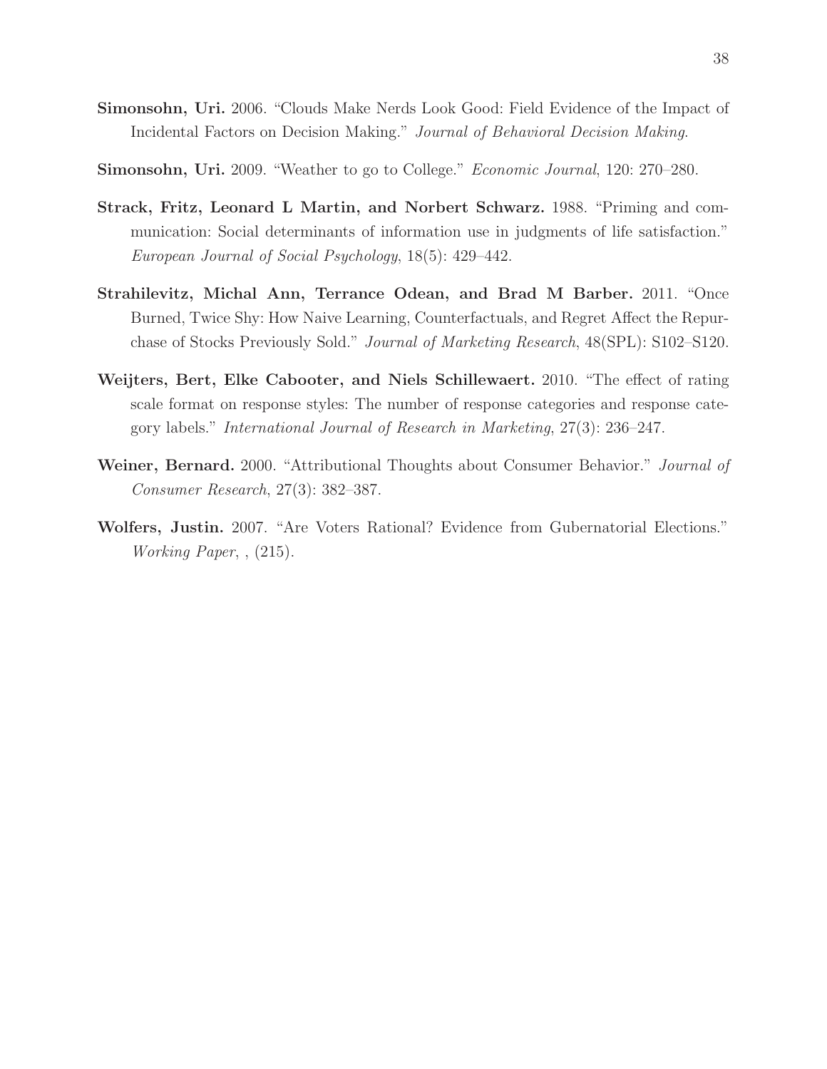**Simonsohn, Uri.** 2006. "Clouds Make Nerds Look Good: Field Evidence of the Impact of Incidental Factors on Decision Making." *Journal of Behavioral Decision Making*.

**Simonsohn, Uri.** 2009. "Weather to go to College." *Economic Journal*, 120: 270–280.

**Strack, Fritz, Leonard L Martin, and Norbert Schwarz.** 1988. "Priming and communication: Social determinants of information use in judgments of life satisfaction." *European Journal of Social Psychology*, 18(5): 429–442.

**Strahilevitz, Michal Ann, Terrance Odean, and Brad M Barber.** 2011. "Once Burned, Twice Shy: How Naive Learning, Counterfactuals, and Regret Affect the Repurchase of Stocks Previously Sold." *Journal of Marketing Research*, 48(SPL): S102–S120.

**Weijters, Bert, Elke Cabooter, and Niels Schillewaert.** 2010. "The effect of rating scale format on response styles: The number of response categories and response category labels." *International Journal of Research in Marketing*, 27(3): 236–247.

**Weiner, Bernard.** 2000. "Attributional Thoughts about Consumer Behavior." *Journal of Consumer Research*, 27(3): 382–387.

**Wolfers, Justin.** 2007. "Are Voters Rational? Evidence from Gubernatorial Elections." *Working Paper*, , (215).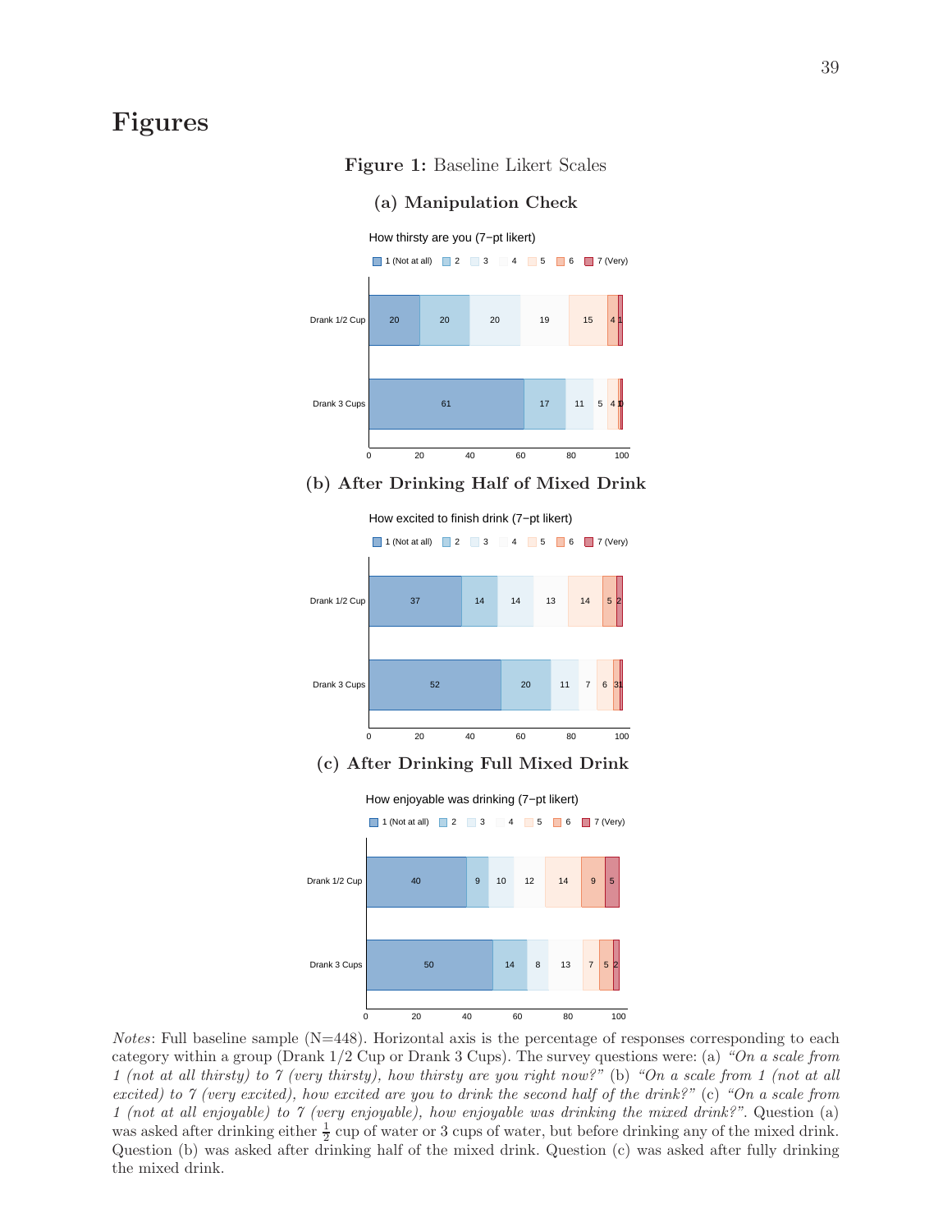# Figures

**Figure 1:** Baseline Likert Scales

**(a) Manipulation Check**

How thirsty are you (7−pt likert)

| | 1 (Not at all) | 2 | 3 | 4 | 5 | 6 | 7 (Very) |
|---|---|---|---|---|---|---|---|
| Drank 1/2 Cup | 20 | 20 | 20 | 19 | 15 | 4 | 1 |
| Drank 3 Cups | 61 | 17 | 11 | 5 | 4 | 1 | 0 |

**(b) After Drinking Half of Mixed Drink**

How excited to finish drink (7−pt likert)

| | 1 (Not at all) | 2 | 3 | 4 | 5 | 6 | 7 (Very) |
|---|---|---|---|---|---|---|---|
| Drank 1/2 Cup | 37 | 14 | 14 | 13 | 14 | 5 | 2 |
| Drank 3 Cups | 52 | 20 | 11 | 7 | 6 | 3 | 1 |

**(c) After Drinking Full Mixed Drink**

How enjoyable was drinking (7−pt likert)

| | 1 (Not at all) | 2 | 3 | 4 | 5 | 6 | 7 (Very) |
|---|---|---|---|---|---|---|---|
| Drank 1/2 Cup | 40 | 9 | 10 | 12 | 14 | 9 | 5 |
| Drank 3 Cups | 50 | 14 | 8 | 13 | 7 | 5 | 2 |

*Notes*: Full baseline sample (N=448). Horizontal axis is the percentage of responses corresponding to each category within a group (Drank 1/2 Cup or Drank 3 Cups). The survey questions were: (a) *"On a scale from 1 (not at all thirsty) to 7 (very thirsty), how thirsty are you right now?"* (b) *"On a scale from 1 (not at all excited) to 7 (very excited), how excited are you to drink the second half of the drink?"* (c) *"On a scale from 1 (not at all enjoyable) to 7 (very enjoyable), how enjoyable was drinking the mixed drink?"*. Question (a) was asked after drinking either $\frac{1}{2}$ cup of water or 3 cups of water, but before drinking any of the mixed drink. Question (b) was asked after drinking half of the mixed drink. Question (c) was asked after fully drinking the mixed drink.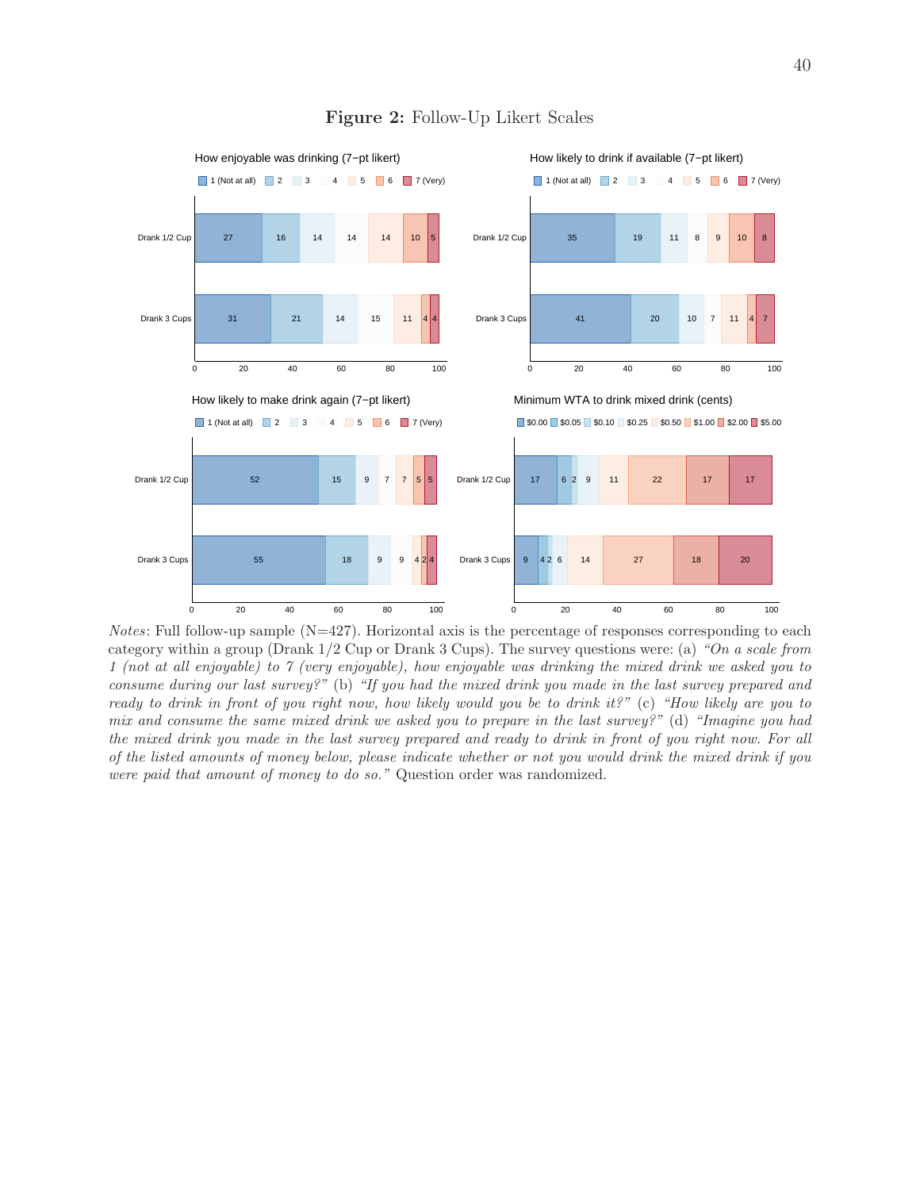**Figure 2:** Follow-Up Likert Scales

How enjoyable was drinking (7−pt likert)

| | 1 (Not at all) | 2 | 3 | 4 | 5 | 6 | 7 (Very) |
|---|---|---|---|---|---|---|---|
| Drank 1/2 Cup | 27 | 16 | 14 | 14 | 14 | 10 | 5 |
| Drank 3 Cups | 31 | 21 | 14 | 15 | 11 | 4 | 4 |

How likely to drink if available (7−pt likert)

| | 1 (Not at all) | 2 | 3 | 4 | 5 | 6 | 7 (Very) |
|---|---|---|---|---|---|---|---|
| Drank 1/2 Cup | 35 | 19 | 11 | 8 | 9 | 10 | 8 |
| Drank 3 Cups | 41 | 20 | 10 | 7 | 11 | 4 | 7 |

How likely to make drink again (7−pt likert)

| | 1 (Not at all) | 2 | 3 | 4 | 5 | 6 | 7 (Very) |
|---|---|---|---|---|---|---|---|
| Drank 1/2 Cup | 52 | 15 | 9 | 7 | 7 | 5 | 5 |
| Drank 3 Cups | 55 | 18 | 9 | 9 | 4 | 2 | 4 |

Minimum WTA to drink mixed drink (cents)

| | $0.00 | $0.05 | $0.10 | $0.25 | $0.50 | $1.00 | $2.00 | $5.00 |
|---|---|---|---|---|---|---|---|---|
| Drank 1/2 Cup | 17 | 6 | 2 | 9 | 11 | 22 | 17 | 17 |
| Drank 3 Cups | 9 | 4 | 2 | 6 | 14 | 27 | 18 | 20 |

*Notes*: Full follow-up sample (N=427). Horizontal axis is the percentage of responses corresponding to each category within a group (Drank 1/2 Cup or Drank 3 Cups). The survey questions were: (a) *"On a scale from 1 (not at all enjoyable) to 7 (very enjoyable), how enjoyable was drinking the mixed drink we asked you to consume during our last survey?"* (b) *"If you had the mixed drink you made in the last survey prepared and ready to drink in front of you right now, how likely would you be to drink it?"* (c) *"How likely are you to mix and consume the same mixed drink we asked you to prepare in the last survey?"* (d) *"Imagine you had the mixed drink you made in the last survey prepared and ready to drink in front of you right now. For all of the listed amounts of money below, please indicate whether or not you would drink the mixed drink if you were paid that amount of money to do so."* Question order was randomized.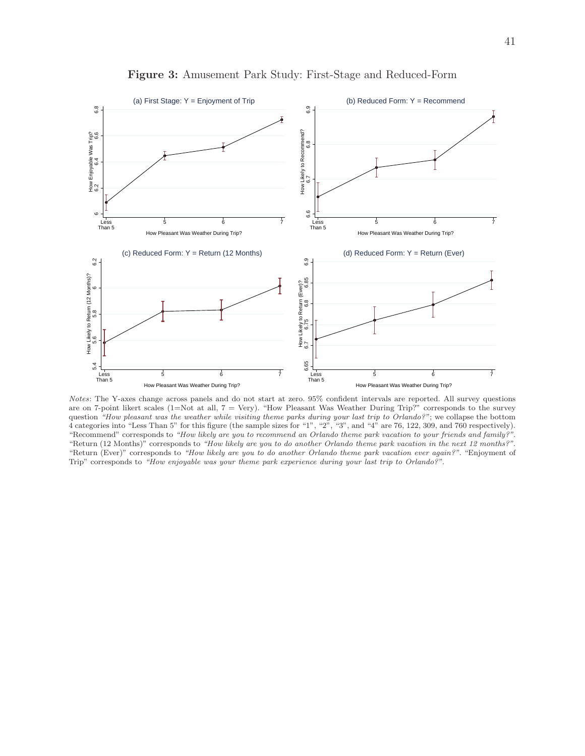**Figure 3:** Amusement Park Study: First-Stage and Reduced-Form

*Notes*: The Y-axes change across panels and do not start at zero. 95% confident intervals are reported. All survey questions are on 7-point likert scales (1=Not at all, 7 = Very). "How Pleasant Was Weather During Trip?" corresponds to the survey question *"How pleasant was the weather while visiting theme parks during your last trip to Orlando?"*; we collapse the bottom 4 categories into "Less Than 5" for this figure (the sample sizes for "1", "2", "3", and "4" are 76, 122, 309, and 760 respectively). "Recommend" corresponds to *"How likely are you to recommend an Orlando theme park vacation to your friends and family?"*. "Return (12 Months)" corresponds to *"How likely are you to do another Orlando theme park vacation in the next 12 months?"*. "Return (Ever)" corresponds to *"How likely are you to do another Orlando theme park vacation ever again?"*. "Enjoyment of Trip" corresponds to *"How enjoyable was your theme park experience during your last trip to Orlando?"*.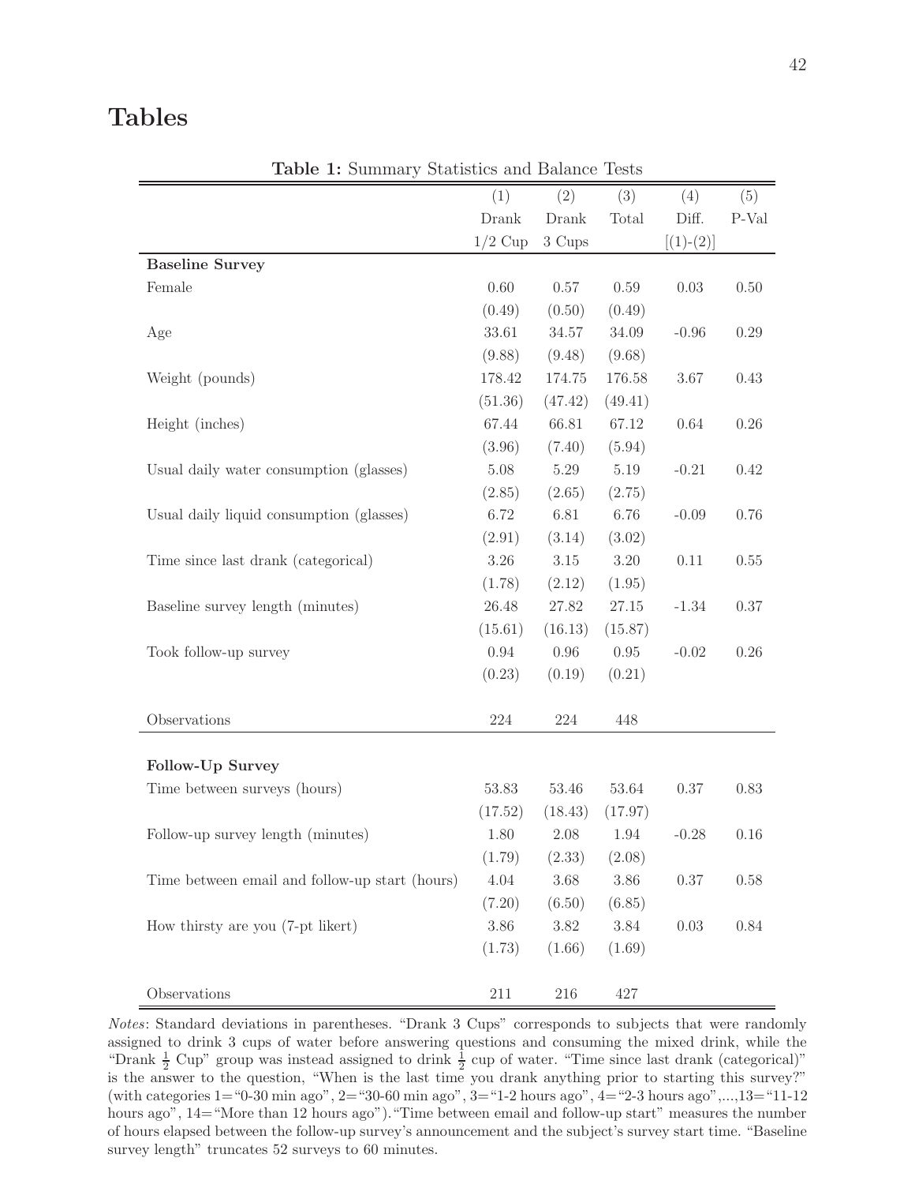# Tables

**Table 1:** Summary Statistics and Balance Tests

| | (1) Drank 1/2 Cup | (2) Drank 3 Cups | (3) Total | (4) Diff. [(1)-(2)] | (5) P-Val |
|---|---|---|---|---|---|
| **Baseline Survey** | | | | | |
| Female | 0.60 | 0.57 | 0.59 | 0.03 | 0.50 |
| | (0.49) | (0.50) | (0.49) | | |
| Age | 33.61 | 34.57 | 34.09 | -0.96 | 0.29 |
| | (9.88) | (9.48) | (9.68) | | |
| Weight (pounds) | 178.42 | 174.75 | 176.58 | 3.67 | 0.43 |
| | (51.36) | (47.42) | (49.41) | | |
| Height (inches) | 67.44 | 66.81 | 67.12 | 0.64 | 0.26 |
| | (3.96) | (7.40) | (5.94) | | |
| Usual daily water consumption (glasses) | 5.08 | 5.29 | 5.19 | -0.21 | 0.42 |
| | (2.85) | (2.65) | (2.75) | | |
| Usual daily liquid consumption (glasses) | 6.72 | 6.81 | 6.76 | -0.09 | 0.76 |
| | (2.91) | (3.14) | (3.02) | | |
| Time since last drank (categorical) | 3.26 | 3.15 | 3.20 | 0.11 | 0.55 |
| | (1.78) | (2.12) | (1.95) | | |
| Baseline survey length (minutes) | 26.48 | 27.82 | 27.15 | -1.34 | 0.37 |
| | (15.61) | (16.13) | (15.87) | | |
| Took follow-up survey | 0.94 | 0.96 | 0.95 | -0.02 | 0.26 |
| | (0.23) | (0.19) | (0.21) | | |
| Observations | 224 | 224 | 448 | | |
| **Follow-Up Survey** | | | | | |
| Time between surveys (hours) | 53.83 | 53.46 | 53.64 | 0.37 | 0.83 |
| | (17.52) | (18.43) | (17.97) | | |
| Follow-up survey length (minutes) | 1.80 | 2.08 | 1.94 | -0.28 | 0.16 |
| | (1.79) | (2.33) | (2.08) | | |
| Time between email and follow-up start (hours) | 4.04 | 3.68 | 3.86 | 0.37 | 0.58 |
| | (7.20) | (6.50) | (6.85) | | |
| How thirsty are you (7-pt likert) | 3.86 | 3.82 | 3.84 | 0.03 | 0.84 |
| | (1.73) | (1.66) | (1.69) | | |
| Observations | 211 | 216 | 427 | | |

*Notes*: Standard deviations in parentheses. "Drank 3 Cups" corresponds to subjects that were randomly assigned to drink 3 cups of water before answering questions and consuming the mixed drink, while the "Drank $\frac{1}{2}$ Cup" group was instead assigned to drink $\frac{1}{2}$ cup of water. "Time since last drank (categorical)" is the answer to the question, "When is the last time you drank anything prior to starting this survey?" (with categories 1="0-30 min ago", 2="30-60 min ago", 3="1-2 hours ago", 4="2-3 hours ago",...,13="11-12 hours ago", 14="More than 12 hours ago"). "Time between email and follow-up start" measures the number of hours elapsed between the follow-up survey's announcement and the subject's survey start time. "Baseline survey length" truncates 52 surveys to 60 minutes.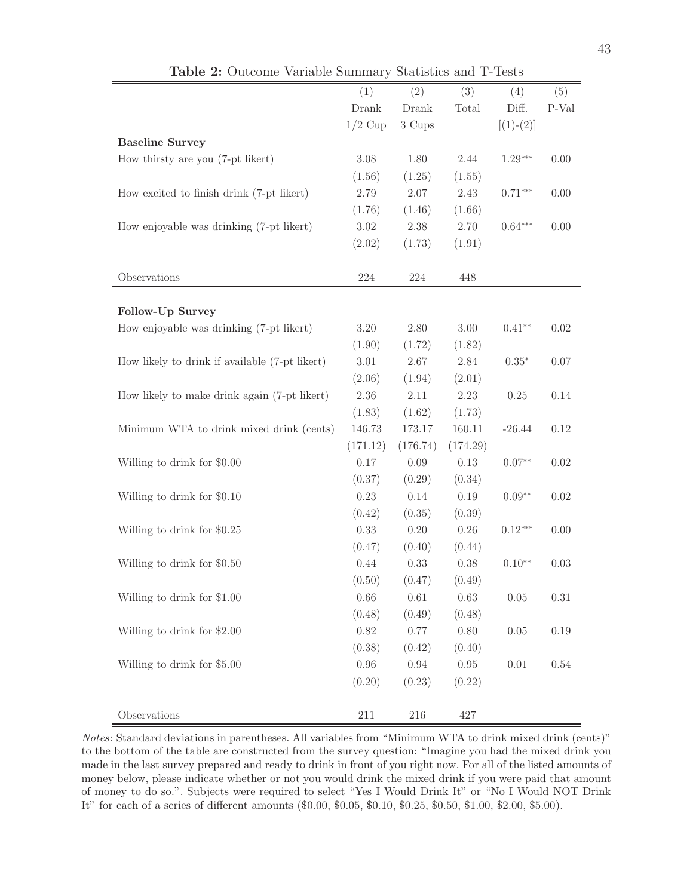**Table 2:** Outcome Variable Summary Statistics and T-Tests

| | (1) | (2) | (3) | (4) | (5) |
|---|---|---|---|---|---|
| | Drank | Drank | Total | Diff. | P-Val |
| | 1/2 Cup | 3 Cups | | [(1)-(2)] | |
| **Baseline Survey** | | | | | |
| How thirsty are you (7-pt likert) | 3.08 | 1.80 | 2.44 | 1.29*** | 0.00 |
| | (1.56) | (1.25) | (1.55) | | |
| How excited to finish drink (7-pt likert) | 2.79 | 2.07 | 2.43 | 0.71*** | 0.00 |
| | (1.76) | (1.46) | (1.66) | | |
| How enjoyable was drinking (7-pt likert) | 3.02 | 2.38 | 2.70 | 0.64*** | 0.00 |
| | (2.02) | (1.73) | (1.91) | | |
| Observations | 224 | 224 | 448 | | |
| **Follow-Up Survey** | | | | | |
| How enjoyable was drinking (7-pt likert) | 3.20 | 2.80 | 3.00 | 0.41** | 0.02 |
| | (1.90) | (1.72) | (1.82) | | |
| How likely to drink if available (7-pt likert) | 3.01 | 2.67 | 2.84 | 0.35* | 0.07 |
| | (2.06) | (1.94) | (2.01) | | |
| How likely to make drink again (7-pt likert) | 2.36 | 2.11 | 2.23 | 0.25 | 0.14 |
| | (1.83) | (1.62) | (1.73) | | |
| Minimum WTA to drink mixed drink (cents) | 146.73 | 173.17 | 160.11 | -26.44 | 0.12 |
| | (171.12) | (176.74) | (174.29) | | |
| Willing to drink for $0.00 | 0.17 | 0.09 | 0.13 | 0.07** | 0.02 |
| | (0.37) | (0.29) | (0.34) | | |
| Willing to drink for $0.10 | 0.23 | 0.14 | 0.19 | 0.09** | 0.02 |
| | (0.42) | (0.35) | (0.39) | | |
| Willing to drink for $0.25 | 0.33 | 0.20 | 0.26 | 0.12*** | 0.00 |
| | (0.47) | (0.40) | (0.44) | | |
| Willing to drink for $0.50 | 0.44 | 0.33 | 0.38 | 0.10** | 0.03 |
| | (0.50) | (0.47) | (0.49) | | |
| Willing to drink for $1.00 | 0.66 | 0.61 | 0.63 | 0.05 | 0.31 |
| | (0.48) | (0.49) | (0.48) | | |
| Willing to drink for $2.00 | 0.82 | 0.77 | 0.80 | 0.05 | 0.19 |
| | (0.38) | (0.42) | (0.40) | | |
| Willing to drink for $5.00 | 0.96 | 0.94 | 0.95 | 0.01 | 0.54 |
| | (0.20) | (0.23) | (0.22) | | |
| Observations | 211 | 216 | 427 | | |

*Notes*: Standard deviations in parentheses. All variables from "Minimum WTA to drink mixed drink (cents)" to the bottom of the table are constructed from the survey question: "Imagine you had the mixed drink you made in the last survey prepared and ready to drink in front of you right now. For all of the listed amounts of money below, please indicate whether or not you would drink the mixed drink if you were paid that amount of money to do so.". Subjects were required to select "Yes I Would Drink It" or "No I Would NOT Drink It" for each of a series of different amounts ($0.00, $0.05, $0.10, $0.25, $0.50, $1.00, $2.00, $5.00).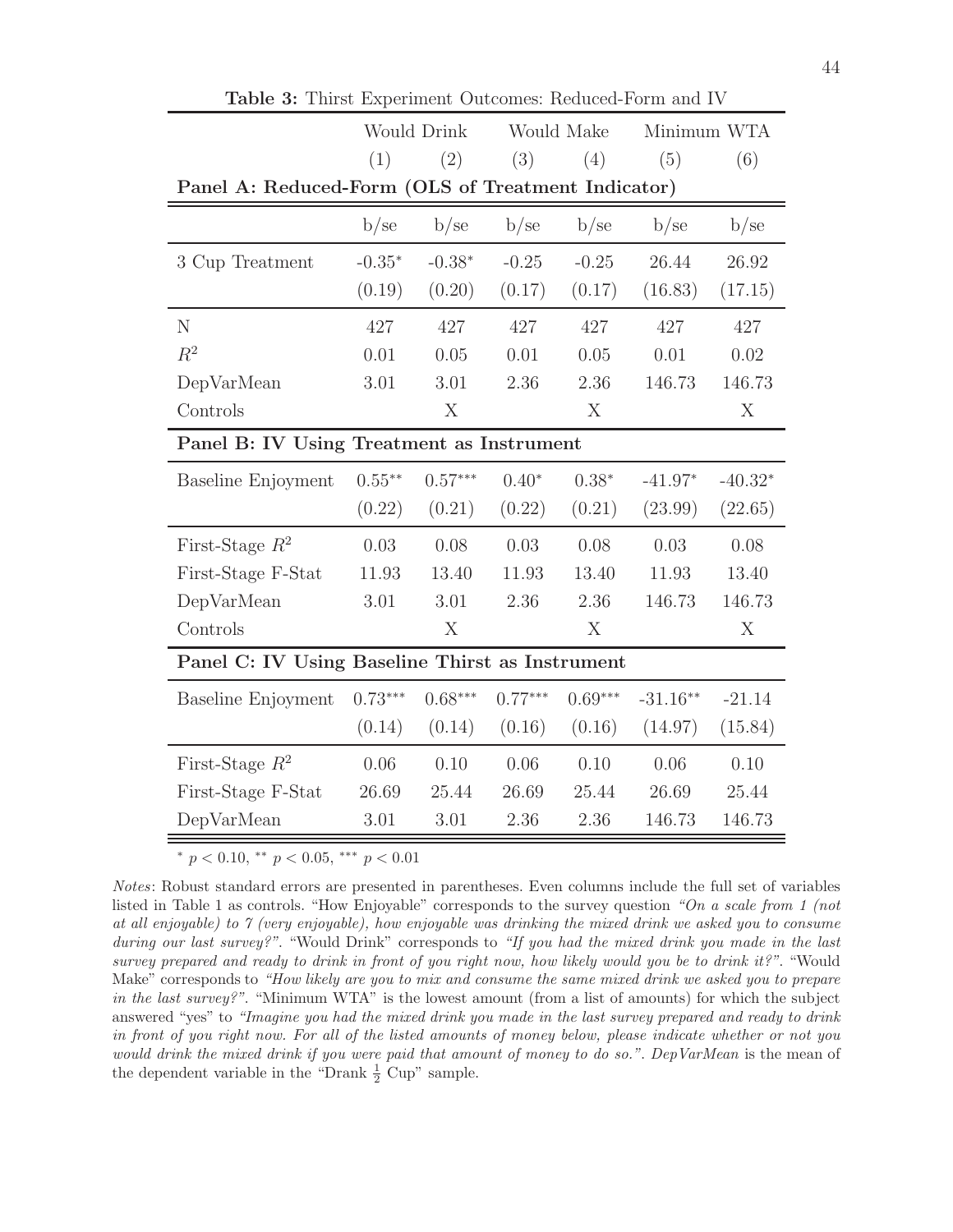**Table 3:** Thirst Experiment Outcomes: Reduced-Form and IV

| | Would Drink | | Would Make | | Minimum WTA | |
|---|---|---|---|---|---|---|
| | (1) | (2) | (3) | (4) | (5) | (6) |
| **Panel A: Reduced-Form (OLS of Treatment Indicator)** | | | | | | |
| | b/se | b/se | b/se | b/se | b/se | b/se |
| 3 Cup Treatment | -0.35* | -0.38* | -0.25 | -0.25 | 26.44 | 26.92 |
| | (0.19) | (0.20) | (0.17) | (0.17) | (16.83) | (17.15) |
| N | 427 | 427 | 427 | 427 | 427 | 427 |
| $R^2$ | 0.01 | 0.05 | 0.01 | 0.05 | 0.01 | 0.02 |
| DepVarMean | 3.01 | 3.01 | 2.36 | 2.36 | 146.73 | 146.73 |
| Controls | | X | | X | | X |
| **Panel B: IV Using Treatment as Instrument** | | | | | | |
| Baseline Enjoyment | 0.55** | 0.57*** | 0.40* | 0.38* | -41.97* | -40.32* |
| | (0.22) | (0.21) | (0.22) | (0.21) | (23.99) | (22.65) |
| First-Stage $R^2$ | 0.03 | 0.08 | 0.03 | 0.08 | 0.03 | 0.08 |
| First-Stage F-Stat | 11.93 | 13.40 | 11.93 | 13.40 | 11.93 | 13.40 |
| DepVarMean | 3.01 | 3.01 | 2.36 | 2.36 | 146.73 | 146.73 |
| Controls | | X | | X | | X |
| **Panel C: IV Using Baseline Thirst as Instrument** | | | | | | |
| Baseline Enjoyment | 0.73*** | 0.68*** | 0.77*** | 0.69*** | -31.16** | -21.14 |
| | (0.14) | (0.14) | (0.16) | (0.16) | (14.97) | (15.84) |
| First-Stage $R^2$ | 0.06 | 0.10 | 0.06 | 0.10 | 0.06 | 0.10 |
| First-Stage F-Stat | 26.69 | 25.44 | 26.69 | 25.44 | 26.69 | 25.44 |
| DepVarMean | 3.01 | 3.01 | 2.36 | 2.36 | 146.73 | 146.73 |

* $p < 0.10$, ** $p < 0.05$, *** $p < 0.01$

*Notes*: Robust standard errors are presented in parentheses. Even columns include the full set of variables listed in Table 1 as controls. "How Enjoyable" corresponds to the survey question *"On a scale from 1 (not at all enjoyable) to 7 (very enjoyable), how enjoyable was drinking the mixed drink we asked you to consume during our last survey?"*. "Would Drink" corresponds to *"If you had the mixed drink you made in the last survey prepared and ready to drink in front of you right now, how likely would you be to drink it?"*. "Would Make" corresponds to *"How likely are you to mix and consume the same mixed drink we asked you to prepare in the last survey?"*. "Minimum WTA" is the lowest amount (from a list of amounts) for which the subject answered "yes" to *"Imagine you had the mixed drink you made in the last survey prepared and ready to drink in front of you right now. For all of the listed amounts of money below, please indicate whether or not you would drink the mixed drink if you were paid that amount of money to do so."*. *DepVarMean* is the mean of the dependent variable in the "Drank $\frac{1}{2}$ Cup" sample.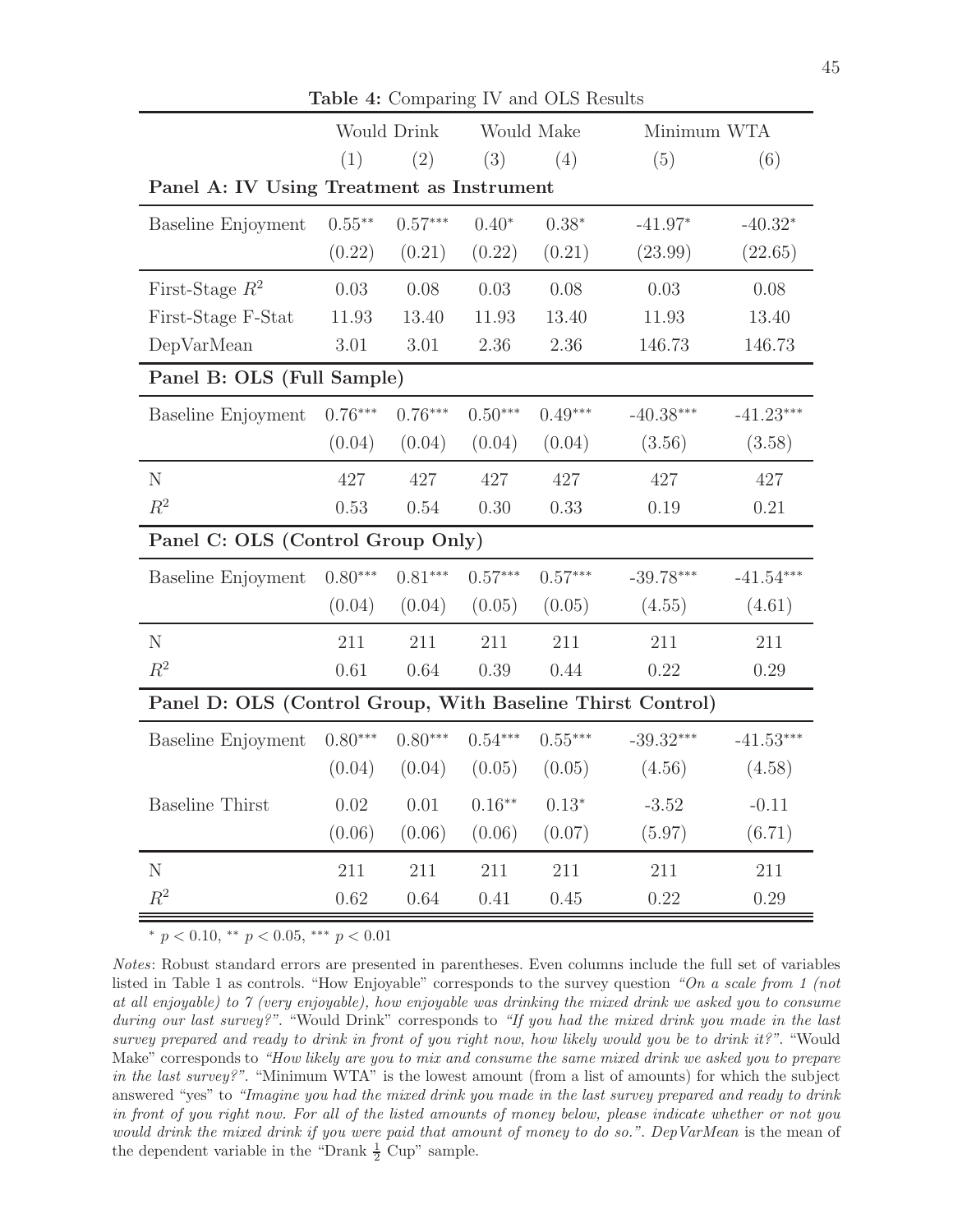**Table 4:** Comparing IV and OLS Results

| | Would Drink | | Would Make | | Minimum WTA | |
|---|---|---|---|---|---|---|
| | (1) | (2) | (3) | (4) | (5) | (6) |
| **Panel A: IV Using Treatment as Instrument** | | | | | | |
| Baseline Enjoyment | 0.55** | 0.57*** | 0.40* | 0.38* | -41.97* | -40.32* |
| | (0.22) | (0.21) | (0.22) | (0.21) | (23.99) | (22.65) |
| First-Stage $R^2$ | 0.03 | 0.08 | 0.03 | 0.08 | 0.03 | 0.08 |
| First-Stage F-Stat | 11.93 | 13.40 | 11.93 | 13.40 | 11.93 | 13.40 |
| DepVarMean | 3.01 | 3.01 | 2.36 | 2.36 | 146.73 | 146.73 |
| **Panel B: OLS (Full Sample)** | | | | | | |
| Baseline Enjoyment | 0.76*** | 0.76*** | 0.50*** | 0.49*** | -40.38*** | -41.23*** |
| | (0.04) | (0.04) | (0.04) | (0.04) | (3.56) | (3.58) |
| N | 427 | 427 | 427 | 427 | 427 | 427 |
| $R^2$ | 0.53 | 0.54 | 0.30 | 0.33 | 0.19 | 0.21 |
| **Panel C: OLS (Control Group Only)** | | | | | | |
| Baseline Enjoyment | 0.80*** | 0.81*** | 0.57*** | 0.57*** | -39.78*** | -41.54*** |
| | (0.04) | (0.04) | (0.05) | (0.05) | (4.55) | (4.61) |
| N | 211 | 211 | 211 | 211 | 211 | 211 |
| $R^2$ | 0.61 | 0.64 | 0.39 | 0.44 | 0.22 | 0.29 |
| **Panel D: OLS (Control Group, With Baseline Thirst Control)** | | | | | | |
| Baseline Enjoyment | 0.80*** | 0.80*** | 0.54*** | 0.55*** | -39.32*** | -41.53*** |
| | (0.04) | (0.04) | (0.05) | (0.05) | (4.56) | (4.58) |
| Baseline Thirst | 0.02 | 0.01 | 0.16** | 0.13* | -3.52 | -0.11 |
| | (0.06) | (0.06) | (0.06) | (0.07) | (5.97) | (6.71) |
| N | 211 | 211 | 211 | 211 | 211 | 211 |
| $R^2$ | 0.62 | 0.64 | 0.41 | 0.45 | 0.22 | 0.29 |

* $p < 0.10$, ** $p < 0.05$, *** $p < 0.01$

*Notes*: Robust standard errors are presented in parentheses. Even columns include the full set of variables listed in Table 1 as controls. "How Enjoyable" corresponds to the survey question *"On a scale from 1 (not at all enjoyable) to 7 (very enjoyable), how enjoyable was drinking the mixed drink we asked you to consume during our last survey?"*. "Would Drink" corresponds to *"If you had the mixed drink you made in the last survey prepared and ready to drink in front of you right now, how likely would you be to drink it?"*. "Would Make" corresponds to *"How likely are you to mix and consume the same mixed drink we asked you to prepare in the last survey?"*. "Minimum WTA" is the lowest amount (from a list of amounts) for which the subject answered "yes" to *"Imagine you had the mixed drink you made in the last survey prepared and ready to drink in front of you right now. For all of the listed amounts of money below, please indicate whether or not you would drink the mixed drink if you were paid that amount of money to do so."*. *DepVarMean* is the mean of the dependent variable in the "Drank $\frac{1}{2}$ Cup" sample.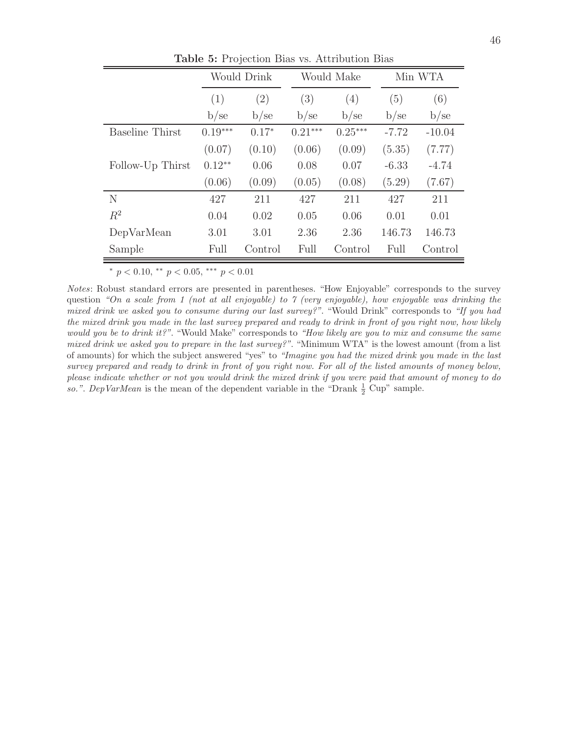**Table 5:** Projection Bias vs. Attribution Bias

| | Would Drink | | Would Make | | Min WTA | |
|---|---|---|---|---|---|---|
| | (1) | (2) | (3) | (4) | (5) | (6) |
| | b/se | b/se | b/se | b/se | b/se | b/se |
| Baseline Thirst | 0.19*** | 0.17* | 0.21*** | 0.25*** | -7.72 | -10.04 |
| | (0.07) | (0.10) | (0.06) | (0.09) | (5.35) | (7.77) |
| Follow-Up Thirst | 0.12** | 0.06 | 0.08 | 0.07 | -6.33 | -4.74 |
| | (0.06) | (0.09) | (0.05) | (0.08) | (5.29) | (7.67) |
| N | 427 | 211 | 427 | 211 | 427 | 211 |
| $R^2$ | 0.04 | 0.02 | 0.05 | 0.06 | 0.01 | 0.01 |
| DepVarMean | 3.01 | 3.01 | 2.36 | 2.36 | 146.73 | 146.73 |
| Sample | Full | Control | Full | Control | Full | Control |

* $p < 0.10$, ** $p < 0.05$, *** $p < 0.01$

*Notes*: Robust standard errors are presented in parentheses. "How Enjoyable" corresponds to the survey question *"On a scale from 1 (not at all enjoyable) to 7 (very enjoyable), how enjoyable was drinking the mixed drink we asked you to consume during our last survey?"*. "Would Drink" corresponds to *"If you had the mixed drink you made in the last survey prepared and ready to drink in front of you right now, how likely would you be to drink it?"*. "Would Make" corresponds to *"How likely are you to mix and consume the same mixed drink we asked you to prepare in the last survey?"*. "Minimum WTA" is the lowest amount (from a list of amounts) for which the subject answered "yes" to *"Imagine you had the mixed drink you made in the last survey prepared and ready to drink in front of you right now. For all of the listed amounts of money below, please indicate whether or not you would drink the mixed drink if you were paid that amount of money to do so."*. *DepVarMean* is the mean of the dependent variable in the "Drank $\frac{1}{2}$ Cup" sample.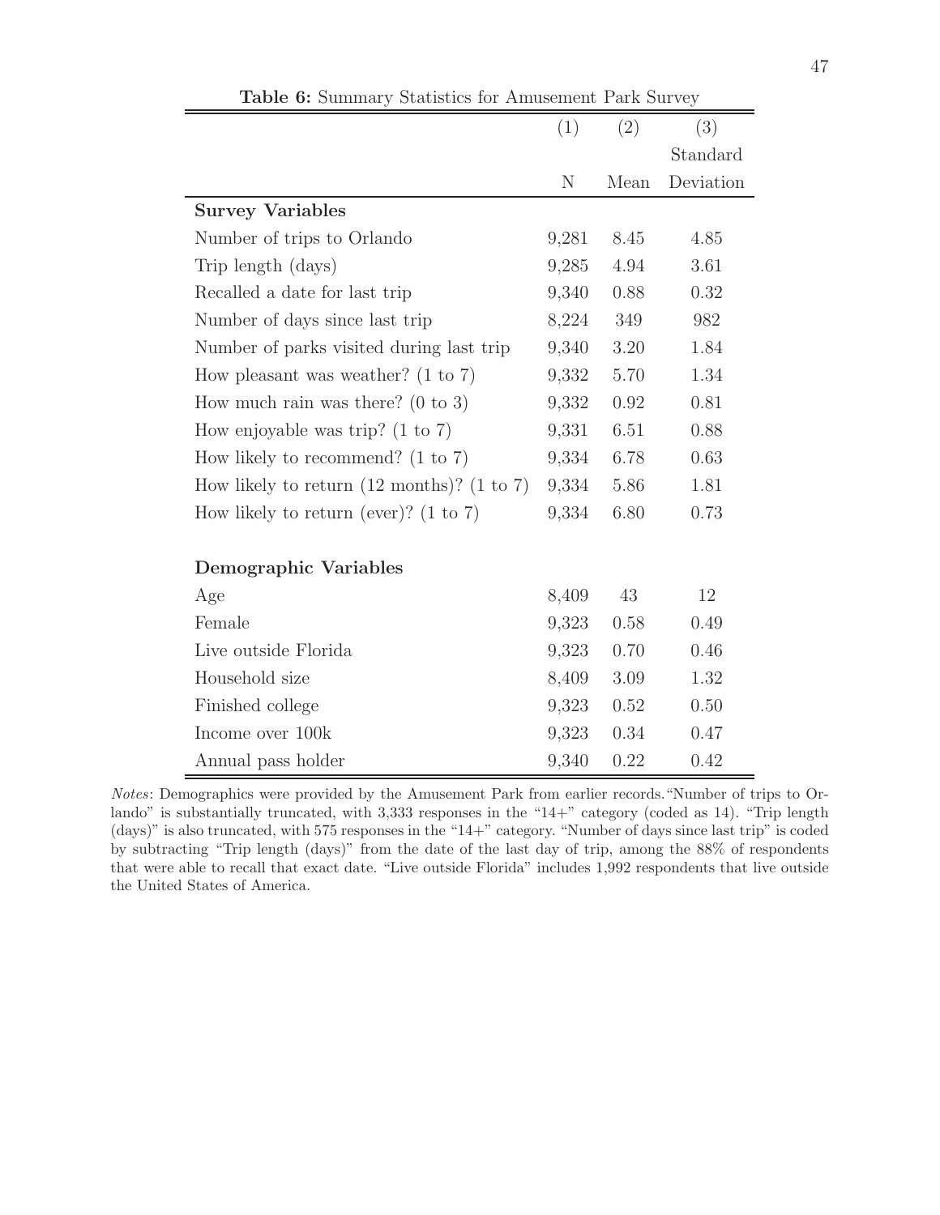**Table 6:** Summary Statistics for Amusement Park Survey

| | (1) | (2) | (3) |
|---|---|---|---|
| | N | Mean | Standard Deviation |
| **Survey Variables** | | | |
| Number of trips to Orlando | 9,281 | 8.45 | 4.85 |
| Trip length (days) | 9,285 | 4.94 | 3.61 |
| Recalled a date for last trip | 9,340 | 0.88 | 0.32 |
| Number of days since last trip | 8,224 | 349 | 982 |
| Number of parks visited during last trip | 9,340 | 3.20 | 1.84 |
| How pleasant was weather? (1 to 7) | 9,332 | 5.70 | 1.34 |
| How much rain was there? (0 to 3) | 9,332 | 0.92 | 0.81 |
| How enjoyable was trip? (1 to 7) | 9,331 | 6.51 | 0.88 |
| How likely to recommend? (1 to 7) | 9,334 | 6.78 | 0.63 |
| How likely to return (12 months)? (1 to 7) | 9,334 | 5.86 | 1.81 |
| How likely to return (ever)? (1 to 7) | 9,334 | 6.80 | 0.73 |
| **Demographic Variables** | | | |
| Age | 8,409 | 43 | 12 |
| Female | 9,323 | 0.58 | 0.49 |
| Live outside Florida | 9,323 | 0.70 | 0.46 |
| Household size | 8,409 | 3.09 | 1.32 |
| Finished college | 9,323 | 0.52 | 0.50 |
| Income over 100k | 9,323 | 0.34 | 0.47 |
| Annual pass holder | 9,340 | 0.22 | 0.42 |

*Notes*: Demographics were provided by the Amusement Park from earlier records. "Number of trips to Orlando" is substantially truncated, with 3,333 responses in the "14+" category (coded as 14). "Trip length (days)" is also truncated, with 575 responses in the "14+" category. "Number of days since last trip" is coded by subtracting "Trip length (days)" from the date of the last day of trip, among the 88% of respondents that were able to recall that exact date. "Live outside Florida" includes 1,992 respondents that live outside the United States of America.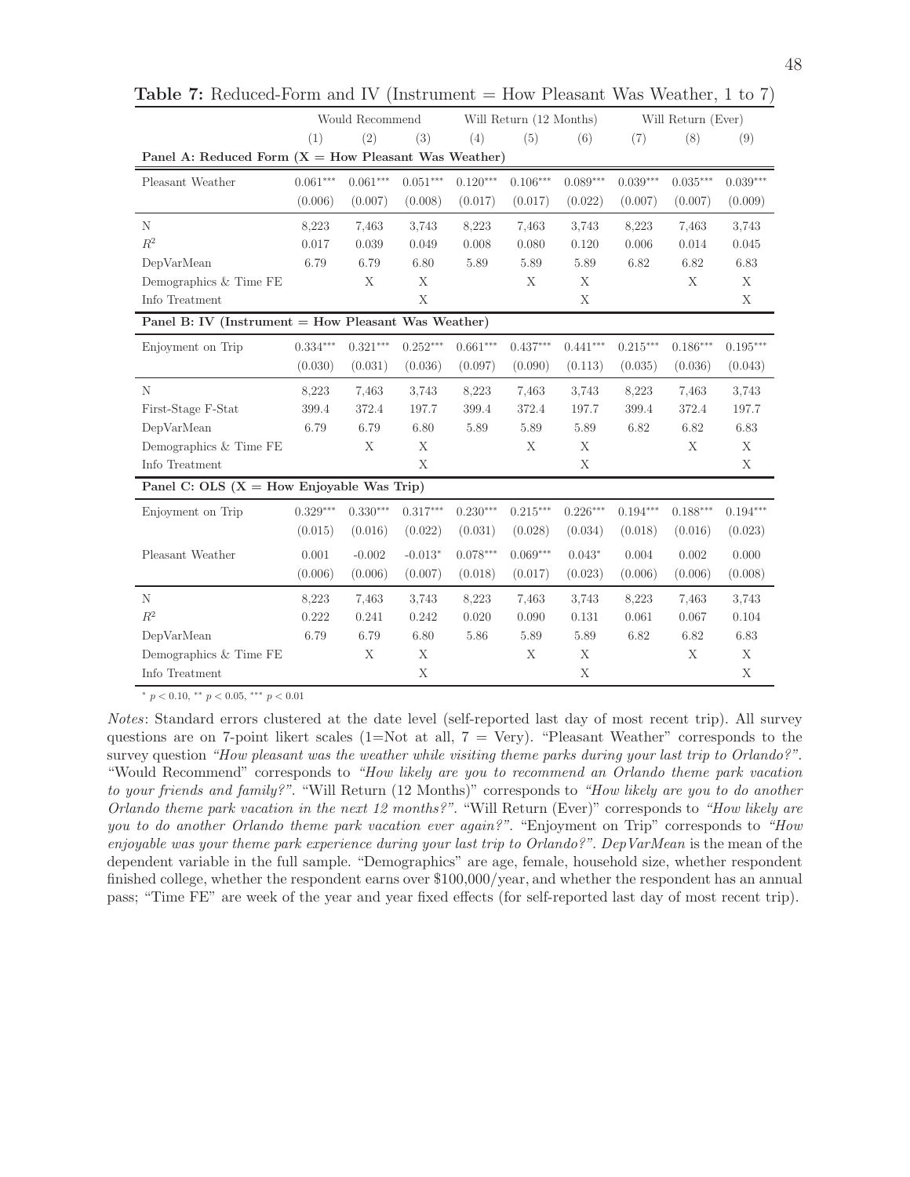**Table 7:** Reduced-Form and IV (Instrument = How Pleasant Was Weather, 1 to 7)

| | Would Recommend | | | Will Return (12 Months) | | | Will Return (Ever) | | |
|---|---|---|---|---|---|---|---|---|---|
| | (1) | (2) | (3) | (4) | (5) | (6) | (7) | (8) | (9) |
| **Panel A: Reduced Form (X = How Pleasant Was Weather)** | | | | | | | | | |
| Pleasant Weather | 0.061*** | 0.061*** | 0.051*** | 0.120*** | 0.106*** | 0.089*** | 0.039*** | 0.035*** | 0.039*** |
| | (0.006) | (0.007) | (0.008) | (0.017) | (0.017) | (0.022) | (0.007) | (0.007) | (0.009) |
| N | 8,223 | 7,463 | 3,743 | 8,223 | 7,463 | 3,743 | 8,223 | 7,463 | 3,743 |
| $R^2$ | 0.017 | 0.039 | 0.049 | 0.008 | 0.080 | 0.120 | 0.006 | 0.014 | 0.045 |
| DepVarMean | 6.79 | 6.79 | 6.80 | 5.89 | 5.89 | 5.89 | 6.82 | 6.82 | 6.83 |
| Demographics & Time FE | | X | X | | X | X | | X | X |
| Info Treatment | | | X | | | X | | | X |
| **Panel B: IV (Instrument = How Pleasant Was Weather)** | | | | | | | | | |
| Enjoyment on Trip | 0.334*** | 0.321*** | 0.252*** | 0.661*** | 0.437*** | 0.441*** | 0.215*** | 0.186*** | 0.195*** |
| | (0.030) | (0.031) | (0.036) | (0.097) | (0.090) | (0.113) | (0.035) | (0.036) | (0.043) |
| N | 8,223 | 7,463 | 3,743 | 8,223 | 7,463 | 3,743 | 8,223 | 7,463 | 3,743 |
| First-Stage F-Stat | 399.4 | 372.4 | 197.7 | 399.4 | 372.4 | 197.7 | 399.4 | 372.4 | 197.7 |
| DepVarMean | 6.79 | 6.79 | 6.80 | 5.89 | 5.89 | 5.89 | 6.82 | 6.82 | 6.83 |
| Demographics & Time FE | | X | X | | X | X | | X | X |
| Info Treatment | | | X | | | X | | | X |
| **Panel C: OLS (X = How Enjoyable Was Trip)** | | | | | | | | | |
| Enjoyment on Trip | 0.329*** | 0.330*** | 0.317*** | 0.230*** | 0.215*** | 0.226*** | 0.194*** | 0.188*** | 0.194*** |
| | (0.015) | (0.016) | (0.022) | (0.031) | (0.028) | (0.034) | (0.018) | (0.016) | (0.023) |
| Pleasant Weather | 0.001 | -0.002 | -0.013* | 0.078*** | 0.069*** | 0.043* | 0.004 | 0.002 | 0.000 |
| | (0.006) | (0.006) | (0.007) | (0.018) | (0.017) | (0.023) | (0.006) | (0.006) | (0.008) |
| N | 8,223 | 7,463 | 3,743 | 8,223 | 7,463 | 3,743 | 8,223 | 7,463 | 3,743 |
| $R^2$ | 0.222 | 0.241 | 0.242 | 0.020 | 0.090 | 0.131 | 0.061 | 0.067 | 0.104 |
| DepVarMean | 6.79 | 6.79 | 6.80 | 5.86 | 5.89 | 5.89 | 6.82 | 6.82 | 6.83 |
| Demographics & Time FE | | X | X | | X | X | | X | X |
| Info Treatment | | | X | | | X | | | X |

\* $p < 0.10$, ** $p < 0.05$, *** $p < 0.01$

*Notes*: Standard errors clustered at the date level (self-reported last day of most recent trip). All survey questions are on 7-point likert scales (1=Not at all, 7 = Very). "Pleasant Weather" corresponds to the survey question *"How pleasant was the weather while visiting theme parks during your last trip to Orlando?"*. "Would Recommend" corresponds to *"How likely are you to recommend an Orlando theme park vacation to your friends and family?"*. "Will Return (12 Months)" corresponds to *"How likely are you to do another Orlando theme park vacation in the next 12 months?"*. "Will Return (Ever)" corresponds to *"How likely are you to do another Orlando theme park vacation ever again?"*. "Enjoyment on Trip" corresponds to *"How enjoyable was your theme park experience during your last trip to Orlando?"*. *DepVarMean* is the mean of the dependent variable in the full sample. "Demographics" are age, female, household size, whether respondent finished college, whether the respondent earns over $100,000/year, and whether the respondent has an annual pass; "Time FE" are week of the year and year fixed effects (for self-reported last day of most recent trip).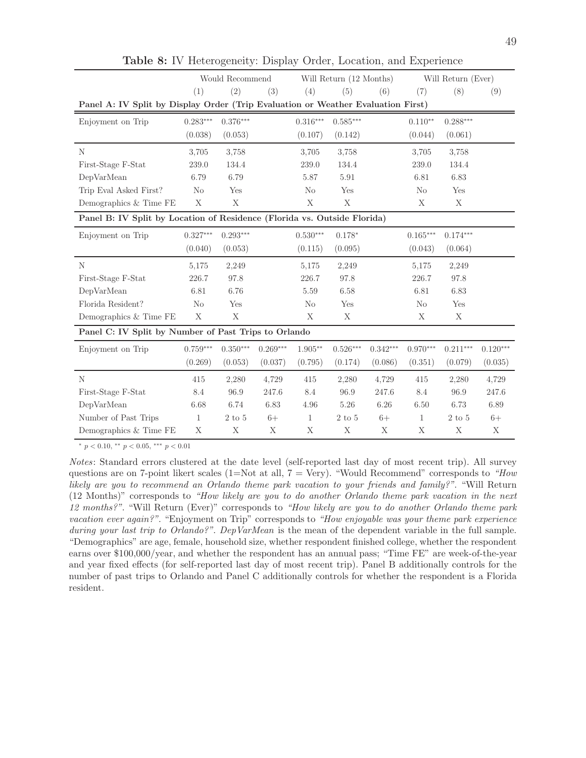**Table 8:** IV Heterogeneity: Display Order, Location, and Experience

| | Would Recommend | | | Will Return (12 Months) | | | Will Return (Ever) | | |
|---|---|---|---|---|---|---|---|---|---|
| | (1) | (2) | (3) | (4) | (5) | (6) | (7) | (8) | (9) |
| **Panel A: IV Split by Display Order (Trip Evaluation or Weather Evaluation First)** | | | | | | | | | |
| Enjoyment on Trip | $0.283^{***}$ | $0.376^{***}$ | | $0.316^{***}$ | $0.585^{***}$ | | $0.110^{**}$ | $0.288^{***}$ | |
| | (0.038) | (0.053) | | (0.107) | (0.142) | | (0.044) | (0.061) | |
| N | 3,705 | 3,758 | | 3,705 | 3,758 | | 3,705 | 3,758 | |
| First-Stage F-Stat | 239.0 | 134.4 | | 239.0 | 134.4 | | 239.0 | 134.4 | |
| DepVarMean | 6.79 | 6.79 | | 5.87 | 5.91 | | 6.81 | 6.83 | |
| Trip Eval Asked First? | No | Yes | | No | Yes | | No | Yes | |
| Demographics & Time FE | X | X | | X | X | | X | X | |
| **Panel B: IV Split by Location of Residence (Florida vs. Outside Florida)** | | | | | | | | | |
| Enjoyment on Trip | $0.327^{***}$ | $0.293^{***}$ | | $0.530^{***}$ | $0.178^{*}$ | | $0.165^{***}$ | $0.174^{***}$ | |
| | (0.040) | (0.053) | | (0.115) | (0.095) | | (0.043) | (0.064) | |
| N | 5,175 | 2,249 | | 5,175 | 2,249 | | 5,175 | 2,249 | |
| First-Stage F-Stat | 226.7 | 97.8 | | 226.7 | 97.8 | | 226.7 | 97.8 | |
| DepVarMean | 6.81 | 6.76 | | 5.59 | 6.58 | | 6.81 | 6.83 | |
| Florida Resident? | No | Yes | | No | Yes | | No | Yes | |
| Demographics & Time FE | X | X | | X | X | | X | X | |
| **Panel C: IV Split by Number of Past Trips to Orlando** | | | | | | | | | |
| Enjoyment on Trip | $0.759^{***}$ | $0.350^{***}$ | $0.269^{***}$ | $1.905^{**}$ | $0.526^{***}$ | $0.342^{***}$ | $0.970^{***}$ | $0.211^{***}$ | $0.120^{***}$ |
| | (0.269) | (0.053) | (0.037) | (0.795) | (0.174) | (0.086) | (0.351) | (0.079) | (0.035) |
| N | 415 | 2,280 | 4,729 | 415 | 2,280 | 4,729 | 415 | 2,280 | 4,729 |
| First-Stage F-Stat | 8.4 | 96.9 | 247.6 | 8.4 | 96.9 | 247.6 | 8.4 | 96.9 | 247.6 |
| DepVarMean | 6.68 | 6.74 | 6.83 | 4.96 | 5.26 | 6.26 | 6.50 | 6.73 | 6.89 |
| Number of Past Trips | 1 | 2 to 5 | 6+ | 1 | 2 to 5 | 6+ | 1 | 2 to 5 | 6+ |
| Demographics & Time FE | X | X | X | X | X | X | X | X | X |

$^{*}$ $p < 0.10$, $^{**}$ $p < 0.05$, $^{***}$ $p < 0.01$

*Notes*: Standard errors clustered at the date level (self-reported last day of most recent trip). All survey questions are on 7-point likert scales (1=Not at all, 7 = Very). "Would Recommend" corresponds to *"How likely are you to recommend an Orlando theme park vacation to your friends and family?"*. "Will Return (12 Months)" corresponds to *"How likely are you to do another Orlando theme park vacation in the next 12 months?"*. "Will Return (Ever)" corresponds to *"How likely are you to do another Orlando theme park vacation ever again?"*. "Enjoyment on Trip" corresponds to *"How enjoyable was your theme park experience during your last trip to Orlando?"*. *DepVarMean* is the mean of the dependent variable in the full sample. "Demographics" are age, female, household size, whether respondent finished college, whether the respondent earns over $100,000/year, and whether the respondent has an annual pass; "Time FE" are week-of-the-year and year fixed effects (for self-reported last day of most recent trip). Panel B additionally controls for the number of past trips to Orlando and Panel C additionally controls for whether the respondent is a Florida resident.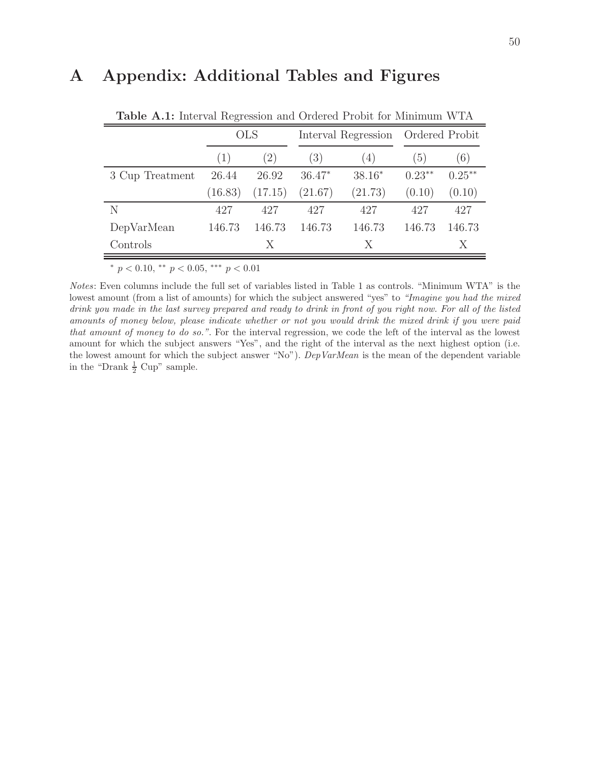# A Appendix: Additional Tables and Figures

**Table A.1:** Interval Regression and Ordered Probit for Minimum WTA

| | OLS | | Interval Regression | | Ordered Probit | |
|---|---|---|---|---|---|---|
| | (1) | (2) | (3) | (4) | (5) | (6) |
| 3 Cup Treatment | 26.44 | 26.92 | 36.47* | 38.16* | 0.23** | 0.25** |
| | (16.83) | (17.15) | (21.67) | (21.73) | (0.10) | (0.10) |
| N | 427 | 427 | 427 | 427 | 427 | 427 |
| DepVarMean | 146.73 | 146.73 | 146.73 | 146.73 | 146.73 | 146.73 |
| Controls | | X | | X | | X |

* $p < 0.10$, ** $p < 0.05$, *** $p < 0.01$

*Notes*: Even columns include the full set of variables listed in Table 1 as controls. "Minimum WTA" is the lowest amount (from a list of amounts) for which the subject answered "yes" to *"Imagine you had the mixed drink you made in the last survey prepared and ready to drink in front of you right now. For all of the listed amounts of money below, please indicate whether or not you would drink the mixed drink if you were paid that amount of money to do so."*. For the interval regression, we code the left of the interval as the lowest amount for which the subject answers "Yes", and the right of the interval as the next highest option (i.e. the lowest amount for which the subject answer "No"). *DepVarMean* is the mean of the dependent variable in the "Drank $\frac{1}{2}$ Cup" sample.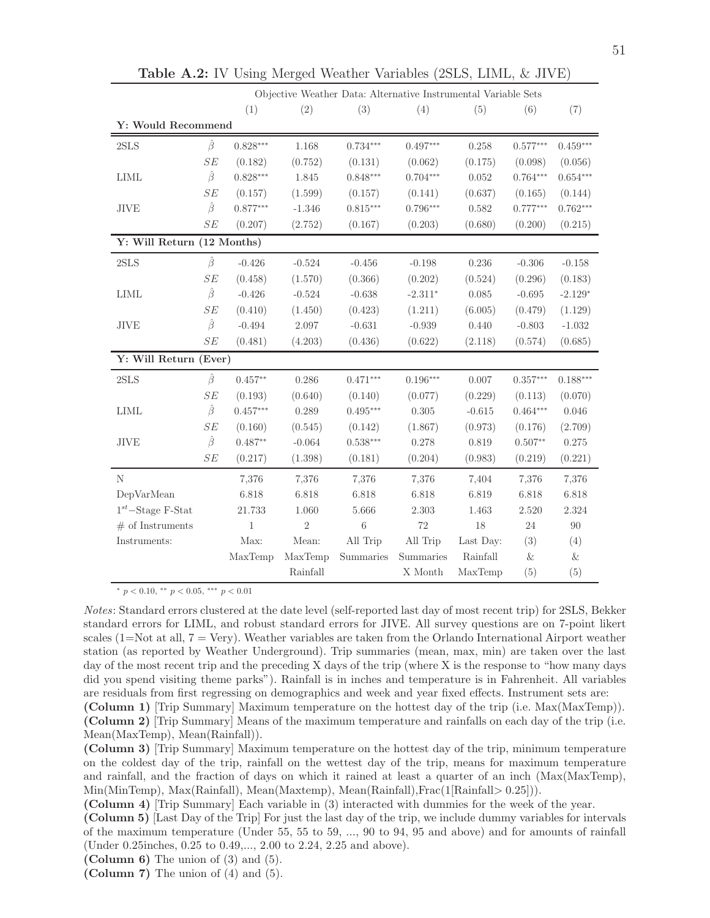**Table A.2:** IV Using Merged Weather Variables (2SLS, LIML, & JIVE)

| | | Objective Weather Data: Alternative Instrumental Variable Sets | | | | | | |
|---|---|---|---|---|---|---|---|---|
| | | (1) | (2) | (3) | (4) | (5) | (6) | (7) |
| **Y: Would Recommend** | | | | | | | | |
| 2SLS | $\hat{\beta}$ | 0.828*** | 1.168 | 0.734*** | 0.497*** | 0.258 | 0.577*** | 0.459*** |
| | $SE$ | (0.182) | (0.752) | (0.131) | (0.062) | (0.175) | (0.098) | (0.056) |
| LIML | $\hat{\beta}$ | 0.828*** | 1.845 | 0.848*** | 0.704*** | 0.052 | 0.764*** | 0.654*** |
| | $SE$ | (0.157) | (1.599) | (0.157) | (0.141) | (0.637) | (0.165) | (0.144) |
| JIVE | $\hat{\beta}$ | 0.877*** | -1.346 | 0.815*** | 0.796*** | 0.582 | 0.777*** | 0.762*** |
| | $SE$ | (0.207) | (2.752) | (0.167) | (0.203) | (0.680) | (0.200) | (0.215) |
| **Y: Will Return (12 Months)** | | | | | | | | |
| 2SLS | $\hat{\beta}$ | -0.426 | -0.524 | -0.456 | -0.198 | 0.236 | -0.306 | -0.158 |
| | $SE$ | (0.458) | (1.570) | (0.366) | (0.202) | (0.524) | (0.296) | (0.183) |
| LIML | $\hat{\beta}$ | -0.426 | -0.524 | -0.638 | -2.311* | 0.085 | -0.695 | -2.129* |
| | $SE$ | (0.410) | (1.450) | (0.423) | (1.211) | (6.005) | (0.479) | (1.129) |
| JIVE | $\hat{\beta}$ | -0.494 | 2.097 | -0.631 | -0.939 | 0.440 | -0.803 | -1.032 |
| | $SE$ | (0.481) | (4.203) | (0.436) | (0.622) | (2.118) | (0.574) | (0.685) |
| **Y: Will Return (Ever)** | | | | | | | | |
| 2SLS | $\hat{\beta}$ | 0.457** | 0.286 | 0.471*** | 0.196*** | 0.007 | 0.357*** | 0.188*** |
| | $SE$ | (0.193) | (0.640) | (0.140) | (0.077) | (0.229) | (0.113) | (0.070) |
| LIML | $\hat{\beta}$ | 0.457*** | 0.289 | 0.495*** | 0.305 | -0.615 | 0.464*** | 0.046 |
| | $SE$ | (0.160) | (0.545) | (0.142) | (1.867) | (0.973) | (0.176) | (2.709) |
| JIVE | $\hat{\beta}$ | 0.487** | -0.064 | 0.538*** | 0.278 | 0.819 | 0.507** | 0.275 |
| | $SE$ | (0.217) | (1.398) | (0.181) | (0.204) | (0.983) | (0.219) | (0.221) |
| N | | 7,376 | 7,376 | 7,376 | 7,376 | 7,404 | 7,376 | 7,376 |
| DepVarMean | | 6.818 | 6.818 | 6.818 | 6.818 | 6.819 | 6.818 | 6.818 |
| $1^{st}$−Stage F-Stat | | 21.733 | 1.060 | 5.666 | 2.303 | 1.463 | 2.520 | 2.324 |
| # of Instruments | | 1 | 2 | 6 | 72 | 18 | 24 | 90 |
| Instruments: | | Max: MaxTemp | Mean: MaxTemp Rainfall | All Trip Summaries | All Trip Summaries X Month | Last Day: Rainfall MaxTemp | (3) & (5) | (4) & (5) |

$^{*}$ $p < 0.10$, $^{**}$ $p < 0.05$, $^{***}$ $p < 0.01$

*Notes*: Standard errors clustered at the date level (self-reported last day of most recent trip) for 2SLS, Bekker standard errors for LIML, and robust standard errors for JIVE. All survey questions are on 7-point likert scales (1=Not at all, 7 = Very). Weather variables are taken from the Orlando International Airport weather station (as reported by Weather Underground). Trip summaries (mean, max, min) are taken over the last day of the most recent trip and the preceding X days of the trip (where X is the response to "how many days did you spend visiting theme parks"). Rainfall is in inches and temperature is in Fahrenheit. All variables are residuals from first regressing on demographics and week and year fixed effects. Instrument sets are:
**(Column 1)** [Trip Summary] Maximum temperature on the hottest day of the trip (i.e. Max(MaxTemp)).
**(Column 2)** [Trip Summary] Means of the maximum temperature and rainfalls on each day of the trip (i.e. Mean(MaxTemp), Mean(Rainfall)).
**(Column 3)** [Trip Summary] Maximum temperature on the hottest day of the trip, minimum temperature on the coldest day of the trip, rainfall on the wettest day of the trip, means for maximum temperature and rainfall, and the fraction of days on which it rained at least a quarter of an inch (Max(MaxTemp), Min(MinTemp), Max(Rainfall), Mean(Maxtemp), Mean(Rainfall),Frac(1[Rainfall> 0.25])).
**(Column 4)** [Trip Summary] Each variable in (3) interacted with dummies for the week of the year.
**(Column 5)** [Last Day of the Trip] For just the last day of the trip, we include dummy variables for intervals of the maximum temperature (Under 55, 55 to 59, ..., 90 to 94, 95 and above) and for amounts of rainfall (Under 0.25inches, 0.25 to 0.49,..., 2.00 to 2.24, 2.25 and above).
**(Column 6)** The union of (3) and (5).
**(Column 7)** The union of (4) and (5).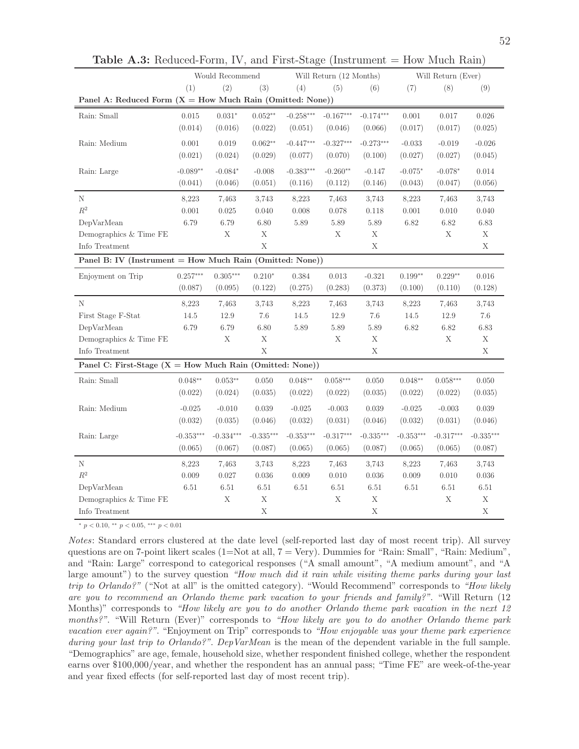**Table A.3:** Reduced-Form, IV, and First-Stage (Instrument = How Much Rain)

| | Would Recommend | | | Will Return (12 Months) | | | Will Return (Ever) | | |
|---|---|---|---|---|---|---|---|---|---|
| | (1) | (2) | (3) | (4) | (5) | (6) | (7) | (8) | (9) |
| **Panel A: Reduced Form (X = How Much Rain (Omitted: None))** | | | | | | | | | |
| Rain: Small | 0.015 | 0.031* | 0.052** | -0.258*** | -0.167*** | -0.174*** | 0.001 | 0.017 | 0.026 |
| | (0.014) | (0.016) | (0.022) | (0.051) | (0.046) | (0.066) | (0.017) | (0.017) | (0.025) |
| Rain: Medium | 0.001 | 0.019 | 0.062** | -0.447*** | -0.327*** | -0.273*** | -0.033 | -0.019 | -0.026 |
| | (0.021) | (0.024) | (0.029) | (0.077) | (0.070) | (0.100) | (0.027) | (0.027) | (0.045) |
| Rain: Large | -0.089** | -0.084* | -0.008 | -0.383*** | -0.260** | -0.147 | -0.075* | -0.078* | 0.014 |
| | (0.041) | (0.046) | (0.051) | (0.116) | (0.112) | (0.146) | (0.043) | (0.047) | (0.056) |
| N | 8,223 | 7,463 | 3,743 | 8,223 | 7,463 | 3,743 | 8,223 | 7,463 | 3,743 |
| $R^2$ | 0.001 | 0.025 | 0.040 | 0.008 | 0.078 | 0.118 | 0.001 | 0.010 | 0.040 |
| DepVarMean | 6.79 | 6.79 | 6.80 | 5.89 | 5.89 | 5.89 | 6.82 | 6.82 | 6.83 |
| Demographics & Time FE | | X | X | | X | X | | X | X |
| Info Treatment | | | X | | | X | | | X |
| **Panel B: IV (Instrument = How Much Rain (Omitted: None))** | | | | | | | | | |
| Enjoyment on Trip | 0.257*** | 0.305*** | 0.210* | 0.384 | 0.013 | -0.321 | 0.199** | 0.229** | 0.016 |
| | (0.087) | (0.095) | (0.122) | (0.275) | (0.283) | (0.373) | (0.100) | (0.110) | (0.128) |
| N | 8,223 | 7,463 | 3,743 | 8,223 | 7,463 | 3,743 | 8,223 | 7,463 | 3,743 |
| First Stage F-Stat | 14.5 | 12.9 | 7.6 | 14.5 | 12.9 | 7.6 | 14.5 | 12.9 | 7.6 |
| DepVarMean | 6.79 | 6.79 | 6.80 | 5.89 | 5.89 | 5.89 | 6.82 | 6.82 | 6.83 |
| Demographics & Time FE | | X | X | | X | X | | X | X |
| Info Treatment | | | X | | | X | | | X |
| **Panel C: First-Stage (X = How Much Rain (Omitted: None))** | | | | | | | | | |
| Rain: Small | 0.048** | 0.053** | 0.050 | 0.048** | 0.058*** | 0.050 | 0.048** | 0.058*** | 0.050 |
| | (0.022) | (0.024) | (0.035) | (0.022) | (0.022) | (0.035) | (0.022) | (0.022) | (0.035) |
| Rain: Medium | -0.025 | -0.010 | 0.039 | -0.025 | -0.003 | 0.039 | -0.025 | -0.003 | 0.039 |
| | (0.032) | (0.035) | (0.046) | (0.032) | (0.031) | (0.046) | (0.032) | (0.031) | (0.046) |
| Rain: Large | -0.353*** | -0.334*** | -0.335*** | -0.353*** | -0.317*** | -0.335*** | -0.353*** | -0.317*** | -0.335*** |
| | (0.065) | (0.067) | (0.087) | (0.065) | (0.065) | (0.087) | (0.065) | (0.065) | (0.087) |
| N | 8,223 | 7,463 | 3,743 | 8,223 | 7,463 | 3,743 | 8,223 | 7,463 | 3,743 |
| $R^2$ | 0.009 | 0.027 | 0.036 | 0.009 | 0.010 | 0.036 | 0.009 | 0.010 | 0.036 |
| DepVarMean | 6.51 | 6.51 | 6.51 | 6.51 | 6.51 | 6.51 | 6.51 | 6.51 | 6.51 |
| Demographics & Time FE | | X | X | | X | X | | X | X |
| Info Treatment | | | X | | | X | | | X |

\* $p < 0.10$, ** $p < 0.05$, *** $p < 0.01$

*Notes*: Standard errors clustered at the date level (self-reported last day of most recent trip). All survey questions are on 7-point likert scales (1=Not at all, 7 = Very). Dummies for "Rain: Small", "Rain: Medium", and "Rain: Large" correspond to categorical responses ("A small amount", "A medium amount", and "A large amount") to the survey question *"How much did it rain while visiting theme parks during your last trip to Orlando?"* ("Not at all" is the omitted category). "Would Recommend" corresponds to *"How likely are you to recommend an Orlando theme park vacation to your friends and family?"*. "Will Return (12 Months)" corresponds to *"How likely are you to do another Orlando theme park vacation in the next 12 months?"*. "Will Return (Ever)" corresponds to *"How likely are you to do another Orlando theme park vacation ever again?"*. "Enjoyment on Trip" corresponds to *"How enjoyable was your theme park experience during your last trip to Orlando?"*. *DepVarMean* is the mean of the dependent variable in the full sample. "Demographics" are age, female, household size, whether respondent finished college, whether the respondent earns over $100,000/year, and whether the respondent has an annual pass; "Time FE" are week-of-the-year and year fixed effects (for self-reported last day of most recent trip).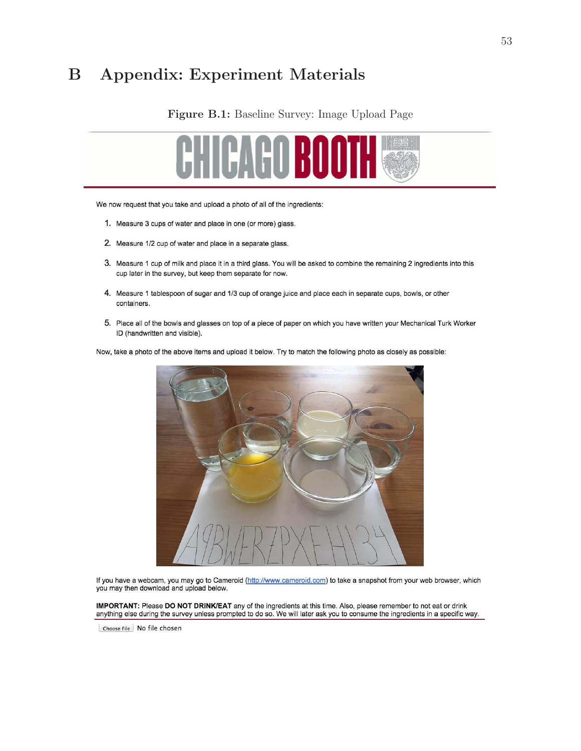# B Appendix: Experiment Materials

**Figure B.1:** Baseline Survey: Image Upload Page

CHICAGO BOOTH

We now request that you take and upload a photo of all of the ingredients:

1. Measure 3 cups of water and place in one (or more) glass.
2. Measure 1/2 cup of water and place in a separate glass.
3. Measure 1 cup of milk and place it in a third glass. You will be asked to combine the remaining 2 ingredients into this cup later in the survey, but keep them separate for now.
4. Measure 1 tablespoon of sugar and 1/3 cup of orange juice and place each in separate cups, bowls, or other containers.
5. Place all of the bowls and glasses on top of a piece of paper on which you have written your Mechanical Turk Worker ID (handwritten and visible).

Now, take a photo of the above items and upload it below. Try to match the following photo as closely as possible:

If you have a webcam, you may go to Cameroid (http://www.cameroid.com) to take a snapshot from your web browser, which you may then download and upload below.

**IMPORTANT:** Please **DO NOT DRINK/EAT** any of the ingredients at this time. Also, please remember to not eat or drink anything else during the survey unless prompted to do so. We will later ask you to consume the ingredients in a specific way.

Choose File No file chosen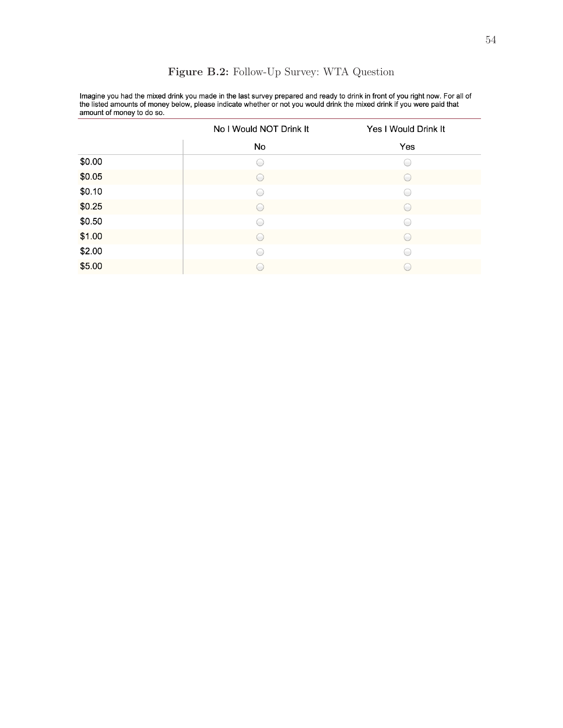**Figure B.2:** Follow-Up Survey: WTA Question

Imagine you had the mixed drink you made in the last survey prepared and ready to drink in front of you right now. For all of the listed amounts of money below, please indicate whether or not you would drink the mixed drink if you were paid that amount of money to do so.

| | No I Would NOT Drink It | Yes I Would Drink It |
|---|---|---|
| | No | Yes |
| $0.00 | ○ | ○ |
| $0.05 | ○ | ○ |
| $0.10 | ○ | ○ |
| $0.25 | ○ | ○ |
| $0.50 | ○ | ○ |
| $1.00 | ○ | ○ |
| $2.00 | ○ | ○ |
| $5.00 | ○ | ○ |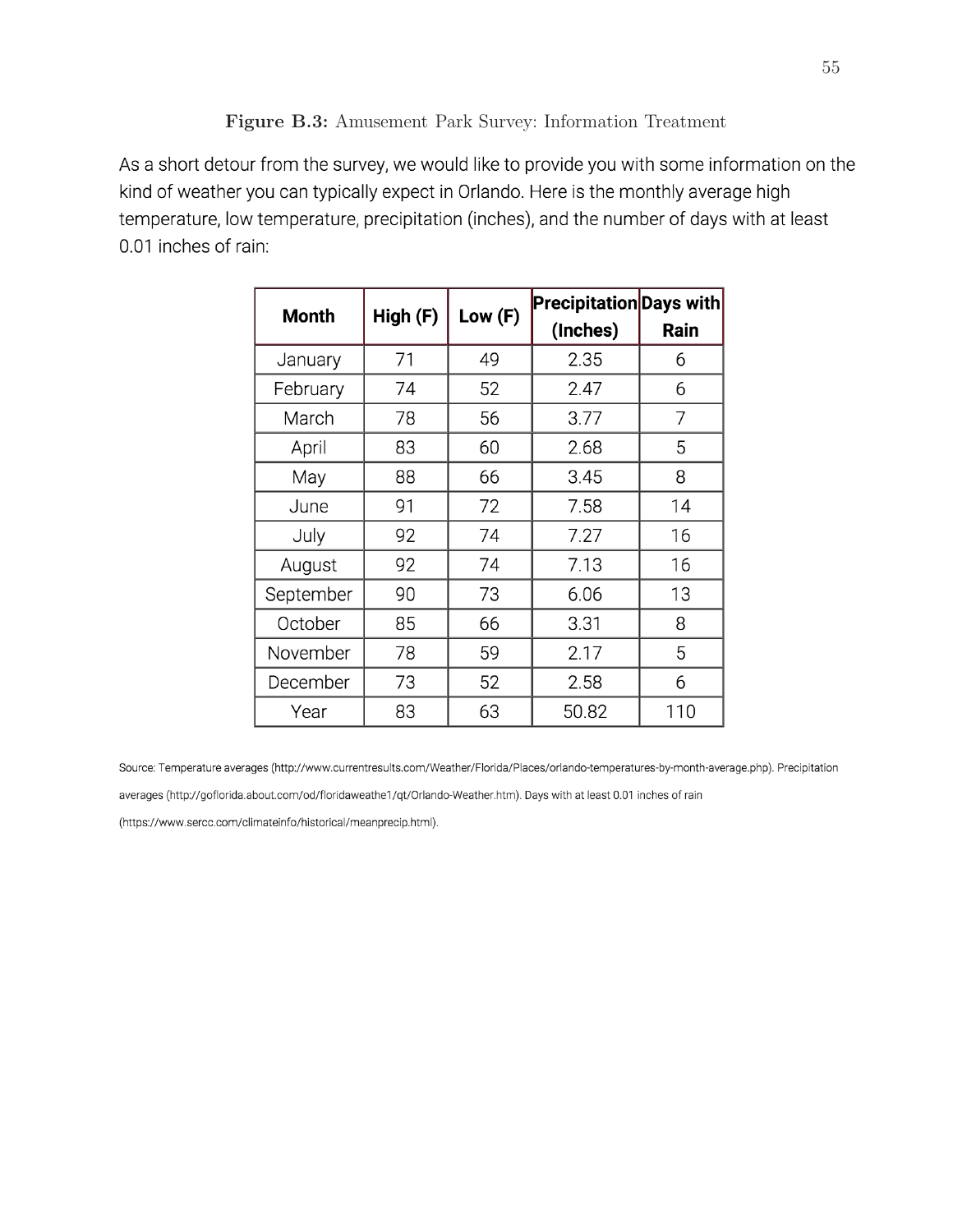**Figure B.3:** Amusement Park Survey: Information Treatment

As a short detour from the survey, we would like to provide you with some information on the kind of weather you can typically expect in Orlando. Here is the monthly average high temperature, low temperature, precipitation (inches), and the number of days with at least 0.01 inches of rain:

| Month | High (F) | Low (F) | Precipitation (Inches) | Days with Rain |
|---|---|---|---|---|
| January | 71 | 49 | 2.35 | 6 |
| February | 74 | 52 | 2.47 | 6 |
| March | 78 | 56 | 3.77 | 7 |
| April | 83 | 60 | 2.68 | 5 |
| May | 88 | 66 | 3.45 | 8 |
| June | 91 | 72 | 7.58 | 14 |
| July | 92 | 74 | 7.27 | 16 |
| August | 92 | 74 | 7.13 | 16 |
| September | 90 | 73 | 6.06 | 13 |
| October | 85 | 66 | 3.31 | 8 |
| November | 78 | 59 | 2.17 | 5 |
| December | 73 | 52 | 2.58 | 6 |
| Year | 83 | 63 | 50.82 | 110 |

Source: Temperature averages (http://www.currentresults.com/Weather/Florida/Places/orlando-temperatures-by-month-average.php). Precipitation averages (http://goflorida.about.com/od/floridaweathe1/qt/Orlando-Weather.htm). Days with at least 0.01 inches of rain (https://www.sercc.com/climateinfo/historical/meanprecip.html).